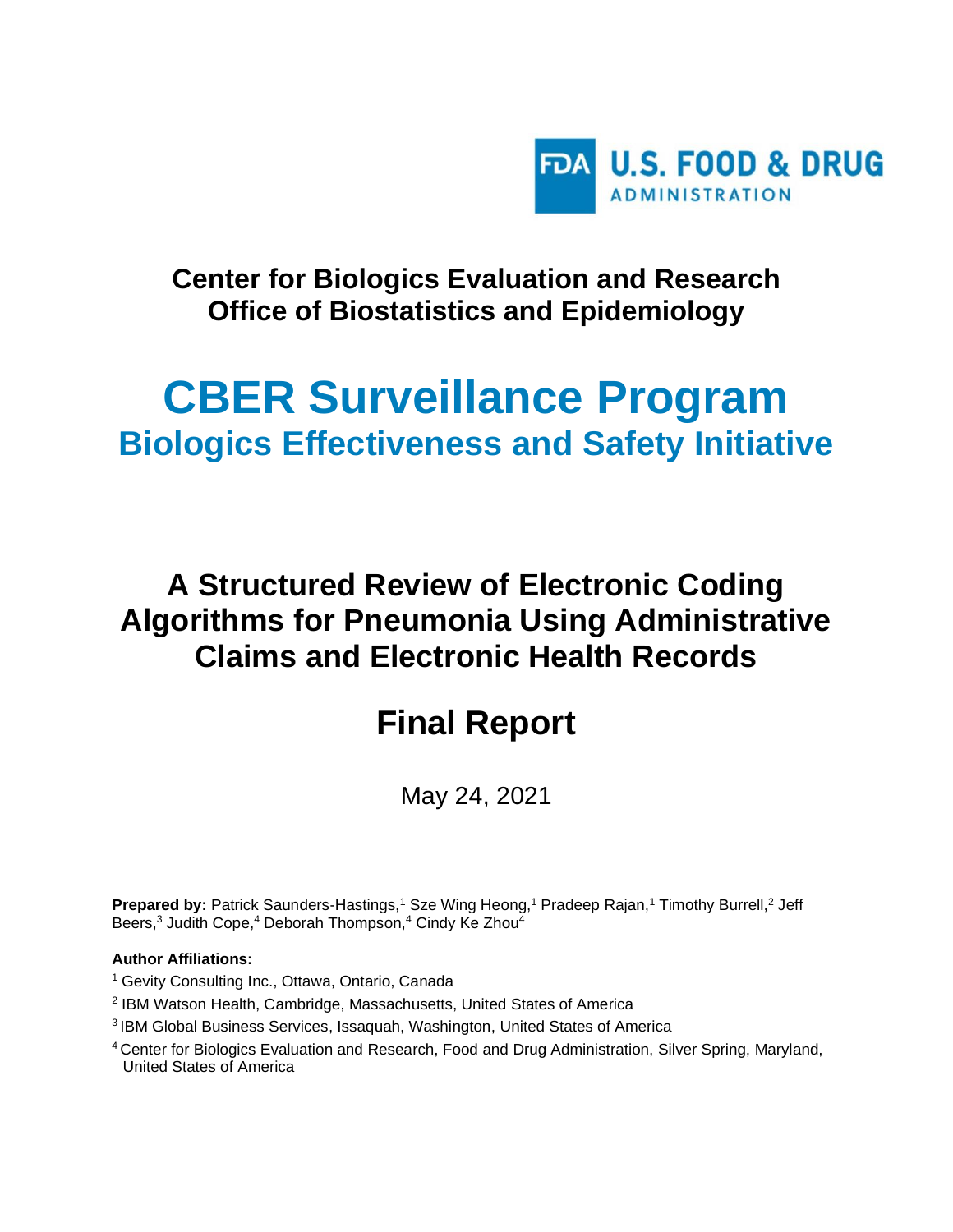FDA U.S. FOOD & DRUG ADMINISTRATION

**Center for Biologics Evaluation and Research**
**Office of Biostatistics and Epidemiology**

# CBER Surveillance Program

## Biologics Effectiveness and Safety Initiative

# A Structured Review of Electronic Coding Algorithms for Pneumonia Using Administrative Claims and Electronic Health Records

# Final Report

May 24, 2021

**Prepared by:** Patrick Saunders-Hastings,[1] Sze Wing Heong,[1] Pradeep Rajan,[1] Timothy Burrell,[2] Jeff Beers,[3] Judith Cope,[4] Deborah Thompson,[4] Cindy Ke Zhou[4]

**Author Affiliations:**

[1] Gevity Consulting Inc., Ottawa, Ontario, Canada

[2] IBM Watson Health, Cambridge, Massachusetts, United States of America

[3] IBM Global Business Services, Issaquah, Washington, United States of America

[4] Center for Biologics Evaluation and Research, Food and Drug Administration, Silver Spring, Maryland, United States of America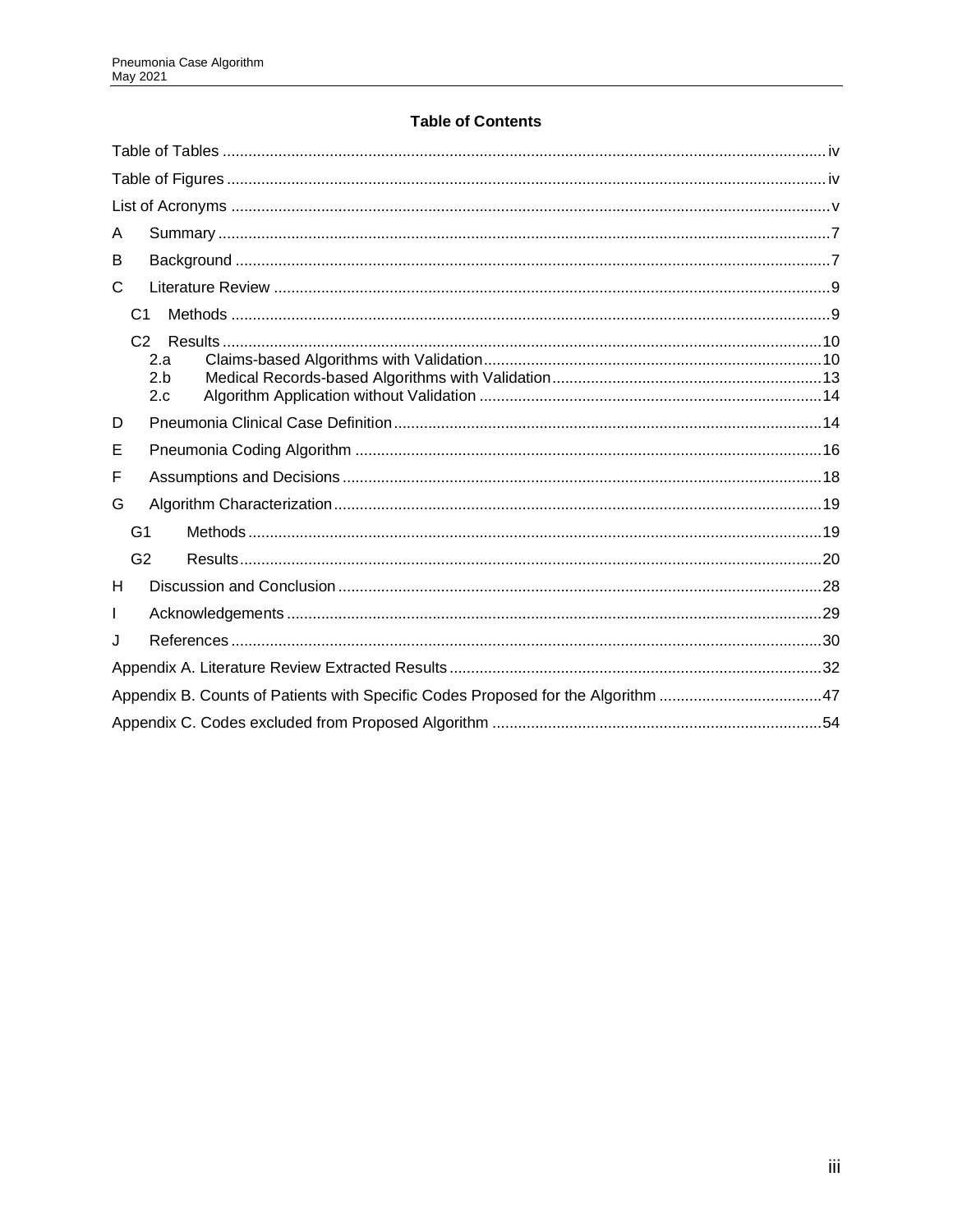## Table of Contents

Table of Tables ..... iv

Table of Figures ..... iv

List of Acronyms ..... v

A Summary ..... 7

B Background ..... 7

C Literature Review ..... 9

- C1 Methods ..... 9
- C2 Results ..... 10
  - 2.a Claims-based Algorithms with Validation ..... 10
  - 2.b Medical Records-based Algorithms with Validation ..... 13
  - 2.c Algorithm Application without Validation ..... 14

D Pneumonia Clinical Case Definition ..... 14

E Pneumonia Coding Algorithm ..... 16

F Assumptions and Decisions ..... 18

G Algorithm Characterization ..... 19

- G1 Methods ..... 19
- G2 Results ..... 20

H Discussion and Conclusion ..... 28

I Acknowledgements ..... 29

J References ..... 30

Appendix A. Literature Review Extracted Results ..... 32

Appendix B. Counts of Patients with Specific Codes Proposed for the Algorithm ..... 47

Appendix C. Codes excluded from Proposed Algorithm ..... 54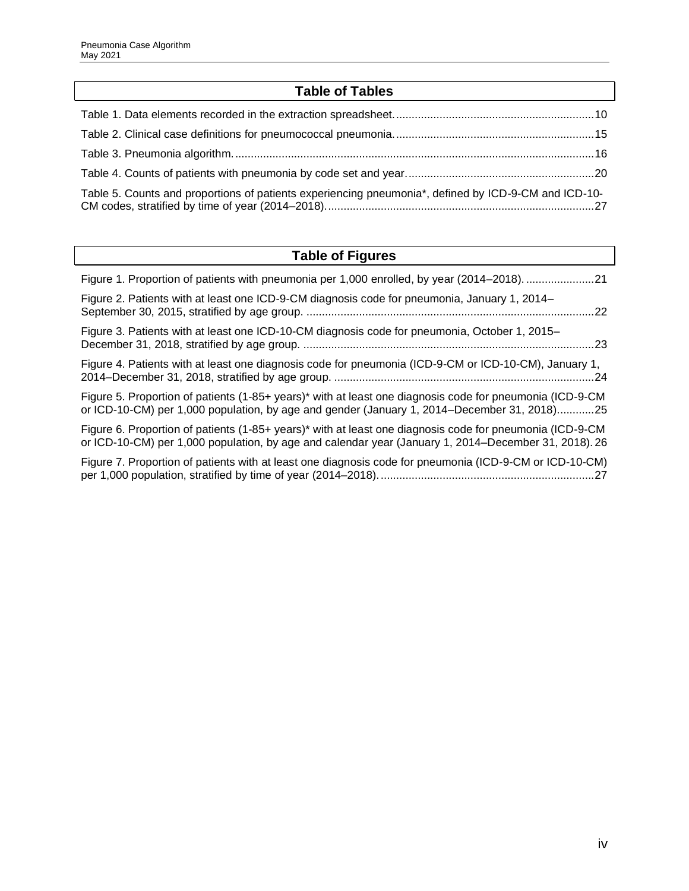## Table of Tables

Table 1. Data elements recorded in the extraction spreadsheet. ... 10

Table 2. Clinical case definitions for pneumococcal pneumonia. ... 15

Table 3. Pneumonia algorithm. ... 16

Table 4. Counts of patients with pneumonia by code set and year. ... 20

Table 5. Counts and proportions of patients experiencing pneumonia*, defined by ICD-9-CM and ICD-10-CM codes, stratified by time of year (2014–2018). ... 27

## Table of Figures

Figure 1. Proportion of patients with pneumonia per 1,000 enrolled, by year (2014–2018). ... 21

Figure 2. Patients with at least one ICD-9-CM diagnosis code for pneumonia, January 1, 2014–September 30, 2015, stratified by age group. ... 22

Figure 3. Patients with at least one ICD-10-CM diagnosis code for pneumonia, October 1, 2015–December 31, 2018, stratified by age group. ... 23

Figure 4. Patients with at least one diagnosis code for pneumonia (ICD-9-CM or ICD-10-CM), January 1, 2014–December 31, 2018, stratified by age group. ... 24

Figure 5. Proportion of patients (1-85+ years)* with at least one diagnosis code for pneumonia (ICD-9-CM or ICD-10-CM) per 1,000 population, by age and gender (January 1, 2014–December 31, 2018) ... 25

Figure 6. Proportion of patients (1-85+ years)* with at least one diagnosis code for pneumonia (ICD-9-CM or ICD-10-CM) per 1,000 population, by age and calendar year (January 1, 2014–December 31, 2018). 26

Figure 7. Proportion of patients with at least one diagnosis code for pneumonia (ICD-9-CM or ICD-10-CM) per 1,000 population, stratified by time of year (2014–2018). ... 27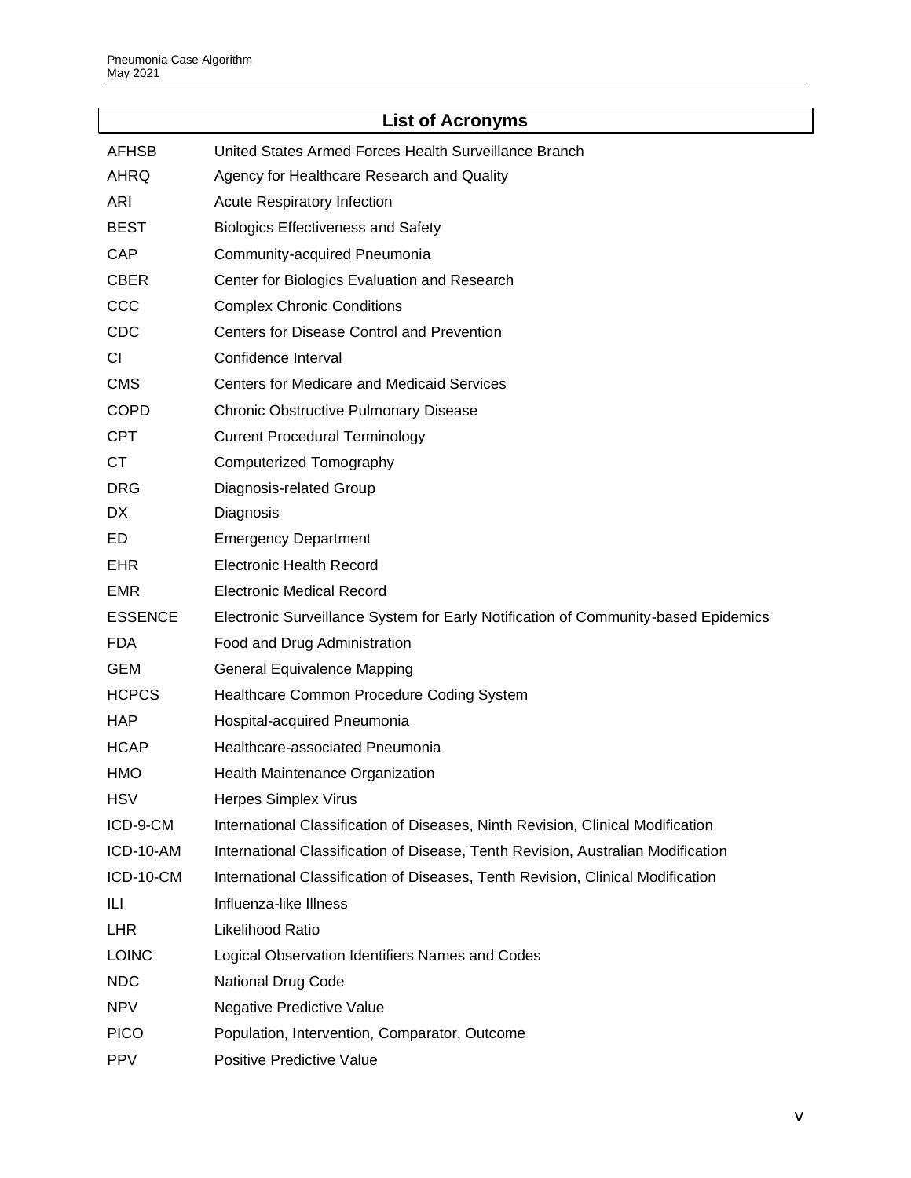## List of Acronyms

| | |
|---|---|
| AFHSB | United States Armed Forces Health Surveillance Branch |
| AHRQ | Agency for Healthcare Research and Quality |
| ARI | Acute Respiratory Infection |
| BEST | Biologics Effectiveness and Safety |
| CAP | Community-acquired Pneumonia |
| CBER | Center for Biologics Evaluation and Research |
| CCC | Complex Chronic Conditions |
| CDC | Centers for Disease Control and Prevention |
| CI | Confidence Interval |
| CMS | Centers for Medicare and Medicaid Services |
| COPD | Chronic Obstructive Pulmonary Disease |
| CPT | Current Procedural Terminology |
| CT | Computerized Tomography |
| DRG | Diagnosis-related Group |
| DX | Diagnosis |
| ED | Emergency Department |
| EHR | Electronic Health Record |
| EMR | Electronic Medical Record |
| ESSENCE | Electronic Surveillance System for Early Notification of Community-based Epidemics |
| FDA | Food and Drug Administration |
| GEM | General Equivalence Mapping |
| HCPCS | Healthcare Common Procedure Coding System |
| HAP | Hospital-acquired Pneumonia |
| HCAP | Healthcare-associated Pneumonia |
| HMO | Health Maintenance Organization |
| HSV | Herpes Simplex Virus |
| ICD-9-CM | International Classification of Diseases, Ninth Revision, Clinical Modification |
| ICD-10-AM | International Classification of Disease, Tenth Revision, Australian Modification |
| ICD-10-CM | International Classification of Diseases, Tenth Revision, Clinical Modification |
| ILI | Influenza-like Illness |
| LHR | Likelihood Ratio |
| LOINC | Logical Observation Identifiers Names and Codes |
| NDC | National Drug Code |
| NPV | Negative Predictive Value |
| PICO | Population, Intervention, Comparator, Outcome |
| PPV | Positive Predictive Value |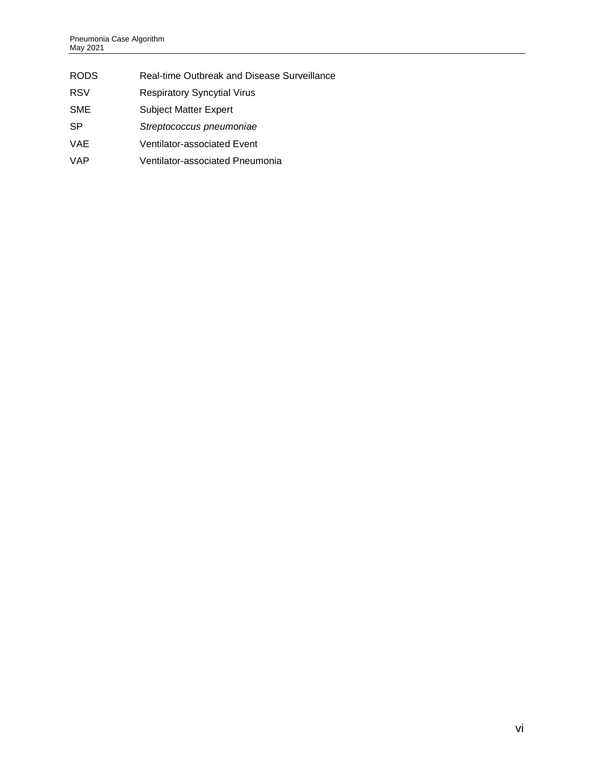| | |
|---|---|
| RODS | Real-time Outbreak and Disease Surveillance |
| RSV | Respiratory Syncytial Virus |
| SME | Subject Matter Expert |
| SP | *Streptococcus pneumoniae* |
| VAE | Ventilator-associated Event |
| VAP | Ventilator-associated Pneumonia |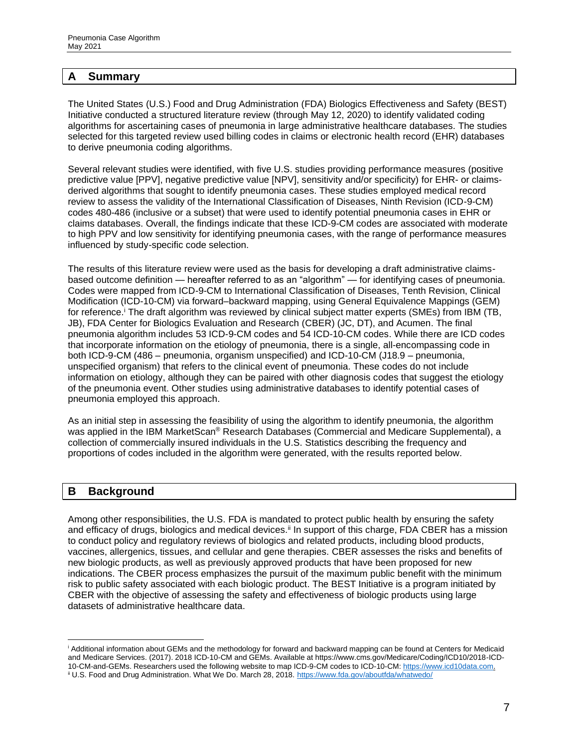## A Summary

The United States (U.S.) Food and Drug Administration (FDA) Biologics Effectiveness and Safety (BEST) Initiative conducted a structured literature review (through May 12, 2020) to identify validated coding algorithms for ascertaining cases of pneumonia in large administrative healthcare databases. The studies selected for this targeted review used billing codes in claims or electronic health record (EHR) databases to derive pneumonia coding algorithms.

Several relevant studies were identified, with five U.S. studies providing performance measures (positive predictive value [PPV], negative predictive value [NPV], sensitivity and/or specificity) for EHR- or claims-derived algorithms that sought to identify pneumonia cases. These studies employed medical record review to assess the validity of the International Classification of Diseases, Ninth Revision (ICD-9-CM) codes 480-486 (inclusive or a subset) that were used to identify potential pneumonia cases in EHR or claims databases. Overall, the findings indicate that these ICD-9-CM codes are associated with moderate to high PPV and low sensitivity for identifying pneumonia cases, with the range of performance measures influenced by study-specific code selection.

The results of this literature review were used as the basis for developing a draft administrative claims-based outcome definition — hereafter referred to as an "algorithm" — for identifying cases of pneumonia. Codes were mapped from ICD-9-CM to International Classification of Diseases, Tenth Revision, Clinical Modification (ICD-10-CM) via forward–backward mapping, using General Equivalence Mappings (GEM) for reference.[i] The draft algorithm was reviewed by clinical subject matter experts (SMEs) from IBM (TB, JB), FDA Center for Biologics Evaluation and Research (CBER) (JC, DT), and Acumen. The final pneumonia algorithm includes 53 ICD-9-CM codes and 54 ICD-10-CM codes. While there are ICD codes that incorporate information on the etiology of pneumonia, there is a single, all-encompassing code in both ICD-9-CM (486 – pneumonia, organism unspecified) and ICD-10-CM (J18.9 – pneumonia, unspecified organism) that refers to the clinical event of pneumonia. These codes do not include information on etiology, although they can be paired with other diagnosis codes that suggest the etiology of the pneumonia event. Other studies using administrative databases to identify potential cases of pneumonia employed this approach.

As an initial step in assessing the feasibility of using the algorithm to identify pneumonia, the algorithm was applied in the IBM MarketScan® Research Databases (Commercial and Medicare Supplemental), a collection of commercially insured individuals in the U.S. Statistics describing the frequency and proportions of codes included in the algorithm were generated, with the results reported below.

## B Background

Among other responsibilities, the U.S. FDA is mandated to protect public health by ensuring the safety and efficacy of drugs, biologics and medical devices.[ii] In support of this charge, FDA CBER has a mission to conduct policy and regulatory reviews of biologics and related products, including blood products, vaccines, allergenics, tissues, and cellular and gene therapies. CBER assesses the risks and benefits of new biologic products, as well as previously approved products that have been proposed for new indications. The CBER process emphasizes the pursuit of the maximum public benefit with the minimum risk to public safety associated with each biologic product. The BEST Initiative is a program initiated by CBER with the objective of assessing the safety and effectiveness of biologic products using large datasets of administrative healthcare data.

---

[i] Additional information about GEMs and the methodology for forward and backward mapping can be found at Centers for Medicaid and Medicare Services. (2017). 2018 ICD-10-CM and GEMs. Available at https://www.cms.gov/Medicare/Coding/ICD10/2018-ICD-10-CM-and-GEMs. Researchers used the following website to map ICD-9-CM codes to ICD-10-CM: https://www.icd10data.com.

[ii] U.S. Food and Drug Administration. What We Do. March 28, 2018. https://www.fda.gov/aboutfda/whatwedo/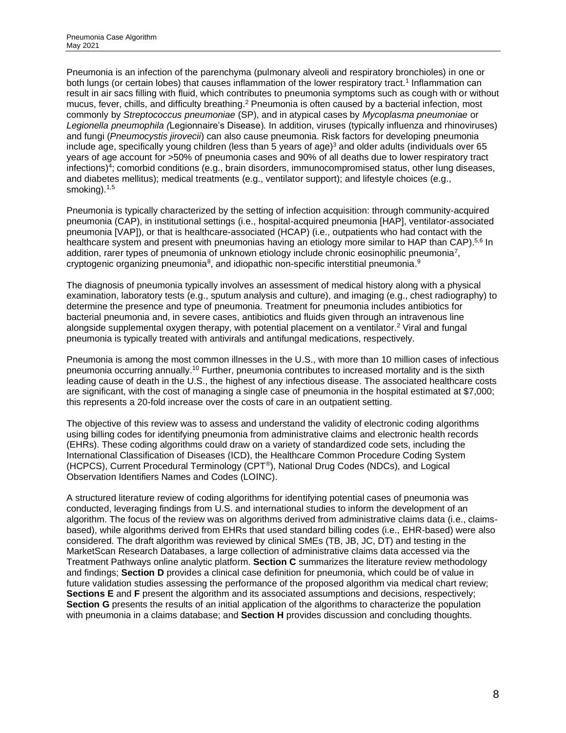Pneumonia is an infection of the parenchyma (pulmonary alveoli and respiratory bronchioles) in one or both lungs (or certain lobes) that causes inflammation of the lower respiratory tract.[1] Inflammation can result in air sacs filling with fluid, which contributes to pneumonia symptoms such as cough with or without mucus, fever, chills, and difficulty breathing.[2] Pneumonia is often caused by a bacterial infection, most commonly by *Streptococcus pneumoniae* (SP), and in atypical cases by *Mycoplasma pneumoniae* or *Legionella pneumophila (*Legionnaire's Disease)*.* In addition, viruses (typically influenza and rhinoviruses) and fungi (*Pneumocystis jirovecii*) can also cause pneumonia. Risk factors for developing pneumonia include age, specifically young children (less than 5 years of age)[3] and older adults (individuals over 65 years of age account for >50% of pneumonia cases and 90% of all deaths due to lower respiratory tract infections)[4]; comorbid conditions (e.g., brain disorders, immunocompromised status, other lung diseases, and diabetes mellitus); medical treatments (e.g., ventilator support); and lifestyle choices (e.g., smoking).[1,5]

Pneumonia is typically characterized by the setting of infection acquisition: through community-acquired pneumonia (CAP), in institutional settings (i.e., hospital-acquired pneumonia [HAP], ventilator-associated pneumonia [VAP]), or that is healthcare-associated (HCAP) (i.e., outpatients who had contact with the healthcare system and present with pneumonias having an etiology more similar to HAP than CAP).[5,6] In addition, rarer types of pneumonia of unknown etiology include chronic eosinophilic pneumonia[7], cryptogenic organizing pneumonia[8], and idiopathic non-specific interstitial pneumonia.[9]

The diagnosis of pneumonia typically involves an assessment of medical history along with a physical examination, laboratory tests (e.g., sputum analysis and culture), and imaging (e.g., chest radiography) to determine the presence and type of pneumonia. Treatment for pneumonia includes antibiotics for bacterial pneumonia and, in severe cases, antibiotics and fluids given through an intravenous line alongside supplemental oxygen therapy, with potential placement on a ventilator.[2] Viral and fungal pneumonia is typically treated with antivirals and antifungal medications, respectively.

Pneumonia is among the most common illnesses in the U.S., with more than 10 million cases of infectious pneumonia occurring annually.[10] Further, pneumonia contributes to increased mortality and is the sixth leading cause of death in the U.S., the highest of any infectious disease. The associated healthcare costs are significant, with the cost of managing a single case of pneumonia in the hospital estimated at $7,000; this represents a 20-fold increase over the costs of care in an outpatient setting.

The objective of this review was to assess and understand the validity of electronic coding algorithms using billing codes for identifying pneumonia from administrative claims and electronic health records (EHRs). These coding algorithms could draw on a variety of standardized code sets, including the International Classification of Diseases (ICD), the Healthcare Common Procedure Coding System (HCPCS), Current Procedural Terminology (CPT®), National Drug Codes (NDCs), and Logical Observation Identifiers Names and Codes (LOINC).

A structured literature review of coding algorithms for identifying potential cases of pneumonia was conducted, leveraging findings from U.S. and international studies to inform the development of an algorithm. The focus of the review was on algorithms derived from administrative claims data (i.e., claims-based), while algorithms derived from EHRs that used standard billing codes (i.e., EHR-based) were also considered. The draft algorithm was reviewed by clinical SMEs (TB, JB, JC, DT) and testing in the MarketScan Research Databases, a large collection of administrative claims data accessed via the Treatment Pathways online analytic platform. **Section C** summarizes the literature review methodology and findings; **Section D** provides a clinical case definition for pneumonia, which could be of value in future validation studies assessing the performance of the proposed algorithm via medical chart review; **Sections E** and **F** present the algorithm and its associated assumptions and decisions, respectively; **Section G** presents the results of an initial application of the algorithms to characterize the population with pneumonia in a claims database; and **Section H** provides discussion and concluding thoughts.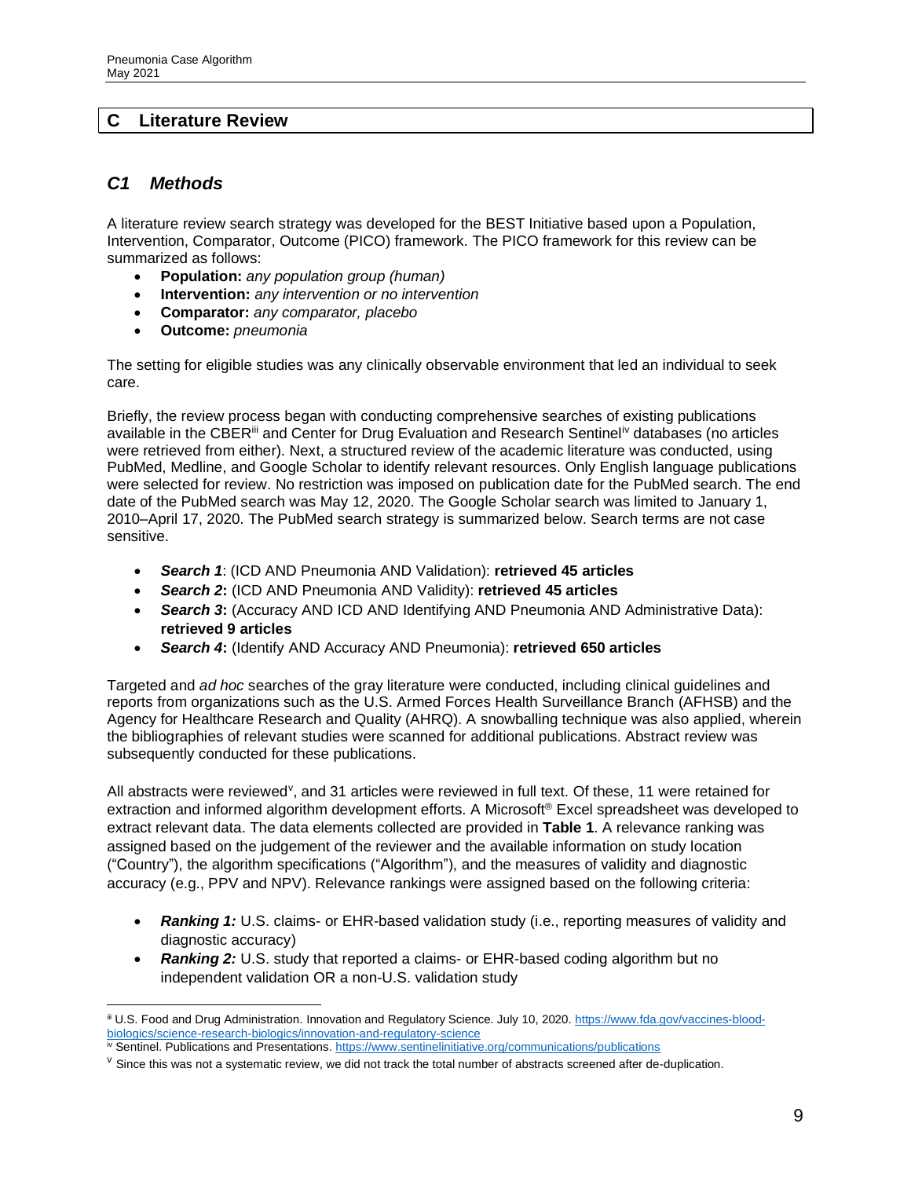## C Literature Review

### *C1 Methods*

A literature review search strategy was developed for the BEST Initiative based upon a Population, Intervention, Comparator, Outcome (PICO) framework. The PICO framework for this review can be summarized as follows:

- **Population:** *any population group (human)*
- **Intervention:** *any intervention or no intervention*
- **Comparator:** *any comparator, placebo*
- **Outcome:** *pneumonia*

The setting for eligible studies was any clinically observable environment that led an individual to seek care.

Briefly, the review process began with conducting comprehensive searches of existing publications available in the CBER[iii] and Center for Drug Evaluation and Research Sentinel[iv] databases (no articles were retrieved from either). Next, a structured review of the academic literature was conducted, using PubMed, Medline, and Google Scholar to identify relevant resources. Only English language publications were selected for review. No restriction was imposed on publication date for the PubMed search. The end date of the PubMed search was May 12, 2020. The Google Scholar search was limited to January 1, 2010–April 17, 2020. The PubMed search strategy is summarized below. Search terms are not case sensitive.

- ***Search 1***: (ICD AND Pneumonia AND Validation): **retrieved 45 articles**
- ***Search 2*:** (ICD AND Pneumonia AND Validity): **retrieved 45 articles**
- ***Search 3*:** (Accuracy AND ICD AND Identifying AND Pneumonia AND Administrative Data): **retrieved 9 articles**
- ***Search 4*:** (Identify AND Accuracy AND Pneumonia): **retrieved 650 articles**

Targeted and *ad hoc* searches of the gray literature were conducted, including clinical guidelines and reports from organizations such as the U.S. Armed Forces Health Surveillance Branch (AFHSB) and the Agency for Healthcare Research and Quality (AHRQ). A snowballing technique was also applied, wherein the bibliographies of relevant studies were scanned for additional publications. Abstract review was subsequently conducted for these publications.

All abstracts were reviewed[v], and 31 articles were reviewed in full text. Of these, 11 were retained for extraction and informed algorithm development efforts. A Microsoft® Excel spreadsheet was developed to extract relevant data. The data elements collected are provided in **Table 1**. A relevance ranking was assigned based on the judgement of the reviewer and the available information on study location ("Country"), the algorithm specifications ("Algorithm"), and the measures of validity and diagnostic accuracy (e.g., PPV and NPV). Relevance rankings were assigned based on the following criteria:

- ***Ranking 1:*** U.S. claims- or EHR-based validation study (i.e., reporting measures of validity and diagnostic accuracy)
- ***Ranking 2:*** U.S. study that reported a claims- or EHR-based coding algorithm but no independent validation OR a non-U.S. validation study

---

[iii] U.S. Food and Drug Administration. Innovation and Regulatory Science. July 10, 2020. https://www.fda.gov/vaccines-blood-biologics/science-research-biologics/innovation-and-regulatory-science

[iv] Sentinel. Publications and Presentations. https://www.sentinelinitiative.org/communications/publications

[v] Since this was not a systematic review, we did not track the total number of abstracts screened after de-duplication.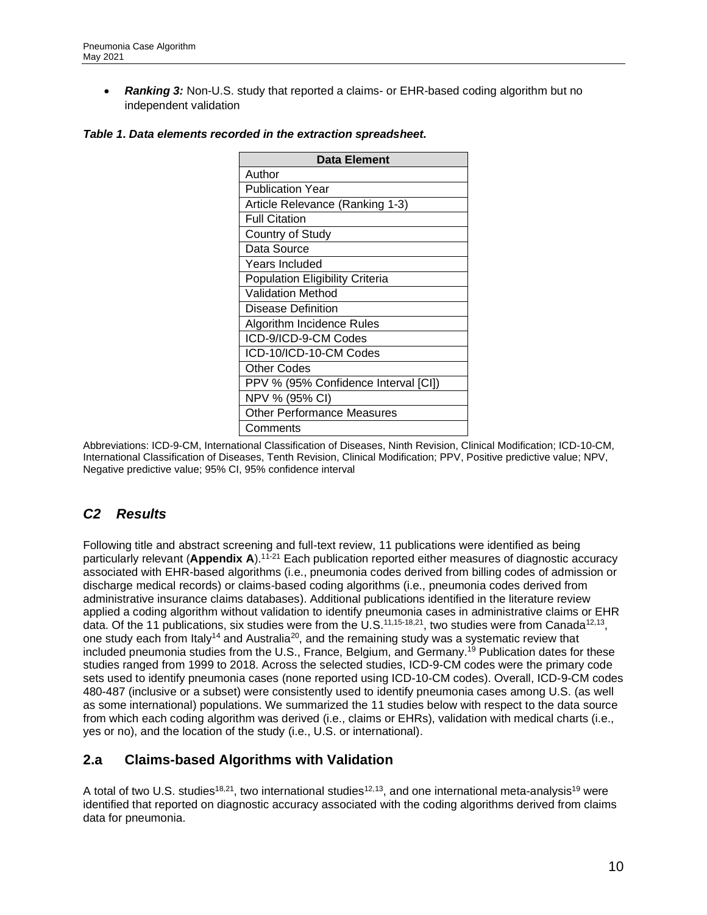- ***Ranking 3:*** Non-U.S. study that reported a claims- or EHR-based coding algorithm but no independent validation

***Table 1. Data elements recorded in the extraction spreadsheet.***

| Data Element |
|---|
| Author |
| Publication Year |
| Article Relevance (Ranking 1-3) |
| Full Citation |
| Country of Study |
| Data Source |
| Years Included |
| Population Eligibility Criteria |
| Validation Method |
| Disease Definition |
| Algorithm Incidence Rules |
| ICD-9/ICD-9-CM Codes |
| ICD-10/ICD-10-CM Codes |
| Other Codes |
| PPV % (95% Confidence Interval [CI]) |
| NPV % (95% CI) |
| Other Performance Measures |
| Comments |

Abbreviations: ICD-9-CM, International Classification of Diseases, Ninth Revision, Clinical Modification; ICD-10-CM, International Classification of Diseases, Tenth Revision, Clinical Modification; PPV, Positive predictive value; NPV, Negative predictive value; 95% CI, 95% confidence interval

## *C2 Results*

Following title and abstract screening and full-text review, 11 publications were identified as being particularly relevant (**Appendix A**).[11-21] Each publication reported either measures of diagnostic accuracy associated with EHR-based algorithms (i.e., pneumonia codes derived from billing codes of admission or discharge medical records) or claims-based coding algorithms (i.e., pneumonia codes derived from administrative insurance claims databases). Additional publications identified in the literature review applied a coding algorithm without validation to identify pneumonia cases in administrative claims or EHR data. Of the 11 publications, six studies were from the U.S.[11,15-18,21], two studies were from Canada[12,13], one study each from Italy[14] and Australia[20], and the remaining study was a systematic review that included pneumonia studies from the U.S., France, Belgium, and Germany.[19] Publication dates for these studies ranged from 1999 to 2018. Across the selected studies, ICD-9-CM codes were the primary code sets used to identify pneumonia cases (none reported using ICD-10-CM codes). Overall, ICD-9-CM codes 480-487 (inclusive or a subset) were consistently used to identify pneumonia cases among U.S. (as well as some international) populations. We summarized the 11 studies below with respect to the data source from which each coding algorithm was derived (i.e., claims or EHRs), validation with medical charts (i.e., yes or no), and the location of the study (i.e., U.S. or international).

## 2.a Claims-based Algorithms with Validation

A total of two U.S. studies[18,21], two international studies[12,13], and one international meta-analysis[19] were identified that reported on diagnostic accuracy associated with the coding algorithms derived from claims data for pneumonia.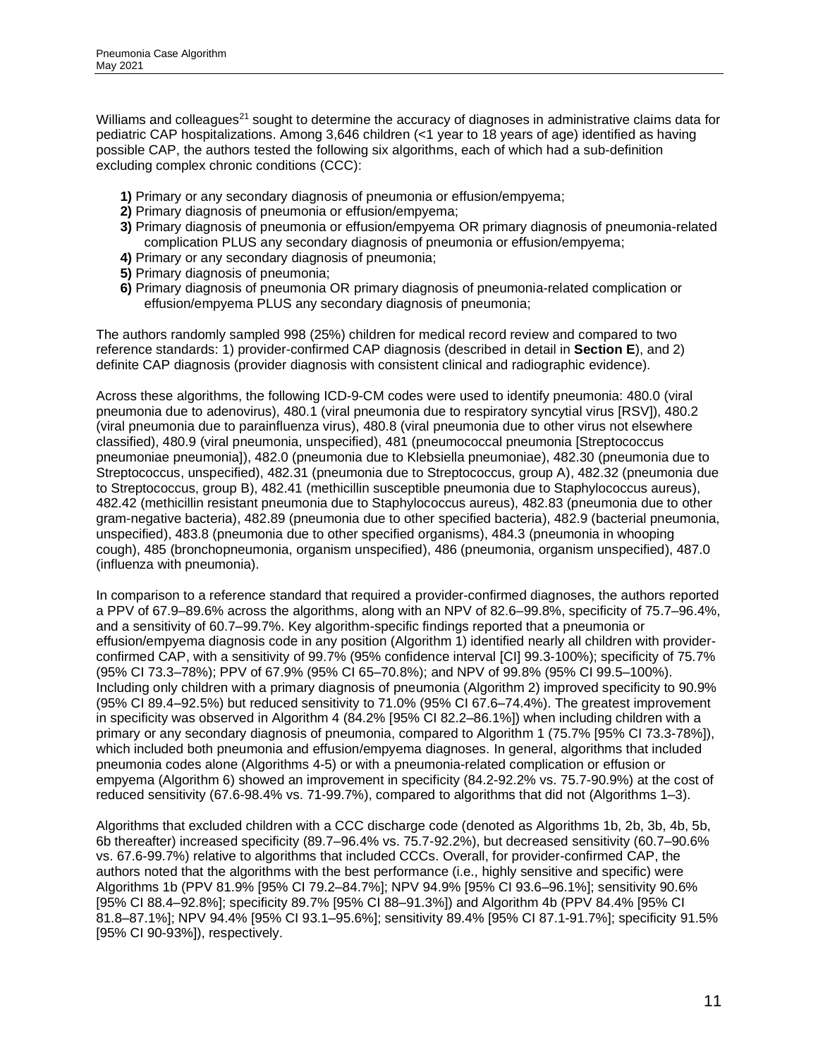Williams and colleagues[21] sought to determine the accuracy of diagnoses in administrative claims data for pediatric CAP hospitalizations. Among 3,646 children (<1 year to 18 years of age) identified as having possible CAP, the authors tested the following six algorithms, each of which had a sub-definition excluding complex chronic conditions (CCC):

- **1)** Primary or any secondary diagnosis of pneumonia or effusion/empyema;
- **2)** Primary diagnosis of pneumonia or effusion/empyema;
- **3)** Primary diagnosis of pneumonia or effusion/empyema OR primary diagnosis of pneumonia-related complication PLUS any secondary diagnosis of pneumonia or effusion/empyema;
- **4)** Primary or any secondary diagnosis of pneumonia;
- **5)** Primary diagnosis of pneumonia;
- **6)** Primary diagnosis of pneumonia OR primary diagnosis of pneumonia-related complication or effusion/empyema PLUS any secondary diagnosis of pneumonia;

The authors randomly sampled 998 (25%) children for medical record review and compared to two reference standards: 1) provider-confirmed CAP diagnosis (described in detail in **Section E**), and 2) definite CAP diagnosis (provider diagnosis with consistent clinical and radiographic evidence).

Across these algorithms, the following ICD-9-CM codes were used to identify pneumonia: 480.0 (viral pneumonia due to adenovirus), 480.1 (viral pneumonia due to respiratory syncytial virus [RSV]), 480.2 (viral pneumonia due to parainfluenza virus), 480.8 (viral pneumonia due to other virus not elsewhere classified), 480.9 (viral pneumonia, unspecified), 481 (pneumococcal pneumonia [Streptococcus pneumoniae pneumonia]), 482.0 (pneumonia due to Klebsiella pneumoniae), 482.30 (pneumonia due to Streptococcus, unspecified), 482.31 (pneumonia due to Streptococcus, group A), 482.32 (pneumonia due to Streptococcus, group B), 482.41 (methicillin susceptible pneumonia due to Staphylococcus aureus), 482.42 (methicillin resistant pneumonia due to Staphylococcus aureus), 482.83 (pneumonia due to other gram-negative bacteria), 482.89 (pneumonia due to other specified bacteria), 482.9 (bacterial pneumonia, unspecified), 483.8 (pneumonia due to other specified organisms), 484.3 (pneumonia in whooping cough), 485 (bronchopneumonia, organism unspecified), 486 (pneumonia, organism unspecified), 487.0 (influenza with pneumonia).

In comparison to a reference standard that required a provider-confirmed diagnoses, the authors reported a PPV of 67.9–89.6% across the algorithms, along with an NPV of 82.6–99.8%, specificity of 75.7–96.4%, and a sensitivity of 60.7–99.7%. Key algorithm-specific findings reported that a pneumonia or effusion/empyema diagnosis code in any position (Algorithm 1) identified nearly all children with provider-confirmed CAP, with a sensitivity of 99.7% (95% confidence interval [CI] 99.3-100%); specificity of 75.7% (95% CI 73.3–78%); PPV of 67.9% (95% CI 65–70.8%); and NPV of 99.8% (95% CI 99.5–100%). Including only children with a primary diagnosis of pneumonia (Algorithm 2) improved specificity to 90.9% (95% CI 89.4–92.5%) but reduced sensitivity to 71.0% (95% CI 67.6–74.4%). The greatest improvement in specificity was observed in Algorithm 4 (84.2% [95% CI 82.2–86.1%]) when including children with a primary or any secondary diagnosis of pneumonia, compared to Algorithm 1 (75.7% [95% CI 73.3-78%]), which included both pneumonia and effusion/empyema diagnoses. In general, algorithms that included pneumonia codes alone (Algorithms 4-5) or with a pneumonia-related complication or effusion or empyema (Algorithm 6) showed an improvement in specificity (84.2-92.2% vs. 75.7-90.9%) at the cost of reduced sensitivity (67.6-98.4% vs. 71-99.7%), compared to algorithms that did not (Algorithms 1–3).

Algorithms that excluded children with a CCC discharge code (denoted as Algorithms 1b, 2b, 3b, 4b, 5b, 6b thereafter) increased specificity (89.7–96.4% vs. 75.7-92.2%), but decreased sensitivity (60.7–90.6% vs. 67.6-99.7%) relative to algorithms that included CCCs. Overall, for provider-confirmed CAP, the authors noted that the algorithms with the best performance (i.e., highly sensitive and specific) were Algorithms 1b (PPV 81.9% [95% CI 79.2–84.7%]; NPV 94.9% [95% CI 93.6–96.1%]; sensitivity 90.6% [95% CI 88.4–92.8%]; specificity 89.7% [95% CI 88–91.3%]) and Algorithm 4b (PPV 84.4% [95% CI 81.8–87.1%]; NPV 94.4% [95% CI 93.1–95.6%]; sensitivity 89.4% [95% CI 87.1-91.7%]; specificity 91.5% [95% CI 90-93%]), respectively.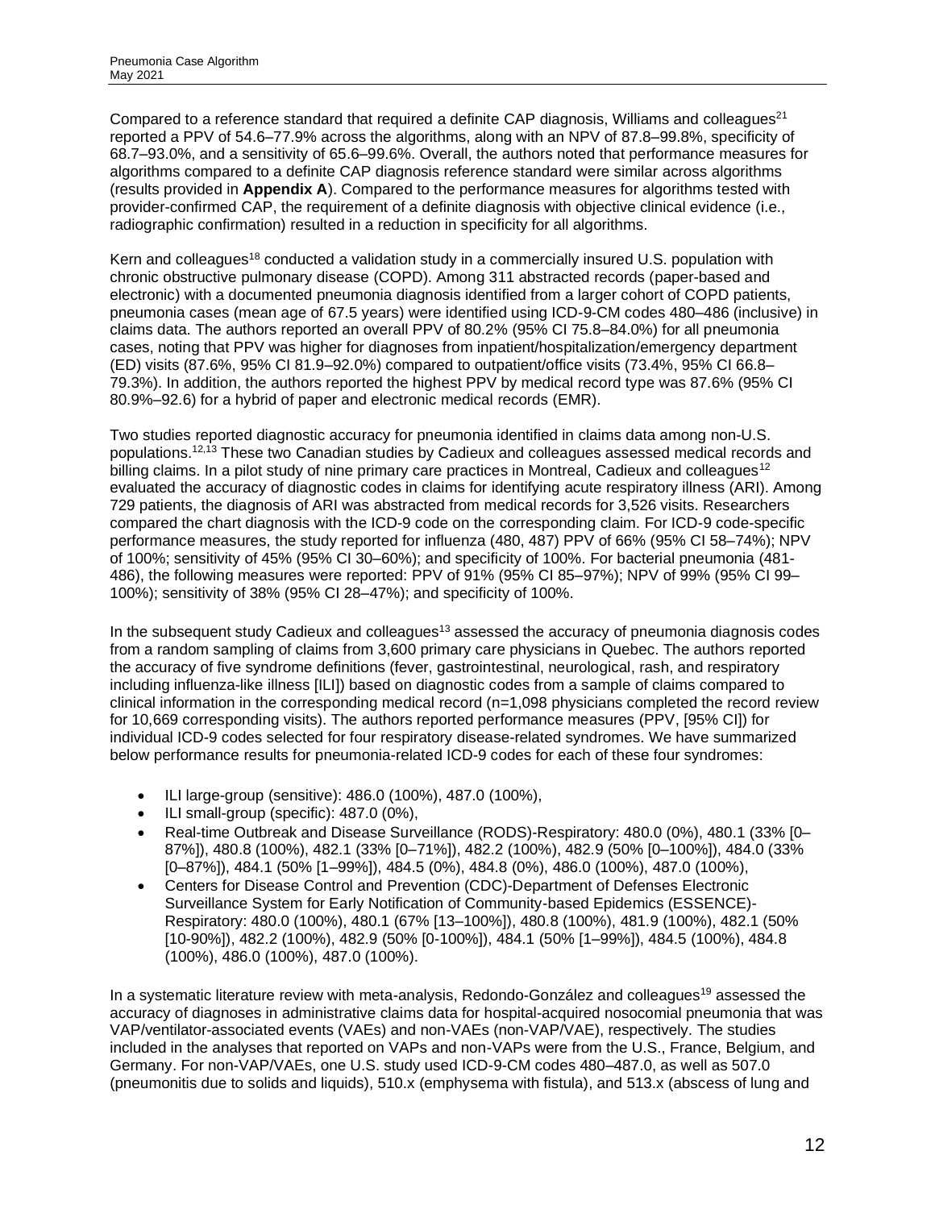Compared to a reference standard that required a definite CAP diagnosis, Williams and colleagues[21] reported a PPV of 54.6–77.9% across the algorithms, along with an NPV of 87.8–99.8%, specificity of 68.7–93.0%, and a sensitivity of 65.6–99.6%. Overall, the authors noted that performance measures for algorithms compared to a definite CAP diagnosis reference standard were similar across algorithms (results provided in **Appendix A**). Compared to the performance measures for algorithms tested with provider-confirmed CAP, the requirement of a definite diagnosis with objective clinical evidence (i.e., radiographic confirmation) resulted in a reduction in specificity for all algorithms.

Kern and colleagues[18] conducted a validation study in a commercially insured U.S. population with chronic obstructive pulmonary disease (COPD). Among 311 abstracted records (paper-based and electronic) with a documented pneumonia diagnosis identified from a larger cohort of COPD patients, pneumonia cases (mean age of 67.5 years) were identified using ICD-9-CM codes 480–486 (inclusive) in claims data. The authors reported an overall PPV of 80.2% (95% CI 75.8–84.0%) for all pneumonia cases, noting that PPV was higher for diagnoses from inpatient/hospitalization/emergency department (ED) visits (87.6%, 95% CI 81.9–92.0%) compared to outpatient/office visits (73.4%, 95% CI 66.8–79.3%). In addition, the authors reported the highest PPV by medical record type was 87.6% (95% CI 80.9%–92.6) for a hybrid of paper and electronic medical records (EMR).

Two studies reported diagnostic accuracy for pneumonia identified in claims data among non-U.S. populations.[12,13] These two Canadian studies by Cadieux and colleagues assessed medical records and billing claims. In a pilot study of nine primary care practices in Montreal, Cadieux and colleagues[12] evaluated the accuracy of diagnostic codes in claims for identifying acute respiratory illness (ARI). Among 729 patients, the diagnosis of ARI was abstracted from medical records for 3,526 visits. Researchers compared the chart diagnosis with the ICD-9 code on the corresponding claim. For ICD-9 code-specific performance measures, the study reported for influenza (480, 487) PPV of 66% (95% CI 58–74%); NPV of 100%; sensitivity of 45% (95% CI 30–60%); and specificity of 100%. For bacterial pneumonia (481-486), the following measures were reported: PPV of 91% (95% CI 85–97%); NPV of 99% (95% CI 99–100%); sensitivity of 38% (95% CI 28–47%); and specificity of 100%.

In the subsequent study Cadieux and colleagues[13] assessed the accuracy of pneumonia diagnosis codes from a random sampling of claims from 3,600 primary care physicians in Quebec. The authors reported the accuracy of five syndrome definitions (fever, gastrointestinal, neurological, rash, and respiratory including influenza-like illness [ILI]) based on diagnostic codes from a sample of claims compared to clinical information in the corresponding medical record (n=1,098 physicians completed the record review for 10,669 corresponding visits). The authors reported performance measures (PPV, [95% CI]) for individual ICD-9 codes selected for four respiratory disease-related syndromes. We have summarized below performance results for pneumonia-related ICD-9 codes for each of these four syndromes:

- ILI large-group (sensitive): 486.0 (100%), 487.0 (100%),
- ILI small-group (specific): 487.0 (0%),
- Real-time Outbreak and Disease Surveillance (RODS)-Respiratory: 480.0 (0%), 480.1 (33% [0–87%]), 480.8 (100%), 482.1 (33% [0–71%]), 482.2 (100%), 482.9 (50% [0–100%]), 484.0 (33% [0–87%]), 484.1 (50% [1–99%]), 484.5 (0%), 484.8 (0%), 486.0 (100%), 487.0 (100%),
- Centers for Disease Control and Prevention (CDC)-Department of Defenses Electronic Surveillance System for Early Notification of Community-based Epidemics (ESSENCE)-Respiratory: 480.0 (100%), 480.1 (67% [13–100%]), 480.8 (100%), 481.9 (100%), 482.1 (50% [10-90%]), 482.2 (100%), 482.9 (50% [0-100%]), 484.1 (50% [1–99%]), 484.5 (100%), 484.8 (100%), 486.0 (100%), 487.0 (100%).

In a systematic literature review with meta-analysis, Redondo-González and colleagues[19] assessed the accuracy of diagnoses in administrative claims data for hospital-acquired nosocomial pneumonia that was VAP/ventilator-associated events (VAEs) and non-VAEs (non-VAP/VAE), respectively. The studies included in the analyses that reported on VAPs and non-VAPs were from the U.S., France, Belgium, and Germany. For non-VAP/VAEs, one U.S. study used ICD-9-CM codes 480–487.0, as well as 507.0 (pneumonitis due to solids and liquids), 510.x (emphysema with fistula), and 513.x (abscess of lung and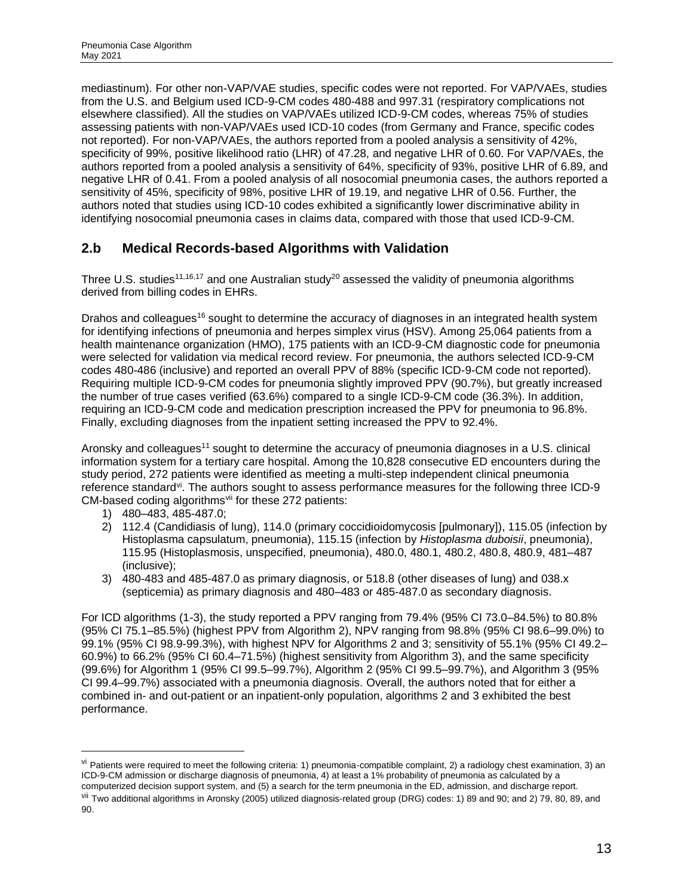mediastinum). For other non-VAP/VAE studies, specific codes were not reported. For VAP/VAEs, studies from the U.S. and Belgium used ICD-9-CM codes 480-488 and 997.31 (respiratory complications not elsewhere classified). All the studies on VAP/VAEs utilized ICD-9-CM codes, whereas 75% of studies assessing patients with non-VAP/VAEs used ICD-10 codes (from Germany and France, specific codes not reported). For non-VAP/VAEs, the authors reported from a pooled analysis a sensitivity of 42%, specificity of 99%, positive likelihood ratio (LHR) of 47.28, and negative LHR of 0.60. For VAP/VAEs, the authors reported from a pooled analysis a sensitivity of 64%, specificity of 93%, positive LHR of 6.89, and negative LHR of 0.41. From a pooled analysis of all nosocomial pneumonia cases, the authors reported a sensitivity of 45%, specificity of 98%, positive LHR of 19.19, and negative LHR of 0.56. Further, the authors noted that studies using ICD-10 codes exhibited a significantly lower discriminative ability in identifying nosocomial pneumonia cases in claims data, compared with those that used ICD-9-CM.

## 2.b Medical Records-based Algorithms with Validation

Three U.S. studies[11,16,17] and one Australian study[20] assessed the validity of pneumonia algorithms derived from billing codes in EHRs.

Drahos and colleagues[16] sought to determine the accuracy of diagnoses in an integrated health system for identifying infections of pneumonia and herpes simplex virus (HSV). Among 25,064 patients from a health maintenance organization (HMO), 175 patients with an ICD-9-CM diagnostic code for pneumonia were selected for validation via medical record review. For pneumonia, the authors selected ICD-9-CM codes 480-486 (inclusive) and reported an overall PPV of 88% (specific ICD-9-CM code not reported). Requiring multiple ICD-9-CM codes for pneumonia slightly improved PPV (90.7%), but greatly increased the number of true cases verified (63.6%) compared to a single ICD-9-CM code (36.3%). In addition, requiring an ICD-9-CM code and medication prescription increased the PPV for pneumonia to 96.8%. Finally, excluding diagnoses from the inpatient setting increased the PPV to 92.4%.

Aronsky and colleagues[11] sought to determine the accuracy of pneumonia diagnoses in a U.S. clinical information system for a tertiary care hospital. Among the 10,828 consecutive ED encounters during the study period, 272 patients were identified as meeting a multi-step independent clinical pneumonia reference standard[vi]. The authors sought to assess performance measures for the following three ICD-9 CM-based coding algorithms[vii] for these 272 patients:

1) 480–483, 485-487.0;
2) 112.4 (Candidiasis of lung), 114.0 (primary coccidioidomycosis [pulmonary]), 115.05 (infection by Histoplasma capsulatum, pneumonia), 115.15 (infection by *Histoplasma duboisii*, pneumonia), 115.95 (Histoplasmosis, unspecified, pneumonia), 480.0, 480.1, 480.2, 480.8, 480.9, 481–487 (inclusive);
3) 480-483 and 485-487.0 as primary diagnosis, or 518.8 (other diseases of lung) and 038.x (septicemia) as primary diagnosis and 480–483 or 485-487.0 as secondary diagnosis.

For ICD algorithms (1-3), the study reported a PPV ranging from 79.4% (95% CI 73.0–84.5%) to 80.8% (95% CI 75.1–85.5%) (highest PPV from Algorithm 2), NPV ranging from 98.8% (95% CI 98.6–99.0%) to 99.1% (95% CI 98.9-99.3%), with highest NPV for Algorithms 2 and 3; sensitivity of 55.1% (95% CI 49.2–60.9%) to 66.2% (95% CI 60.4–71.5%) (highest sensitivity from Algorithm 3), and the same specificity (99.6%) for Algorithm 1 (95% CI 99.5–99.7%), Algorithm 2 (95% CI 99.5–99.7%), and Algorithm 3 (95% CI 99.4–99.7%) associated with a pneumonia diagnosis. Overall, the authors noted that for either a combined in- and out-patient or an inpatient-only population, algorithms 2 and 3 exhibited the best performance.

---

[vi] Patients were required to meet the following criteria: 1) pneumonia-compatible complaint, 2) a radiology chest examination, 3) an ICD-9-CM admission or discharge diagnosis of pneumonia, 4) at least a 1% probability of pneumonia as calculated by a computerized decision support system, and (5) a search for the term pneumonia in the ED, admission, and discharge report.

[vii] Two additional algorithms in Aronsky (2005) utilized diagnosis-related group (DRG) codes: 1) 89 and 90; and 2) 79, 80, 89, and 90.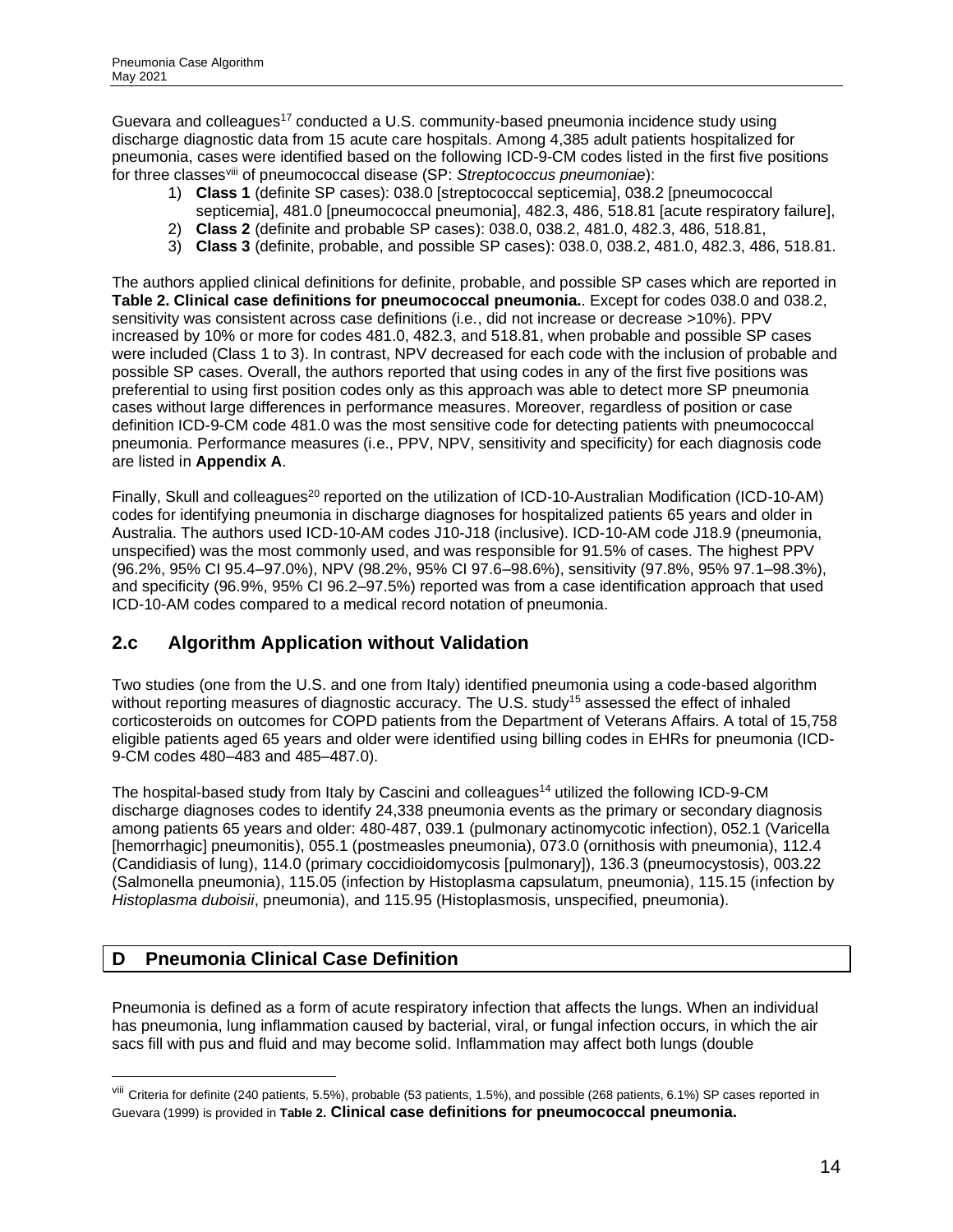Guevara and colleagues[17] conducted a U.S. community-based pneumonia incidence study using discharge diagnostic data from 15 acute care hospitals. Among 4,385 adult patients hospitalized for pneumonia, cases were identified based on the following ICD-9-CM codes listed in the first five positions for three classes[viii] of pneumococcal disease (SP: *Streptococcus pneumoniae*):

1) **Class 1** (definite SP cases): 038.0 [streptococcal septicemia], 038.2 [pneumococcal septicemia], 481.0 [pneumococcal pneumonia], 482.3, 486, 518.81 [acute respiratory failure],
2) **Class 2** (definite and probable SP cases): 038.0, 038.2, 481.0, 482.3, 486, 518.81,
3) **Class 3** (definite, probable, and possible SP cases): 038.0, 038.2, 481.0, 482.3, 486, 518.81.

The authors applied clinical definitions for definite, probable, and possible SP cases which are reported in **Table 2. Clinical case definitions for pneumococcal pneumonia.**. Except for codes 038.0 and 038.2, sensitivity was consistent across case definitions (i.e., did not increase or decrease >10%). PPV increased by 10% or more for codes 481.0, 482.3, and 518.81, when probable and possible SP cases were included (Class 1 to 3). In contrast, NPV decreased for each code with the inclusion of probable and possible SP cases. Overall, the authors reported that using codes in any of the first five positions was preferential to using first position codes only as this approach was able to detect more SP pneumonia cases without large differences in performance measures. Moreover, regardless of position or case definition ICD-9-CM code 481.0 was the most sensitive code for detecting patients with pneumococcal pneumonia. Performance measures (i.e., PPV, NPV, sensitivity and specificity) for each diagnosis code are listed in **Appendix A**.

Finally, Skull and colleagues[20] reported on the utilization of ICD-10-Australian Modification (ICD-10-AM) codes for identifying pneumonia in discharge diagnoses for hospitalized patients 65 years and older in Australia. The authors used ICD-10-AM codes J10-J18 (inclusive). ICD-10-AM code J18.9 (pneumonia, unspecified) was the most commonly used, and was responsible for 91.5% of cases. The highest PPV (96.2%, 95% CI 95.4–97.0%), NPV (98.2%, 95% CI 97.6–98.6%), sensitivity (97.8%, 95% 97.1–98.3%), and specificity (96.9%, 95% CI 96.2–97.5%) reported was from a case identification approach that used ICD-10-AM codes compared to a medical record notation of pneumonia.

## 2.c Algorithm Application without Validation

Two studies (one from the U.S. and one from Italy) identified pneumonia using a code-based algorithm without reporting measures of diagnostic accuracy. The U.S. study[15] assessed the effect of inhaled corticosteroids on outcomes for COPD patients from the Department of Veterans Affairs. A total of 15,758 eligible patients aged 65 years and older were identified using billing codes in EHRs for pneumonia (ICD-9-CM codes 480–483 and 485–487.0).

The hospital-based study from Italy by Cascini and colleagues[14] utilized the following ICD-9-CM discharge diagnoses codes to identify 24,338 pneumonia events as the primary or secondary diagnosis among patients 65 years and older: 480-487, 039.1 (pulmonary actinomycotic infection), 052.1 (Varicella [hemorrhagic] pneumonitis), 055.1 (postmeasles pneumonia), 073.0 (ornithosis with pneumonia), 112.4 (Candidiasis of lung), 114.0 (primary coccidioidomycosis [pulmonary]), 136.3 (pneumocystosis), 003.22 (Salmonella pneumonia), 115.05 (infection by Histoplasma capsulatum, pneumonia), 115.15 (infection by *Histoplasma duboisii*, pneumonia), and 115.95 (Histoplasmosis, unspecified, pneumonia).

# D Pneumonia Clinical Case Definition

Pneumonia is defined as a form of acute respiratory infection that affects the lungs. When an individual has pneumonia, lung inflammation caused by bacterial, viral, or fungal infection occurs, in which the air sacs fill with pus and fluid and may become solid. Inflammation may affect both lungs (double

[viii] Criteria for definite (240 patients, 5.5%), probable (53 patients, 1.5%), and possible (268 patients, 6.1%) SP cases reported in Guevara (1999) is provided in **Table 2. Clinical case definitions for pneumococcal pneumonia.**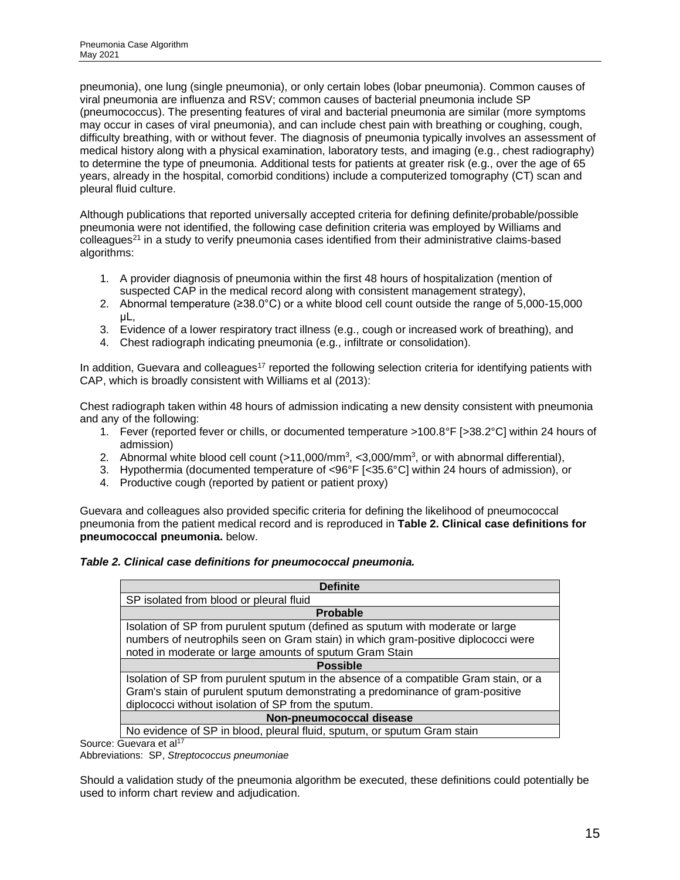pneumonia), one lung (single pneumonia), or only certain lobes (lobar pneumonia). Common causes of viral pneumonia are influenza and RSV; common causes of bacterial pneumonia include SP (pneumococcus). The presenting features of viral and bacterial pneumonia are similar (more symptoms may occur in cases of viral pneumonia), and can include chest pain with breathing or coughing, cough, difficulty breathing, with or without fever. The diagnosis of pneumonia typically involves an assessment of medical history along with a physical examination, laboratory tests, and imaging (e.g., chest radiography) to determine the type of pneumonia. Additional tests for patients at greater risk (e.g., over the age of 65 years, already in the hospital, comorbid conditions) include a computerized tomography (CT) scan and pleural fluid culture.

Although publications that reported universally accepted criteria for defining definite/probable/possible pneumonia were not identified, the following case definition criteria was employed by Williams and colleagues[21] in a study to verify pneumonia cases identified from their administrative claims-based algorithms:

1. A provider diagnosis of pneumonia within the first 48 hours of hospitalization (mention of suspected CAP in the medical record along with consistent management strategy),
2. Abnormal temperature (≥38.0°C) or a white blood cell count outside the range of 5,000-15,000 μL,
3. Evidence of a lower respiratory tract illness (e.g., cough or increased work of breathing), and
4. Chest radiograph indicating pneumonia (e.g., infiltrate or consolidation).

In addition, Guevara and colleagues[17] reported the following selection criteria for identifying patients with CAP, which is broadly consistent with Williams et al (2013):

Chest radiograph taken within 48 hours of admission indicating a new density consistent with pneumonia and any of the following:

1. Fever (reported fever or chills, or documented temperature >100.8°F [>38.2°C] within 24 hours of admission)
2. Abnormal white blood cell count (>11,000/mm$^3$, <3,000/mm$^3$, or with abnormal differential),
3. Hypothermia (documented temperature of <96°F [<35.6°C] within 24 hours of admission), or
4. Productive cough (reported by patient or patient proxy)

Guevara and colleagues also provided specific criteria for defining the likelihood of pneumococcal pneumonia from the patient medical record and is reproduced in **Table 2. Clinical case definitions for pneumococcal pneumonia.** below.

***Table 2. Clinical case definitions for pneumococcal pneumonia.***

| **Definite** |
|---|
| SP isolated from blood or pleural fluid |
| **Probable** |
| Isolation of SP from purulent sputum (defined as sputum with moderate or large numbers of neutrophils seen on Gram stain) in which gram-positive diplococci were noted in moderate or large amounts of sputum Gram Stain |
| **Possible** |
| Isolation of SP from purulent sputum in the absence of a compatible Gram stain, or a Gram's stain of purulent sputum demonstrating a predominance of gram-positive diplococci without isolation of SP from the sputum. |
| **Non-pneumococcal disease** |
| No evidence of SP in blood, pleural fluid, sputum, or sputum Gram stain |

Source: Guevara et al[17]

Abbreviations: SP, *Streptococcus pneumoniae*

Should a validation study of the pneumonia algorithm be executed, these definitions could potentially be used to inform chart review and adjudication.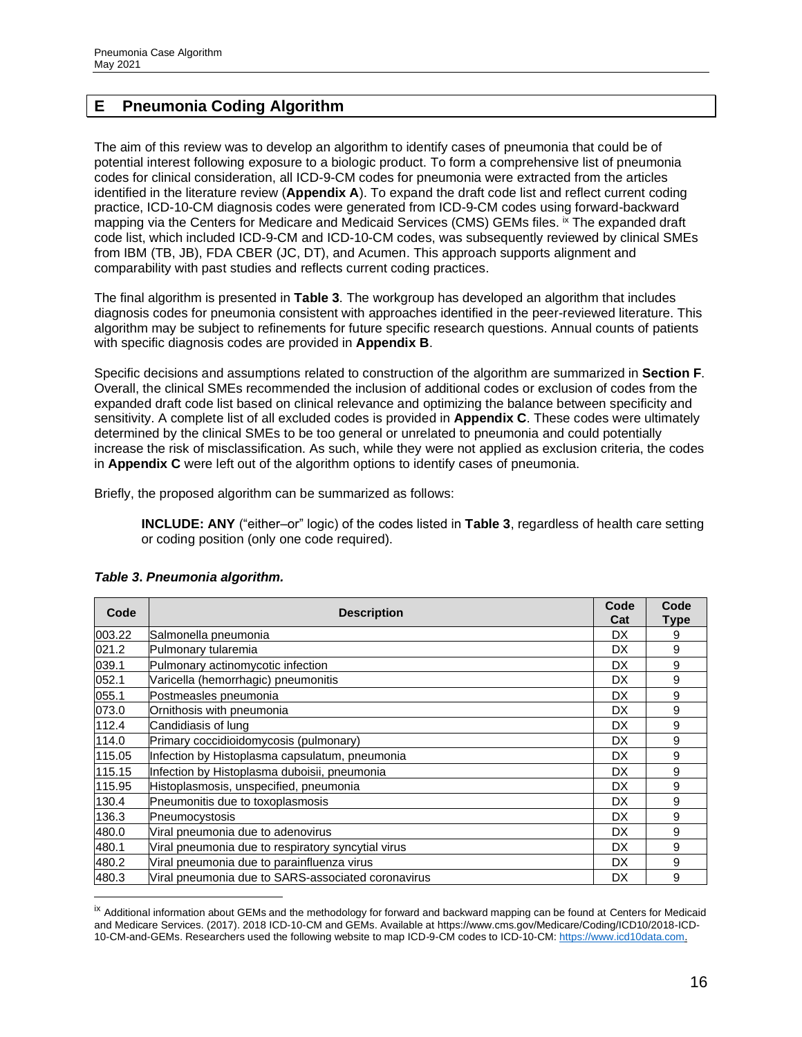## E Pneumonia Coding Algorithm

The aim of this review was to develop an algorithm to identify cases of pneumonia that could be of potential interest following exposure to a biologic product. To form a comprehensive list of pneumonia codes for clinical consideration, all ICD-9-CM codes for pneumonia were extracted from the articles identified in the literature review (**Appendix A**). To expand the draft code list and reflect current coding practice, ICD-10-CM diagnosis codes were generated from ICD-9-CM codes using forward-backward mapping via the Centers for Medicare and Medicaid Services (CMS) GEMs files.[ix] The expanded draft code list, which included ICD-9-CM and ICD-10-CM codes, was subsequently reviewed by clinical SMEs from IBM (TB, JB), FDA CBER (JC, DT), and Acumen. This approach supports alignment and comparability with past studies and reflects current coding practices.

The final algorithm is presented in **Table 3**. The workgroup has developed an algorithm that includes diagnosis codes for pneumonia consistent with approaches identified in the peer-reviewed literature. This algorithm may be subject to refinements for future specific research questions. Annual counts of patients with specific diagnosis codes are provided in **Appendix B**.

Specific decisions and assumptions related to construction of the algorithm are summarized in **Section F**. Overall, the clinical SMEs recommended the inclusion of additional codes or exclusion of codes from the expanded draft code list based on clinical relevance and optimizing the balance between specificity and sensitivity. A complete list of all excluded codes is provided in **Appendix C**. These codes were ultimately determined by the clinical SMEs to be too general or unrelated to pneumonia and could potentially increase the risk of misclassification. As such, while they were not applied as exclusion criteria, the codes in **Appendix C** were left out of the algorithm options to identify cases of pneumonia.

Briefly, the proposed algorithm can be summarized as follows:

> **INCLUDE: ANY** ("either–or" logic) of the codes listed in **Table 3**, regardless of health care setting or coding position (only one code required).

***Table 3. Pneumonia algorithm.***

| Code | Description | Code Cat | Code Type |
|---|---|---|---|
| 003.22 | Salmonella pneumonia | DX | 9 |
| 021.2 | Pulmonary tularemia | DX | 9 |
| 039.1 | Pulmonary actinomycotic infection | DX | 9 |
| 052.1 | Varicella (hemorrhagic) pneumonitis | DX | 9 |
| 055.1 | Postmeasles pneumonia | DX | 9 |
| 073.0 | Ornithosis with pneumonia | DX | 9 |
| 112.4 | Candidiasis of lung | DX | 9 |
| 114.0 | Primary coccidioidomycosis (pulmonary) | DX | 9 |
| 115.05 | Infection by Histoplasma capsulatum, pneumonia | DX | 9 |
| 115.15 | Infection by Histoplasma duboisii, pneumonia | DX | 9 |
| 115.95 | Histoplasmosis, unspecified, pneumonia | DX | 9 |
| 130.4 | Pneumonitis due to toxoplasmosis | DX | 9 |
| 136.3 | Pneumocystosis | DX | 9 |
| 480.0 | Viral pneumonia due to adenovirus | DX | 9 |
| 480.1 | Viral pneumonia due to respiratory syncytial virus | DX | 9 |
| 480.2 | Viral pneumonia due to parainfluenza virus | DX | 9 |
| 480.3 | Viral pneumonia due to SARS-associated coronavirus | DX | 9 |

[ix] Additional information about GEMs and the methodology for forward and backward mapping can be found at Centers for Medicaid and Medicare Services. (2017). 2018 ICD-10-CM and GEMs. Available at https://www.cms.gov/Medicare/Coding/ICD10/2018-ICD-10-CM-and-GEMs. Researchers used the following website to map ICD-9-CM codes to ICD-10-CM: https://www.icd10data.com.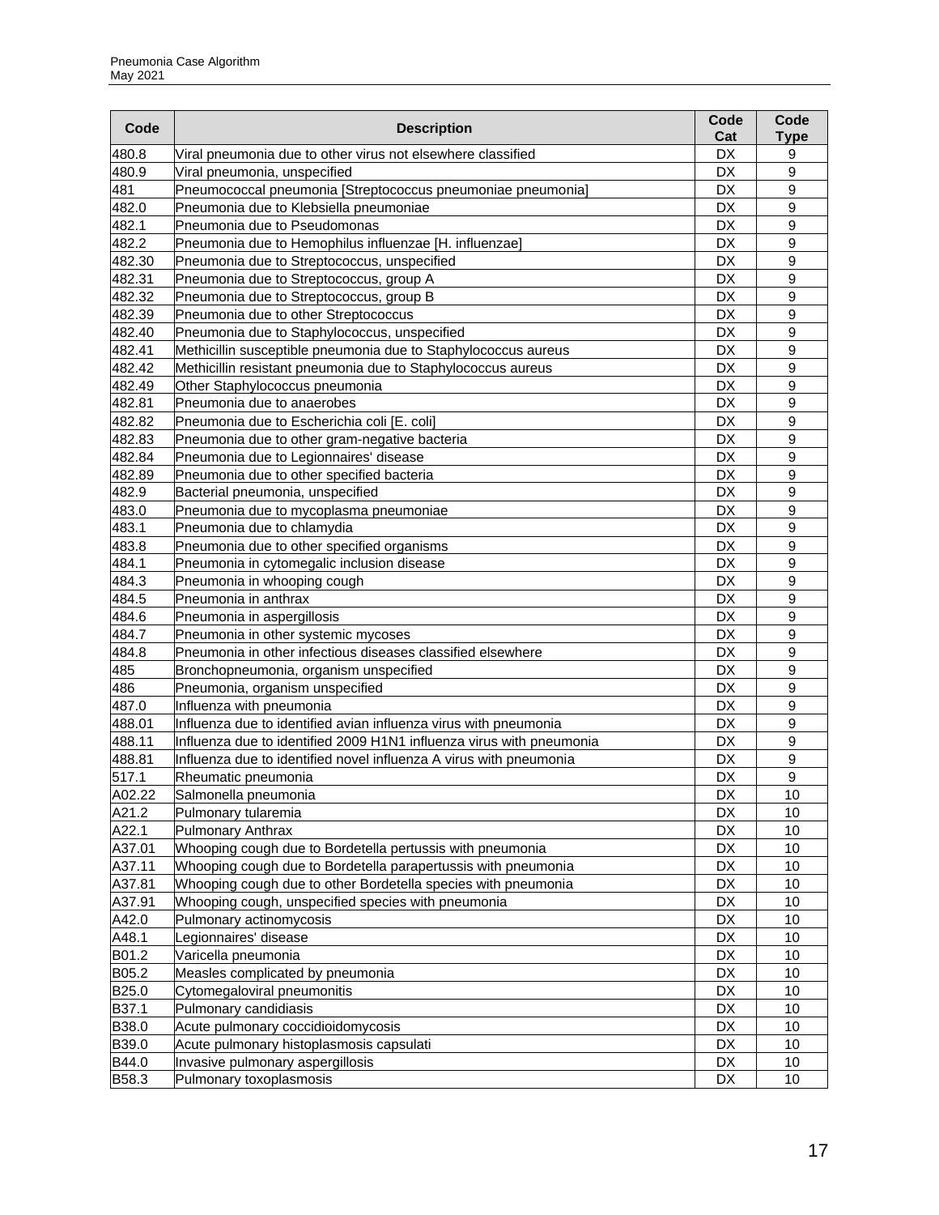| Code | Description | Code Cat | Code Type |
|---|---|---|---|
| 480.8 | Viral pneumonia due to other virus not elsewhere classified | DX | 9 |
| 480.9 | Viral pneumonia, unspecified | DX | 9 |
| 481 | Pneumococcal pneumonia [Streptococcus pneumoniae pneumonia] | DX | 9 |
| 482.0 | Pneumonia due to Klebsiella pneumoniae | DX | 9 |
| 482.1 | Pneumonia due to Pseudomonas | DX | 9 |
| 482.2 | Pneumonia due to Hemophilus influenzae [H. influenzae] | DX | 9 |
| 482.30 | Pneumonia due to Streptococcus, unspecified | DX | 9 |
| 482.31 | Pneumonia due to Streptococcus, group A | DX | 9 |
| 482.32 | Pneumonia due to Streptococcus, group B | DX | 9 |
| 482.39 | Pneumonia due to other Streptococcus | DX | 9 |
| 482.40 | Pneumonia due to Staphylococcus, unspecified | DX | 9 |
| 482.41 | Methicillin susceptible pneumonia due to Staphylococcus aureus | DX | 9 |
| 482.42 | Methicillin resistant pneumonia due to Staphylococcus aureus | DX | 9 |
| 482.49 | Other Staphylococcus pneumonia | DX | 9 |
| 482.81 | Pneumonia due to anaerobes | DX | 9 |
| 482.82 | Pneumonia due to Escherichia coli [E. coli] | DX | 9 |
| 482.83 | Pneumonia due to other gram-negative bacteria | DX | 9 |
| 482.84 | Pneumonia due to Legionnaires' disease | DX | 9 |
| 482.89 | Pneumonia due to other specified bacteria | DX | 9 |
| 482.9 | Bacterial pneumonia, unspecified | DX | 9 |
| 483.0 | Pneumonia due to mycoplasma pneumoniae | DX | 9 |
| 483.1 | Pneumonia due to chlamydia | DX | 9 |
| 483.8 | Pneumonia due to other specified organisms | DX | 9 |
| 484.1 | Pneumonia in cytomegalic inclusion disease | DX | 9 |
| 484.3 | Pneumonia in whooping cough | DX | 9 |
| 484.5 | Pneumonia in anthrax | DX | 9 |
| 484.6 | Pneumonia in aspergillosis | DX | 9 |
| 484.7 | Pneumonia in other systemic mycoses | DX | 9 |
| 484.8 | Pneumonia in other infectious diseases classified elsewhere | DX | 9 |
| 485 | Bronchopneumonia, organism unspecified | DX | 9 |
| 486 | Pneumonia, organism unspecified | DX | 9 |
| 487.0 | Influenza with pneumonia | DX | 9 |
| 488.01 | Influenza due to identified avian influenza virus with pneumonia | DX | 9 |
| 488.11 | Influenza due to identified 2009 H1N1 influenza virus with pneumonia | DX | 9 |
| 488.81 | Influenza due to identified novel influenza A virus with pneumonia | DX | 9 |
| 517.1 | Rheumatic pneumonia | DX | 9 |
| A02.22 | Salmonella pneumonia | DX | 10 |
| A21.2 | Pulmonary tularemia | DX | 10 |
| A22.1 | Pulmonary Anthrax | DX | 10 |
| A37.01 | Whooping cough due to Bordetella pertussis with pneumonia | DX | 10 |
| A37.11 | Whooping cough due to Bordetella parapertussis with pneumonia | DX | 10 |
| A37.81 | Whooping cough due to other Bordetella species with pneumonia | DX | 10 |
| A37.91 | Whooping cough, unspecified species with pneumonia | DX | 10 |
| A42.0 | Pulmonary actinomycosis | DX | 10 |
| A48.1 | Legionnaires' disease | DX | 10 |
| B01.2 | Varicella pneumonia | DX | 10 |
| B05.2 | Measles complicated by pneumonia | DX | 10 |
| B25.0 | Cytomegaloviral pneumonitis | DX | 10 |
| B37.1 | Pulmonary candidiasis | DX | 10 |
| B38.0 | Acute pulmonary coccidioidomycosis | DX | 10 |
| B39.0 | Acute pulmonary histoplasmosis capsulati | DX | 10 |
| B44.0 | Invasive pulmonary aspergillosis | DX | 10 |
| B58.3 | Pulmonary toxoplasmosis | DX | 10 |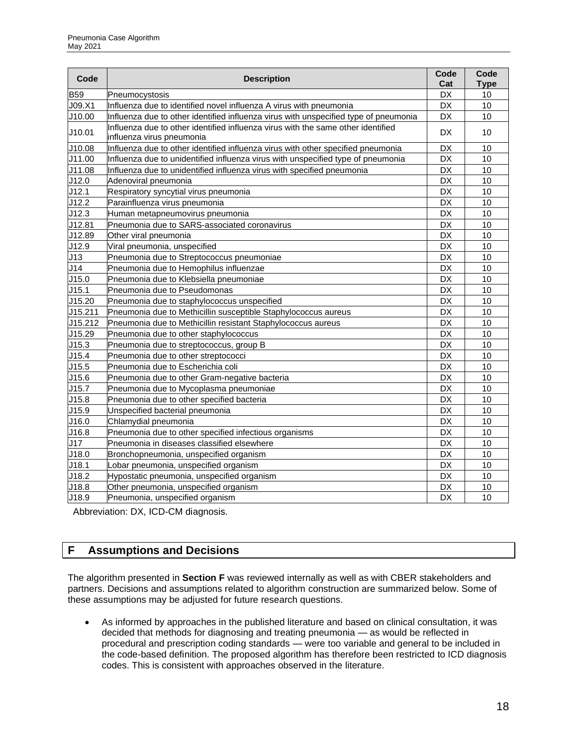| Code | Description | Code Cat | Code Type |
|---|---|---|---|
| B59 | Pneumocystosis | DX | 10 |
| J09.X1 | Influenza due to identified novel influenza A virus with pneumonia | DX | 10 |
| J10.00 | Influenza due to other identified influenza virus with unspecified type of pneumonia | DX | 10 |
| J10.01 | Influenza due to other identified influenza virus with the same other identified influenza virus pneumonia | DX | 10 |
| J10.08 | Influenza due to other identified influenza virus with other specified pneumonia | DX | 10 |
| J11.00 | Influenza due to unidentified influenza virus with unspecified type of pneumonia | DX | 10 |
| J11.08 | Influenza due to unidentified influenza virus with specified pneumonia | DX | 10 |
| J12.0 | Adenoviral pneumonia | DX | 10 |
| J12.1 | Respiratory syncytial virus pneumonia | DX | 10 |
| J12.2 | Parainfluenza virus pneumonia | DX | 10 |
| J12.3 | Human metapneumovirus pneumonia | DX | 10 |
| J12.81 | Pneumonia due to SARS-associated coronavirus | DX | 10 |
| J12.89 | Other viral pneumonia | DX | 10 |
| J12.9 | Viral pneumonia, unspecified | DX | 10 |
| J13 | Pneumonia due to Streptococcus pneumoniae | DX | 10 |
| J14 | Pneumonia due to Hemophilus influenzae | DX | 10 |
| J15.0 | Pneumonia due to Klebsiella pneumoniae | DX | 10 |
| J15.1 | Pneumonia due to Pseudomonas | DX | 10 |
| J15.20 | Pneumonia due to staphylococcus unspecified | DX | 10 |
| J15.211 | Pneumonia due to Methicillin susceptible Staphylococcus aureus | DX | 10 |
| J15.212 | Pneumonia due to Methicillin resistant Staphylococcus aureus | DX | 10 |
| J15.29 | Pneumonia due to other staphylococcus | DX | 10 |
| J15.3 | Pneumonia due to streptococcus, group B | DX | 10 |
| J15.4 | Pneumonia due to other streptococci | DX | 10 |
| J15.5 | Pneumonia due to Escherichia coli | DX | 10 |
| J15.6 | Pneumonia due to other Gram-negative bacteria | DX | 10 |
| J15.7 | Pneumonia due to Mycoplasma pneumoniae | DX | 10 |
| J15.8 | Pneumonia due to other specified bacteria | DX | 10 |
| J15.9 | Unspecified bacterial pneumonia | DX | 10 |
| J16.0 | Chlamydial pneumonia | DX | 10 |
| J16.8 | Pneumonia due to other specified infectious organisms | DX | 10 |
| J17 | Pneumonia in diseases classified elsewhere | DX | 10 |
| J18.0 | Bronchopneumonia, unspecified organism | DX | 10 |
| J18.1 | Lobar pneumonia, unspecified organism | DX | 10 |
| J18.2 | Hypostatic pneumonia, unspecified organism | DX | 10 |
| J18.8 | Other pneumonia, unspecified organism | DX | 10 |
| J18.9 | Pneumonia, unspecified organism | DX | 10 |

Abbreviation: DX, ICD-CM diagnosis.

## F Assumptions and Decisions

The algorithm presented in **Section F** was reviewed internally as well as with CBER stakeholders and partners. Decisions and assumptions related to algorithm construction are summarized below. Some of these assumptions may be adjusted for future research questions.

- As informed by approaches in the published literature and based on clinical consultation, it was decided that methods for diagnosing and treating pneumonia — as would be reflected in procedural and prescription coding standards — were too variable and general to be included in the code-based definition. The proposed algorithm has therefore been restricted to ICD diagnosis codes. This is consistent with approaches observed in the literature.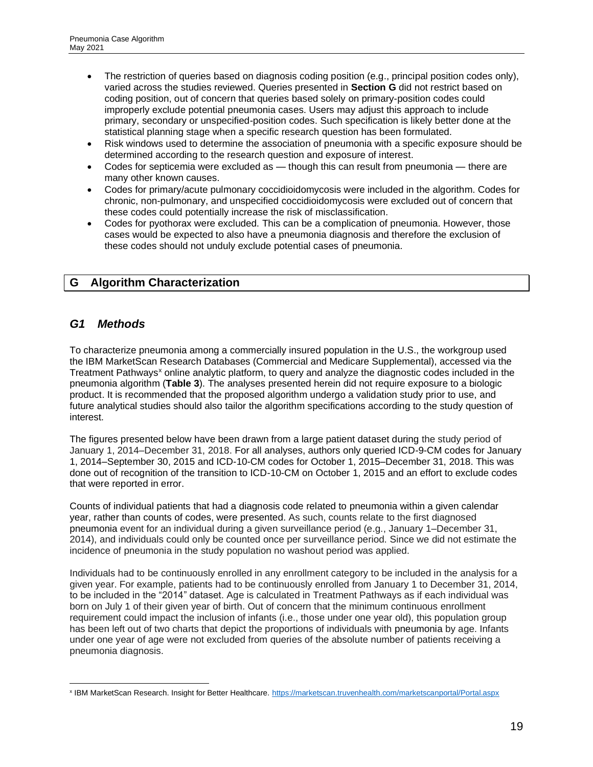- The restriction of queries based on diagnosis coding position (e.g., principal position codes only), varied across the studies reviewed. Queries presented in **Section G** did not restrict based on coding position, out of concern that queries based solely on primary-position codes could improperly exclude potential pneumonia cases. Users may adjust this approach to include primary, secondary or unspecified-position codes. Such specification is likely better done at the statistical planning stage when a specific research question has been formulated.
- Risk windows used to determine the association of pneumonia with a specific exposure should be determined according to the research question and exposure of interest.
- Codes for septicemia were excluded as — though this can result from pneumonia — there are many other known causes.
- Codes for primary/acute pulmonary coccidioidomycosis were included in the algorithm. Codes for chronic, non-pulmonary, and unspecified coccidioidomycosis were excluded out of concern that these codes could potentially increase the risk of misclassification.
- Codes for pyothorax were excluded. This can be a complication of pneumonia. However, those cases would be expected to also have a pneumonia diagnosis and therefore the exclusion of these codes should not unduly exclude potential cases of pneumonia.

## G Algorithm Characterization

### *G1 Methods*

To characterize pneumonia among a commercially insured population in the U.S., the workgroup used the IBM MarketScan Research Databases (Commercial and Medicare Supplemental), accessed via the Treatment Pathways[x] online analytic platform, to query and analyze the diagnostic codes included in the pneumonia algorithm (**Table 3**). The analyses presented herein did not require exposure to a biologic product. It is recommended that the proposed algorithm undergo a validation study prior to use, and future analytical studies should also tailor the algorithm specifications according to the study question of interest.

The figures presented below have been drawn from a large patient dataset during the study period of January 1, 2014–December 31, 2018. For all analyses, authors only queried ICD-9-CM codes for January 1, 2014–September 30, 2015 and ICD-10-CM codes for October 1, 2015–December 31, 2018. This was done out of recognition of the transition to ICD-10-CM on October 1, 2015 and an effort to exclude codes that were reported in error.

Counts of individual patients that had a diagnosis code related to pneumonia within a given calendar year, rather than counts of codes, were presented. As such, counts relate to the first diagnosed pneumonia event for an individual during a given surveillance period (e.g., January 1–December 31, 2014), and individuals could only be counted once per surveillance period. Since we did not estimate the incidence of pneumonia in the study population no washout period was applied.

Individuals had to be continuously enrolled in any enrollment category to be included in the analysis for a given year. For example, patients had to be continuously enrolled from January 1 to December 31, 2014, to be included in the "2014" dataset. Age is calculated in Treatment Pathways as if each individual was born on July 1 of their given year of birth. Out of concern that the minimum continuous enrollment requirement could impact the inclusion of infants (i.e., those under one year old), this population group has been left out of two charts that depict the proportions of individuals with pneumonia by age. Infants under one year of age were not excluded from queries of the absolute number of patients receiving a pneumonia diagnosis.

[x] IBM MarketScan Research. Insight for Better Healthcare. https://marketscan.truvenhealth.com/marketscanportal/Portal.aspx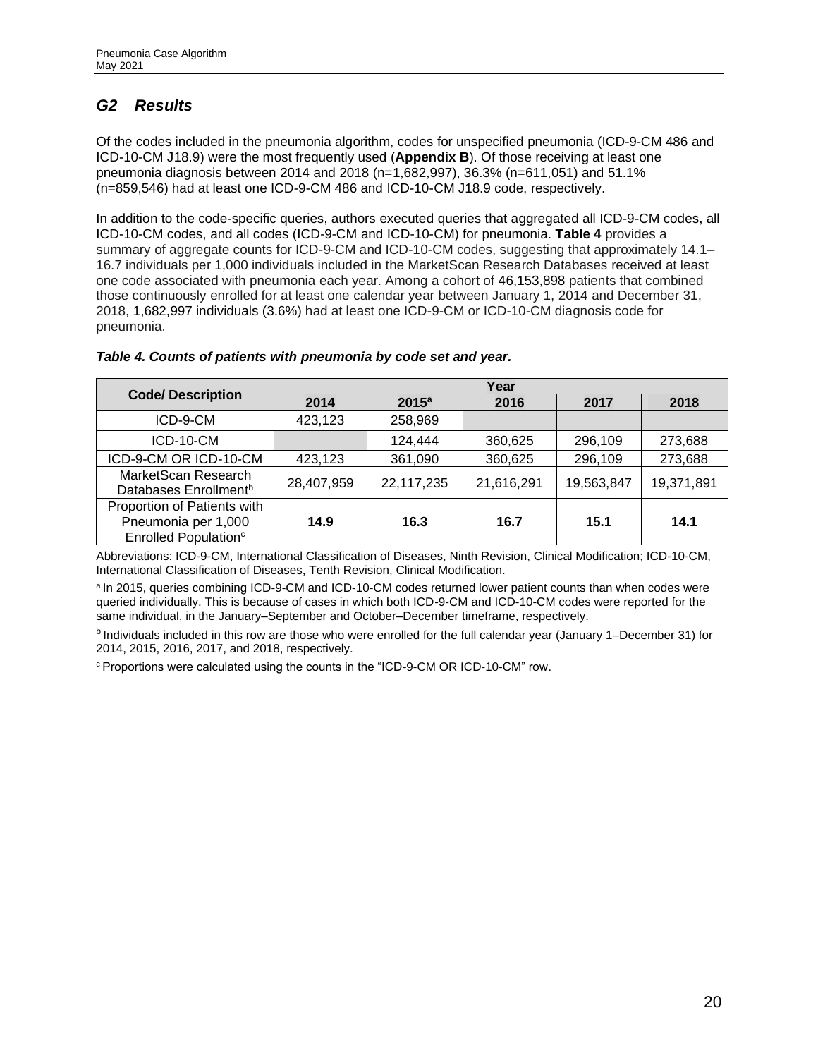## G2 Results

Of the codes included in the pneumonia algorithm, codes for unspecified pneumonia (ICD-9-CM 486 and ICD-10-CM J18.9) were the most frequently used (**Appendix B**). Of those receiving at least one pneumonia diagnosis between 2014 and 2018 (n=1,682,997), 36.3% (n=611,051) and 51.1% (n=859,546) had at least one ICD-9-CM 486 and ICD-10-CM J18.9 code, respectively.

In addition to the code-specific queries, authors executed queries that aggregated all ICD-9-CM codes, all ICD-10-CM codes, and all codes (ICD-9-CM and ICD-10-CM) for pneumonia. **Table 4** provides a summary of aggregate counts for ICD-9-CM and ICD-10-CM codes, suggesting that approximately 14.1–16.7 individuals per 1,000 individuals included in the MarketScan Research Databases received at least one code associated with pneumonia each year. Among a cohort of 46,153,898 patients that combined those continuously enrolled for at least one calendar year between January 1, 2014 and December 31, 2018, 1,682,997 individuals (3.6%) had at least one ICD-9-CM or ICD-10-CM diagnosis code for pneumonia.

***Table 4. Counts of patients with pneumonia by code set and year.***

| Code/ Description | Year | | | | |
|---|---|---|---|---|---|
| | 2014 | 2015[a] | 2016 | 2017 | 2018 |
| ICD-9-CM | 423,123 | 258,969 | | | |
| ICD-10-CM | | 124,444 | 360,625 | 296,109 | 273,688 |
| ICD-9-CM OR ICD-10-CM | 423,123 | 361,090 | 360,625 | 296,109 | 273,688 |
| MarketScan Research Databases Enrollment[b] | 28,407,959 | 22,117,235 | 21,616,291 | 19,563,847 | 19,371,891 |
| Proportion of Patients with Pneumonia per 1,000 Enrolled Population[c] | **14.9** | **16.3** | **16.7** | **15.1** | **14.1** |

Abbreviations: ICD-9-CM, International Classification of Diseases, Ninth Revision, Clinical Modification; ICD-10-CM, International Classification of Diseases, Tenth Revision, Clinical Modification.

[a] In 2015, queries combining ICD-9-CM and ICD-10-CM codes returned lower patient counts than when codes were queried individually. This is because of cases in which both ICD-9-CM and ICD-10-CM codes were reported for the same individual, in the January–September and October–December timeframe, respectively.

[b] Individuals included in this row are those who were enrolled for the full calendar year (January 1–December 31) for 2014, 2015, 2016, 2017, and 2018, respectively.

[c] Proportions were calculated using the counts in the "ICD-9-CM OR ICD-10-CM" row.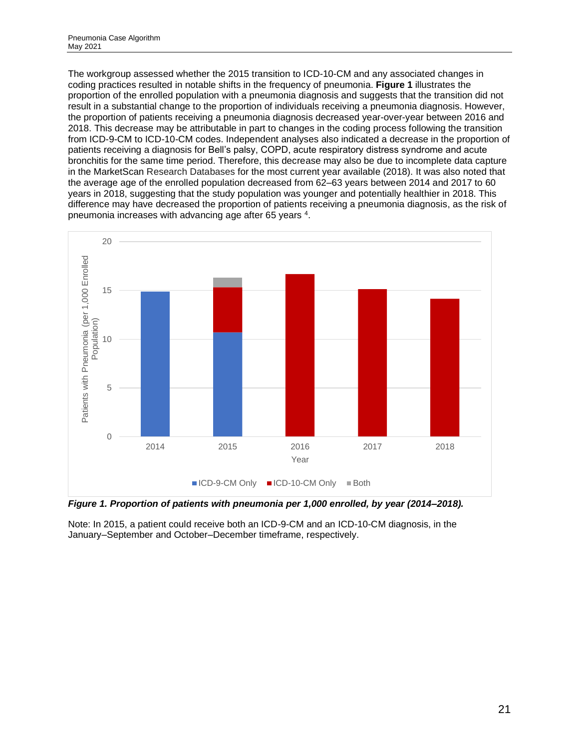The workgroup assessed whether the 2015 transition to ICD-10-CM and any associated changes in coding practices resulted in notable shifts in the frequency of pneumonia. **Figure 1** illustrates the proportion of the enrolled population with a pneumonia diagnosis and suggests that the transition did not result in a substantial change to the proportion of individuals receiving a pneumonia diagnosis. However, the proportion of patients receiving a pneumonia diagnosis decreased year-over-year between 2016 and 2018. This decrease may be attributable in part to changes in the coding process following the transition from ICD-9-CM to ICD-10-CM codes. Independent analyses also indicated a decrease in the proportion of patients receiving a diagnosis for Bell's palsy, COPD, acute respiratory distress syndrome and acute bronchitis for the same time period. Therefore, this decrease may also be due to incomplete data capture in the MarketScan Research Databases for the most current year available (2018). It was also noted that the average age of the enrolled population decreased from 62–63 years between 2014 and 2017 to 60 years in 2018, suggesting that the study population was younger and potentially healthier in 2018. This difference may have decreased the proportion of patients receiving a pneumonia diagnosis, as the risk of pneumonia increases with advancing age after 65 years [4].

***Figure 1. Proportion of patients with pneumonia per 1,000 enrolled, by year (2014–2018).***

Note: In 2015, a patient could receive both an ICD-9-CM and an ICD-10-CM diagnosis, in the January–September and October–December timeframe, respectively.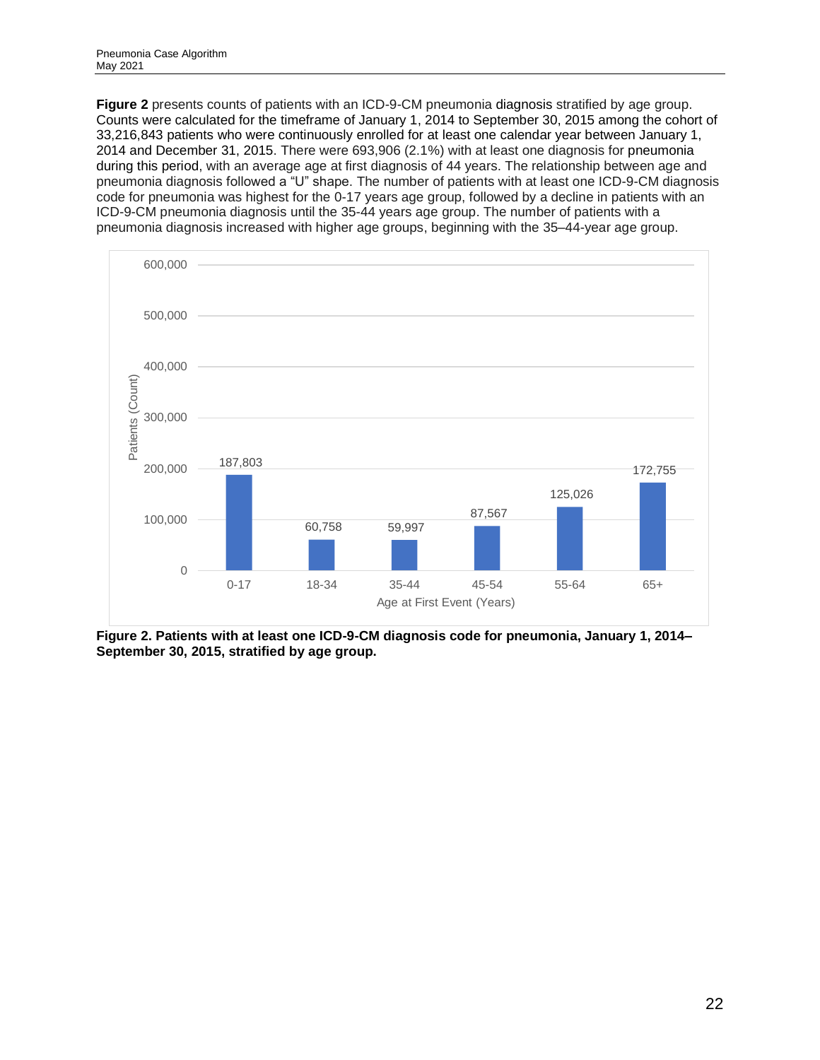**Figure 2** presents counts of patients with an ICD-9-CM pneumonia diagnosis stratified by age group. Counts were calculated for the timeframe of January 1, 2014 to September 30, 2015 among the cohort of 33,216,843 patients who were continuously enrolled for at least one calendar year between January 1, 2014 and December 31, 2015. There were 693,906 (2.1%) with at least one diagnosis for pneumonia during this period, with an average age at first diagnosis of 44 years. The relationship between age and pneumonia diagnosis followed a "U" shape. The number of patients with at least one ICD-9-CM diagnosis code for pneumonia was highest for the 0-17 years age group, followed by a decline in patients with an ICD-9-CM pneumonia diagnosis until the 35-44 years age group. The number of patients with a pneumonia diagnosis increased with higher age groups, beginning with the 35–44-year age group.

| Age at First Event (Years) | Patients (Count) |
| --- | --- |
| 0-17 | 187,803 |
| 18-34 | 60,758 |
| 35-44 | 59,997 |
| 45-54 | 87,567 |
| 55-64 | 125,026 |
| 65+ | 172,755 |

**Figure 2. Patients with at least one ICD-9-CM diagnosis code for pneumonia, January 1, 2014–September 30, 2015, stratified by age group.**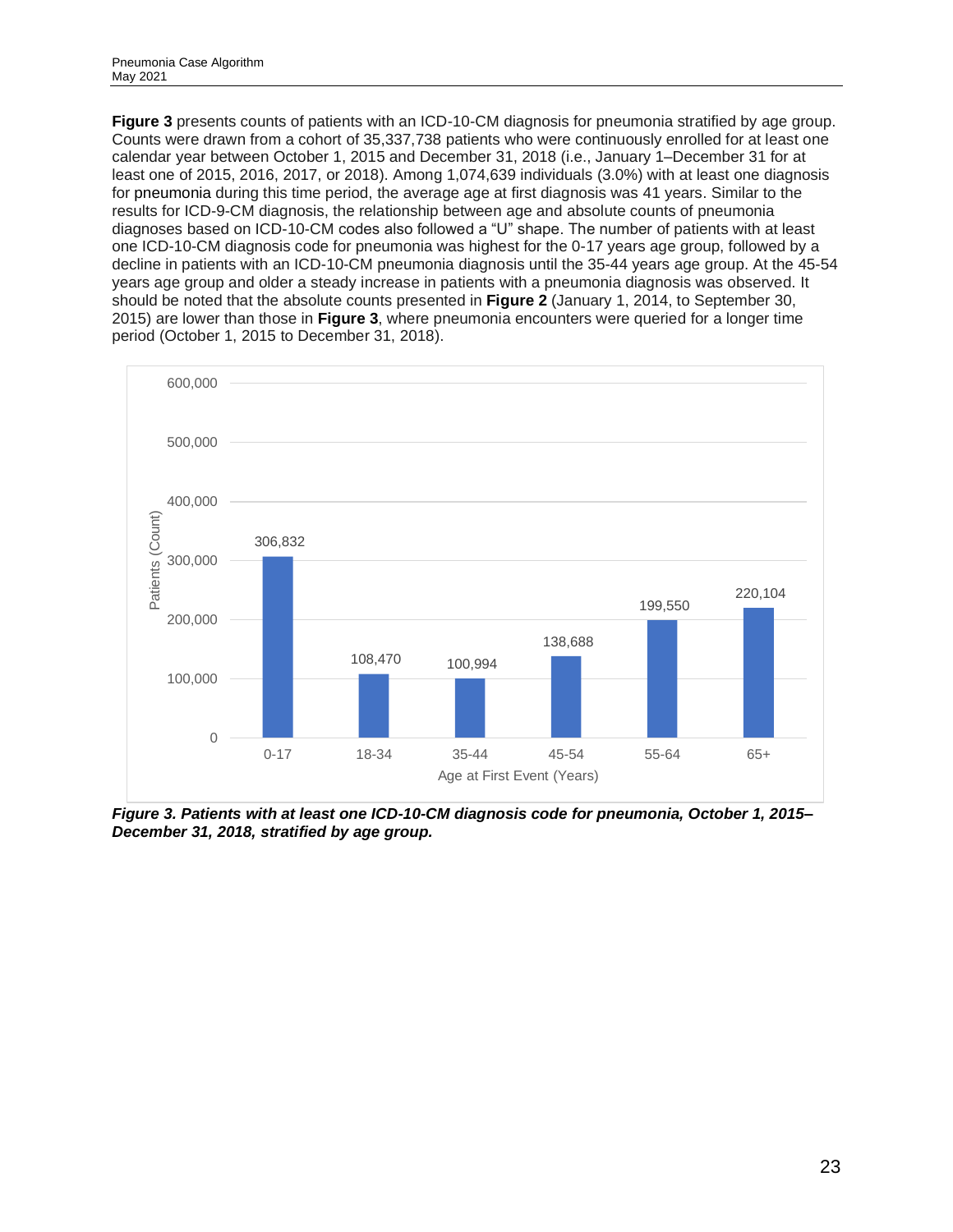**Figure 3** presents counts of patients with an ICD-10-CM diagnosis for pneumonia stratified by age group. Counts were drawn from a cohort of 35,337,738 patients who were continuously enrolled for at least one calendar year between October 1, 2015 and December 31, 2018 (i.e., January 1–December 31 for at least one of 2015, 2016, 2017, or 2018). Among 1,074,639 individuals (3.0%) with at least one diagnosis for pneumonia during this time period, the average age at first diagnosis was 41 years. Similar to the results for ICD-9-CM diagnosis, the relationship between age and absolute counts of pneumonia diagnoses based on ICD-10-CM codes also followed a "U" shape. The number of patients with at least one ICD-10-CM diagnosis code for pneumonia was highest for the 0-17 years age group, followed by a decline in patients with an ICD-10-CM pneumonia diagnosis until the 35-44 years age group. At the 45-54 years age group and older a steady increase in patients with a pneumonia diagnosis was observed. It should be noted that the absolute counts presented in **Figure 2** (January 1, 2014, to September 30, 2015) are lower than those in **Figure 3**, where pneumonia encounters were queried for a longer time period (October 1, 2015 to December 31, 2018).

| Age at First Event (Years) | Patients (Count) |
|---|---|
| 0-17 | 306,832 |
| 18-34 | 108,470 |
| 35-44 | 100,994 |
| 45-54 | 138,688 |
| 55-64 | 199,550 |
| 65+ | 220,104 |

***Figure 3. Patients with at least one ICD-10-CM diagnosis code for pneumonia, October 1, 2015–December 31, 2018, stratified by age group.***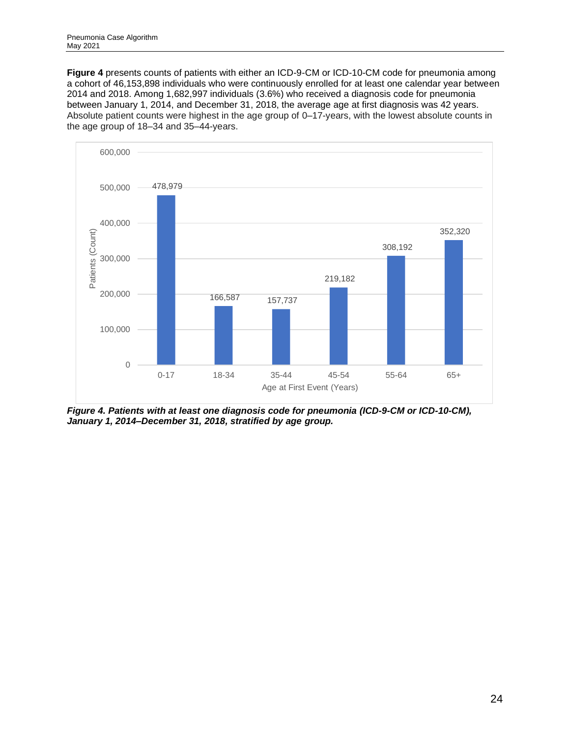**Figure 4** presents counts of patients with either an ICD-9-CM or ICD-10-CM code for pneumonia among a cohort of 46,153,898 individuals who were continuously enrolled for at least one calendar year between 2014 and 2018. Among 1,682,997 individuals (3.6%) who received a diagnosis code for pneumonia between January 1, 2014, and December 31, 2018, the average age at first diagnosis was 42 years. Absolute patient counts were highest in the age group of 0–17-years, with the lowest absolute counts in the age group of 18–34 and 35–44-years.

| Age at First Event (Years) | Patients (Count) |
| --- | --- |
| 0-17 | 478,979 |
| 18-34 | 166,587 |
| 35-44 | 157,737 |
| 45-54 | 219,182 |
| 55-64 | 308,192 |
| 65+ | 352,320 |

***Figure 4. Patients with at least one diagnosis code for pneumonia (ICD-9-CM or ICD-10-CM), January 1, 2014–December 31, 2018, stratified by age group.***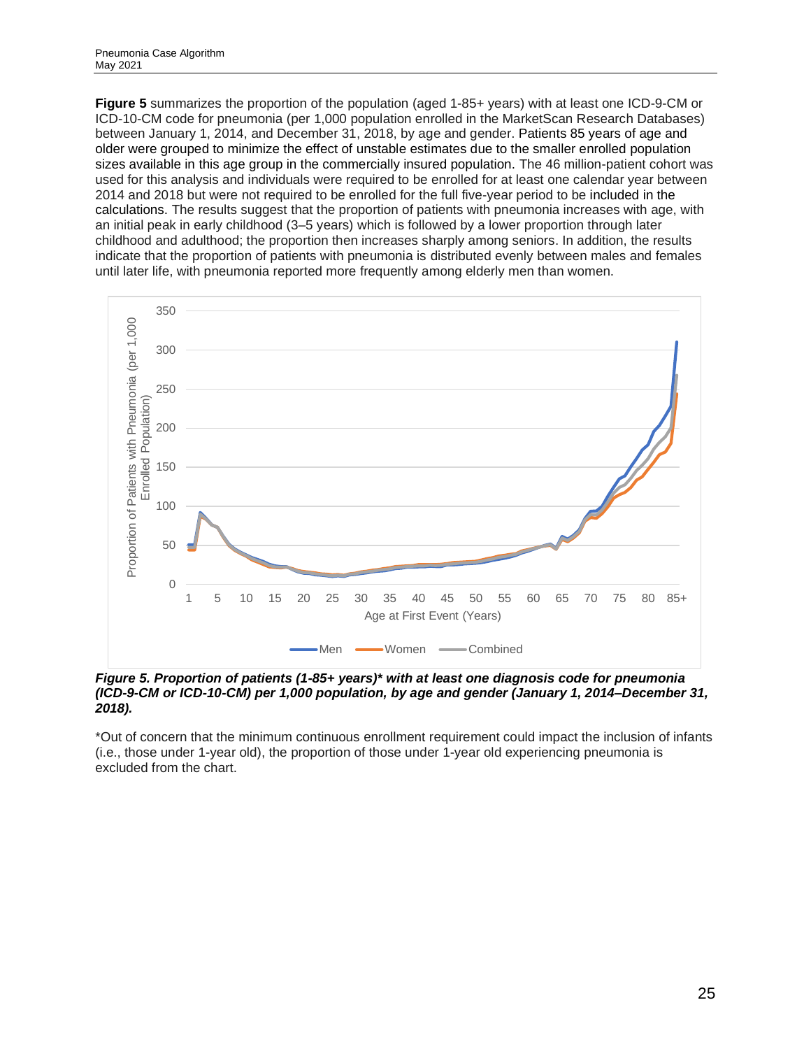**Figure 5** summarizes the proportion of the population (aged 1-85+ years) with at least one ICD-9-CM or ICD-10-CM code for pneumonia (per 1,000 population enrolled in the MarketScan Research Databases) between January 1, 2014, and December 31, 2018, by age and gender. Patients 85 years of age and older were grouped to minimize the effect of unstable estimates due to the smaller enrolled population sizes available in this age group in the commercially insured population. The 46 million-patient cohort was used for this analysis and individuals were required to be enrolled for at least one calendar year between 2014 and 2018 but were not required to be enrolled for the full five-year period to be included in the calculations. The results suggest that the proportion of patients with pneumonia increases with age, with an initial peak in early childhood (3–5 years) which is followed by a lower proportion through later childhood and adulthood; the proportion then increases sharply among seniors. In addition, the results indicate that the proportion of patients with pneumonia is distributed evenly between males and females until later life, with pneumonia reported more frequently among elderly men than women.

***Figure 5. Proportion of patients (1-85+ years)* with at least one diagnosis code for pneumonia (ICD-9-CM or ICD-10-CM) per 1,000 population, by age and gender (January 1, 2014–December 31, 2018).***

*Out of concern that the minimum continuous enrollment requirement could impact the inclusion of infants (i.e., those under 1-year old), the proportion of those under 1-year old experiencing pneumonia is excluded from the chart.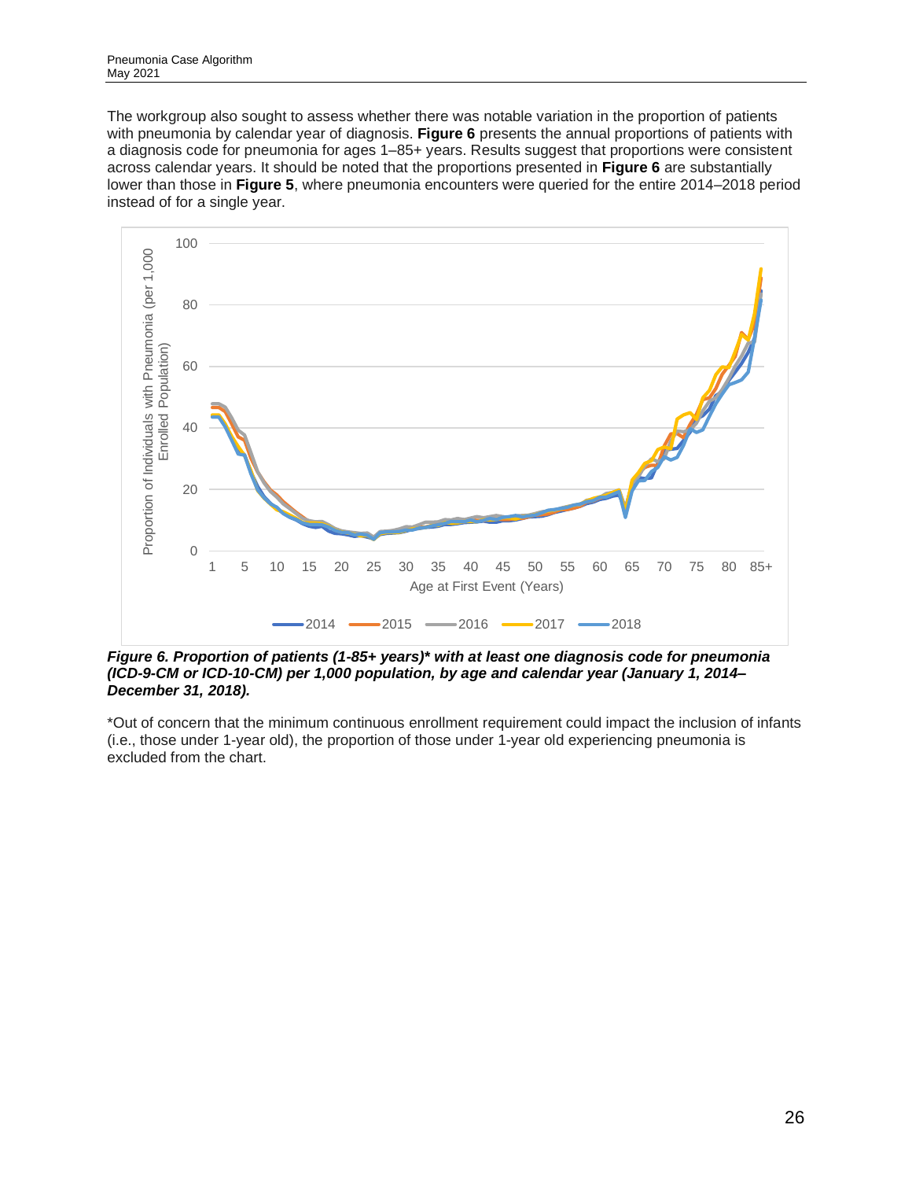The workgroup also sought to assess whether there was notable variation in the proportion of patients with pneumonia by calendar year of diagnosis. **Figure 6** presents the annual proportions of patients with a diagnosis code for pneumonia for ages 1–85+ years. Results suggest that proportions were consistent across calendar years. It should be noted that the proportions presented in **Figure 6** are substantially lower than those in **Figure 5**, where pneumonia encounters were queried for the entire 2014–2018 period instead of for a single year.

***Figure 6. Proportion of patients (1-85+ years)\* with at least one diagnosis code for pneumonia (ICD-9-CM or ICD-10-CM) per 1,000 population, by age and calendar year (January 1, 2014–December 31, 2018).***

*Out of concern that the minimum continuous enrollment requirement could impact the inclusion of infants (i.e., those under 1-year old), the proportion of those under 1-year old experiencing pneumonia is excluded from the chart.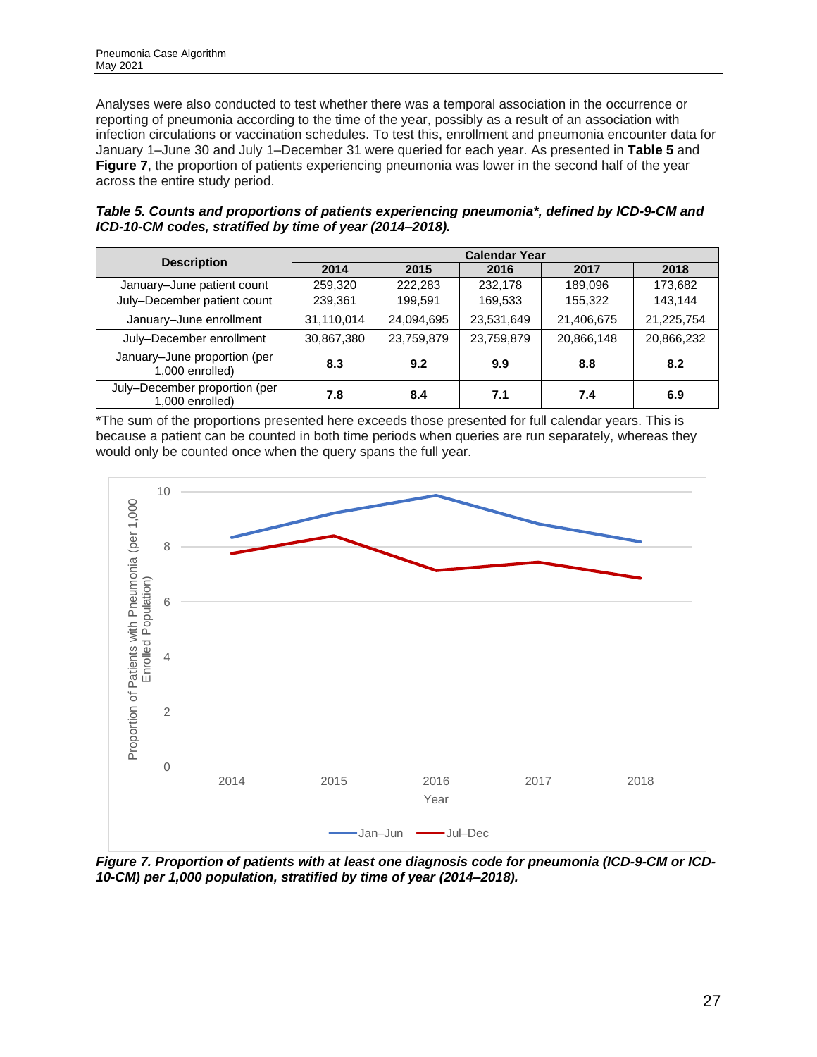Analyses were also conducted to test whether there was a temporal association in the occurrence or reporting of pneumonia according to the time of the year, possibly as a result of an association with infection circulations or vaccination schedules. To test this, enrollment and pneumonia encounter data for January 1–June 30 and July 1–December 31 were queried for each year. As presented in **Table 5** and **Figure 7**, the proportion of patients experiencing pneumonia was lower in the second half of the year across the entire study period.

***Table 5. Counts and proportions of patients experiencing pneumonia*, defined by ICD-9-CM and ICD-10-CM codes, stratified by time of year (2014–2018).***

| Description | Calendar Year | | | | |
|---|---|---|---|---|---|
| | **2014** | **2015** | **2016** | **2017** | **2018** |
| January–June patient count | 259,320 | 222,283 | 232,178 | 189,096 | 173,682 |
| July–December patient count | 239,361 | 199,591 | 169,533 | 155,322 | 143,144 |
| January–June enrollment | 31,110,014 | 24,094,695 | 23,531,649 | 21,406,675 | 21,225,754 |
| July–December enrollment | 30,867,380 | 23,759,879 | 23,759,879 | 20,866,148 | 20,866,232 |
| January–June proportion (per 1,000 enrolled) | **8.3** | **9.2** | **9.9** | **8.8** | **8.2** |
| July–December proportion (per 1,000 enrolled) | **7.8** | **8.4** | **7.1** | **7.4** | **6.9** |

*The sum of the proportions presented here exceeds those presented for full calendar years. This is because a patient can be counted in both time periods when queries are run separately, whereas they would only be counted once when the query spans the full year.

***Figure 7. Proportion of patients with at least one diagnosis code for pneumonia (ICD-9-CM or ICD-10-CM) per 1,000 population, stratified by time of year (2014–2018).***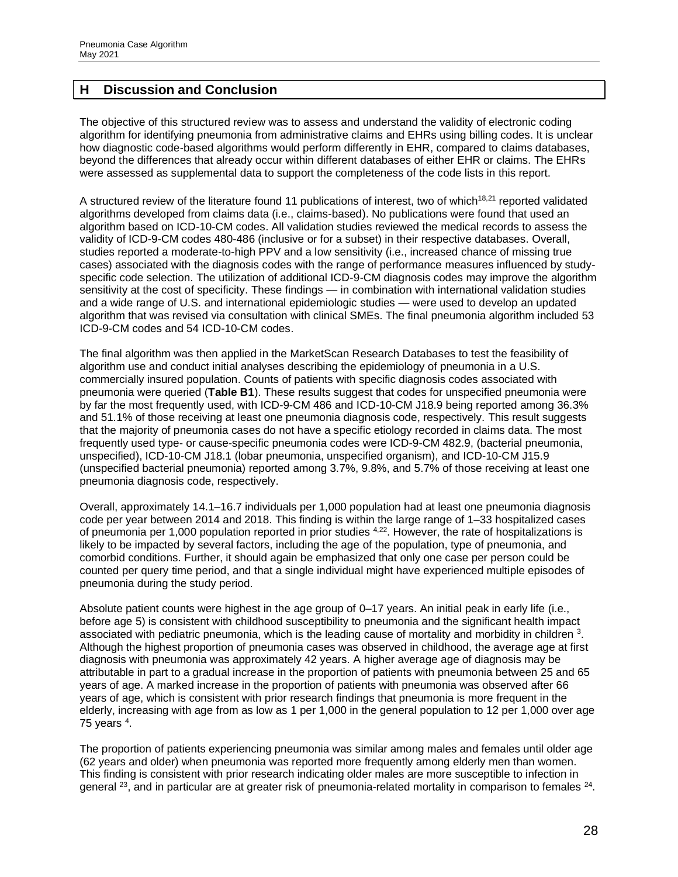## H Discussion and Conclusion

The objective of this structured review was to assess and understand the validity of electronic coding algorithm for identifying pneumonia from administrative claims and EHRs using billing codes. It is unclear how diagnostic code-based algorithms would perform differently in EHR, compared to claims databases, beyond the differences that already occur within different databases of either EHR or claims. The EHRs were assessed as supplemental data to support the completeness of the code lists in this report.

A structured review of the literature found 11 publications of interest, two of which[18,21] reported validated algorithms developed from claims data (i.e., claims-based). No publications were found that used an algorithm based on ICD-10-CM codes. All validation studies reviewed the medical records to assess the validity of ICD-9-CM codes 480-486 (inclusive or for a subset) in their respective databases. Overall, studies reported a moderate-to-high PPV and a low sensitivity (i.e., increased chance of missing true cases) associated with the diagnosis codes with the range of performance measures influenced by study-specific code selection. The utilization of additional ICD-9-CM diagnosis codes may improve the algorithm sensitivity at the cost of specificity. These findings — in combination with international validation studies and a wide range of U.S. and international epidemiologic studies — were used to develop an updated algorithm that was revised via consultation with clinical SMEs. The final pneumonia algorithm included 53 ICD-9-CM codes and 54 ICD-10-CM codes.

The final algorithm was then applied in the MarketScan Research Databases to test the feasibility of algorithm use and conduct initial analyses describing the epidemiology of pneumonia in a U.S. commercially insured population. Counts of patients with specific diagnosis codes associated with pneumonia were queried (**Table B1**). These results suggest that codes for unspecified pneumonia were by far the most frequently used, with ICD-9-CM 486 and ICD-10-CM J18.9 being reported among 36.3% and 51.1% of those receiving at least one pneumonia diagnosis code, respectively. This result suggests that the majority of pneumonia cases do not have a specific etiology recorded in claims data. The most frequently used type- or cause-specific pneumonia codes were ICD-9-CM 482.9, (bacterial pneumonia, unspecified), ICD-10-CM J18.1 (lobar pneumonia, unspecified organism), and ICD-10-CM J15.9 (unspecified bacterial pneumonia) reported among 3.7%, 9.8%, and 5.7% of those receiving at least one pneumonia diagnosis code, respectively.

Overall, approximately 14.1–16.7 individuals per 1,000 population had at least one pneumonia diagnosis code per year between 2014 and 2018. This finding is within the large range of 1–33 hospitalized cases of pneumonia per 1,000 population reported in prior studies [4,22]. However, the rate of hospitalizations is likely to be impacted by several factors, including the age of the population, type of pneumonia, and comorbid conditions. Further, it should again be emphasized that only one case per person could be counted per query time period, and that a single individual might have experienced multiple episodes of pneumonia during the study period.

Absolute patient counts were highest in the age group of 0–17 years. An initial peak in early life (i.e., before age 5) is consistent with childhood susceptibility to pneumonia and the significant health impact associated with pediatric pneumonia, which is the leading cause of mortality and morbidity in children [3]. Although the highest proportion of pneumonia cases was observed in childhood, the average age at first diagnosis with pneumonia was approximately 42 years. A higher average age of diagnosis may be attributable in part to a gradual increase in the proportion of patients with pneumonia between 25 and 65 years of age. A marked increase in the proportion of patients with pneumonia was observed after 66 years of age, which is consistent with prior research findings that pneumonia is more frequent in the elderly, increasing with age from as low as 1 per 1,000 in the general population to 12 per 1,000 over age 75 years [4].

The proportion of patients experiencing pneumonia was similar among males and females until older age (62 years and older) when pneumonia was reported more frequently among elderly men than women. This finding is consistent with prior research indicating older males are more susceptible to infection in general [23], and in particular are at greater risk of pneumonia-related mortality in comparison to females [24].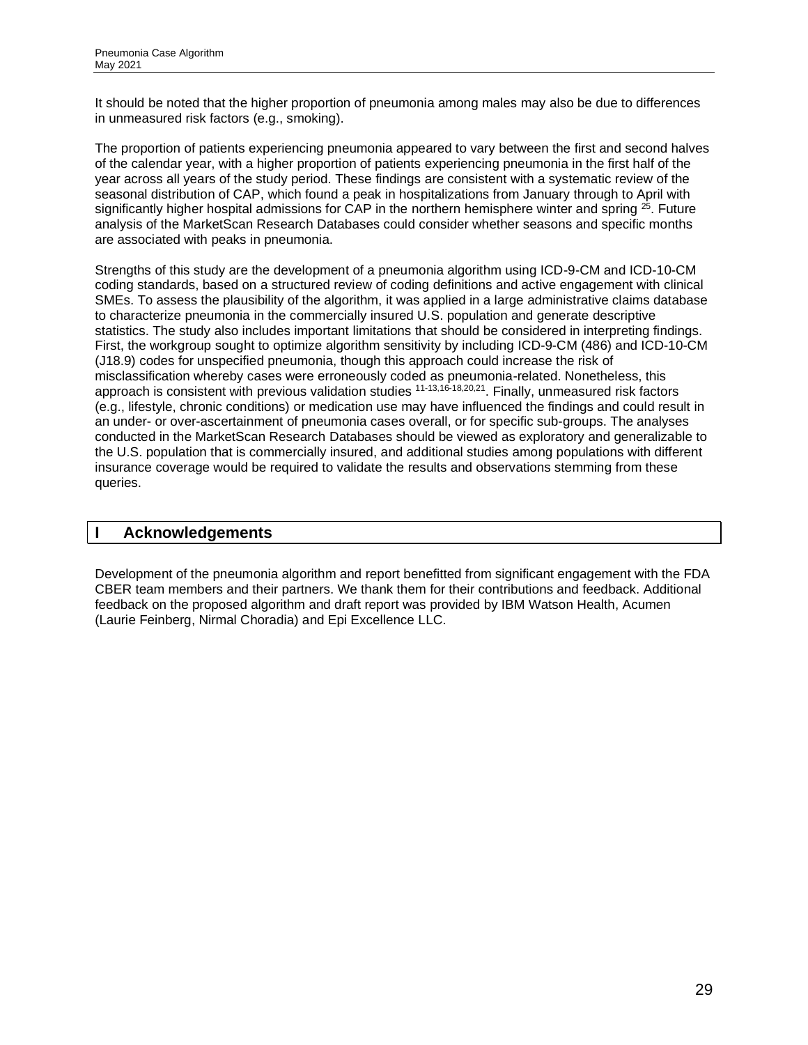It should be noted that the higher proportion of pneumonia among males may also be due to differences in unmeasured risk factors (e.g., smoking).

The proportion of patients experiencing pneumonia appeared to vary between the first and second halves of the calendar year, with a higher proportion of patients experiencing pneumonia in the first half of the year across all years of the study period. These findings are consistent with a systematic review of the seasonal distribution of CAP, which found a peak in hospitalizations from January through to April with significantly higher hospital admissions for CAP in the northern hemisphere winter and spring [25]. Future analysis of the MarketScan Research Databases could consider whether seasons and specific months are associated with peaks in pneumonia.

Strengths of this study are the development of a pneumonia algorithm using ICD-9-CM and ICD-10-CM coding standards, based on a structured review of coding definitions and active engagement with clinical SMEs. To assess the plausibility of the algorithm, it was applied in a large administrative claims database to characterize pneumonia in the commercially insured U.S. population and generate descriptive statistics. The study also includes important limitations that should be considered in interpreting findings. First, the workgroup sought to optimize algorithm sensitivity by including ICD-9-CM (486) and ICD-10-CM (J18.9) codes for unspecified pneumonia, though this approach could increase the risk of misclassification whereby cases were erroneously coded as pneumonia-related. Nonetheless, this approach is consistent with previous validation studies [11-13,16-18,20,21]. Finally, unmeasured risk factors (e.g., lifestyle, chronic conditions) or medication use may have influenced the findings and could result in an under- or over-ascertainment of pneumonia cases overall, or for specific sub-groups. The analyses conducted in the MarketScan Research Databases should be viewed as exploratory and generalizable to the U.S. population that is commercially insured, and additional studies among populations with different insurance coverage would be required to validate the results and observations stemming from these queries.

## I Acknowledgements

Development of the pneumonia algorithm and report benefitted from significant engagement with the FDA CBER team members and their partners. We thank them for their contributions and feedback. Additional feedback on the proposed algorithm and draft report was provided by IBM Watson Health, Acumen (Laurie Feinberg, Nirmal Choradia) and Epi Excellence LLC.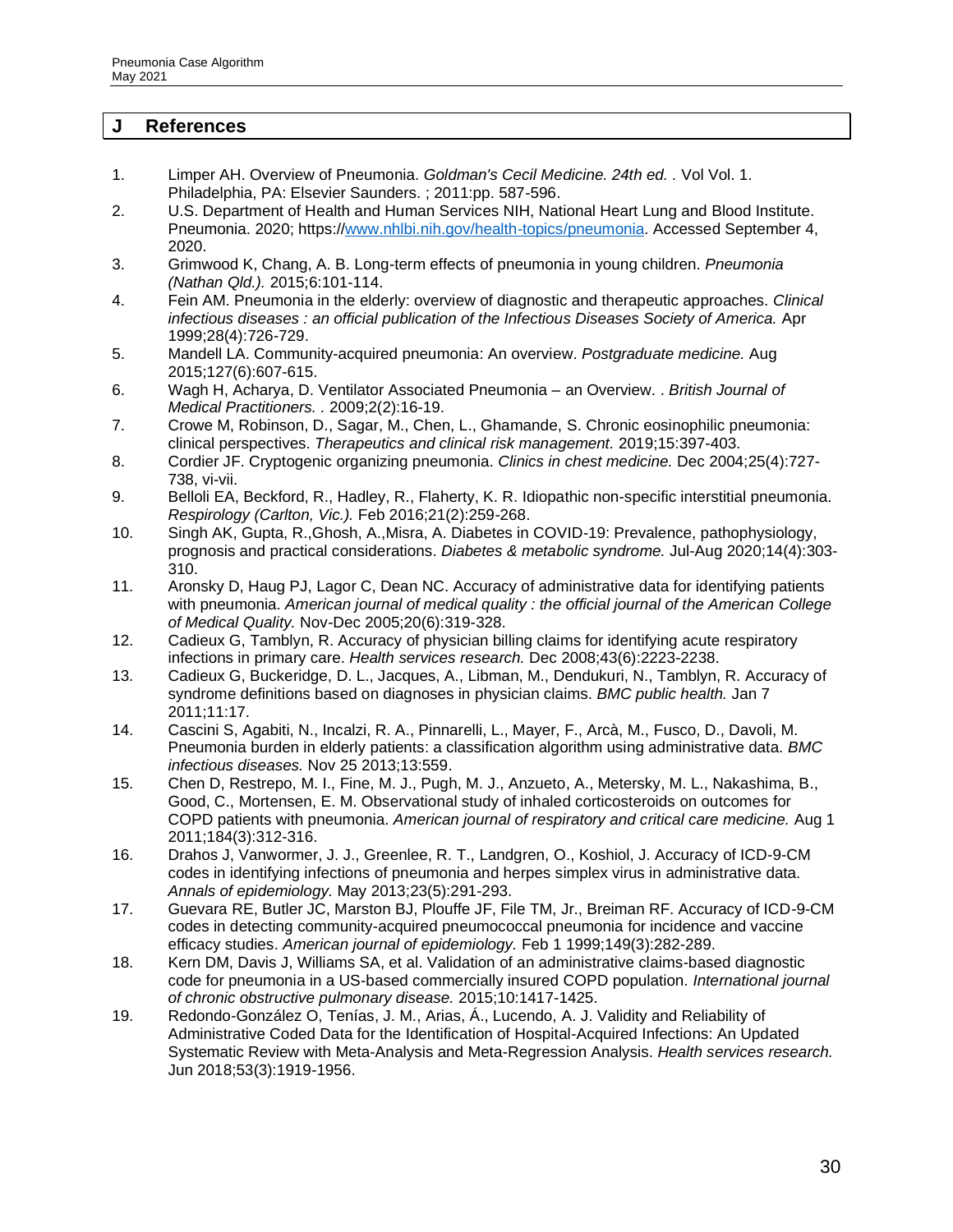## J References

1. Limper AH. Overview of Pneumonia. *Goldman's Cecil Medicine. 24th ed. .* Vol Vol. 1. Philadelphia, PA: Elsevier Saunders. ; 2011:pp. 587-596.
2. U.S. Department of Health and Human Services NIH, National Heart Lung and Blood Institute. Pneumonia. 2020; https://www.nhlbi.nih.gov/health-topics/pneumonia. Accessed September 4, 2020.
3. Grimwood K, Chang, A. B. Long-term effects of pneumonia in young children. *Pneumonia (Nathan Qld.).* 2015;6:101-114.
4. Fein AM. Pneumonia in the elderly: overview of diagnostic and therapeutic approaches. *Clinical infectious diseases : an official publication of the Infectious Diseases Society of America.* Apr 1999;28(4):726-729.
5. Mandell LA. Community-acquired pneumonia: An overview. *Postgraduate medicine.* Aug 2015;127(6):607-615.
6. Wagh H, Acharya, D. Ventilator Associated Pneumonia – an Overview. . *British Journal of Medical Practitioners. .* 2009;2(2):16-19.
7. Crowe M, Robinson, D., Sagar, M., Chen, L., Ghamande, S. Chronic eosinophilic pneumonia: clinical perspectives. *Therapeutics and clinical risk management.* 2019;15:397-403.
8. Cordier JF. Cryptogenic organizing pneumonia. *Clinics in chest medicine.* Dec 2004;25(4):727-738, vi-vii.
9. Belloli EA, Beckford, R., Hadley, R., Flaherty, K. R. Idiopathic non-specific interstitial pneumonia. *Respirology (Carlton, Vic.).* Feb 2016;21(2):259-268.
10. Singh AK, Gupta, R.,Ghosh, A.,Misra, A. Diabetes in COVID-19: Prevalence, pathophysiology, prognosis and practical considerations. *Diabetes & metabolic syndrome.* Jul-Aug 2020;14(4):303-310.
11. Aronsky D, Haug PJ, Lagor C, Dean NC. Accuracy of administrative data for identifying patients with pneumonia. *American journal of medical quality : the official journal of the American College of Medical Quality.* Nov-Dec 2005;20(6):319-328.
12. Cadieux G, Tamblyn, R. Accuracy of physician billing claims for identifying acute respiratory infections in primary care. *Health services research.* Dec 2008;43(6):2223-2238.
13. Cadieux G, Buckeridge, D. L., Jacques, A., Libman, M., Dendukuri, N., Tamblyn, R. Accuracy of syndrome definitions based on diagnoses in physician claims. *BMC public health.* Jan 7 2011;11:17.
14. Cascini S, Agabiti, N., Incalzi, R. A., Pinnarelli, L., Mayer, F., Arcà, M., Fusco, D., Davoli, M. Pneumonia burden in elderly patients: a classification algorithm using administrative data. *BMC infectious diseases.* Nov 25 2013;13:559.
15. Chen D, Restrepo, M. I., Fine, M. J., Pugh, M. J., Anzueto, A., Metersky, M. L., Nakashima, B., Good, C., Mortensen, E. M. Observational study of inhaled corticosteroids on outcomes for COPD patients with pneumonia. *American journal of respiratory and critical care medicine.* Aug 1 2011;184(3):312-316.
16. Drahos J, Vanwormer, J. J., Greenlee, R. T., Landgren, O., Koshiol, J. Accuracy of ICD-9-CM codes in identifying infections of pneumonia and herpes simplex virus in administrative data. *Annals of epidemiology.* May 2013;23(5):291-293.
17. Guevara RE, Butler JC, Marston BJ, Plouffe JF, File TM, Jr., Breiman RF. Accuracy of ICD-9-CM codes in detecting community-acquired pneumococcal pneumonia for incidence and vaccine efficacy studies. *American journal of epidemiology.* Feb 1 1999;149(3):282-289.
18. Kern DM, Davis J, Williams SA, et al. Validation of an administrative claims-based diagnostic code for pneumonia in a US-based commercially insured COPD population. *International journal of chronic obstructive pulmonary disease.* 2015;10:1417-1425.
19. Redondo-González O, Tenías, J. M., Arias, Á., Lucendo, A. J. Validity and Reliability of Administrative Coded Data for the Identification of Hospital-Acquired Infections: An Updated Systematic Review with Meta-Analysis and Meta-Regression Analysis. *Health services research.* Jun 2018;53(3):1919-1956.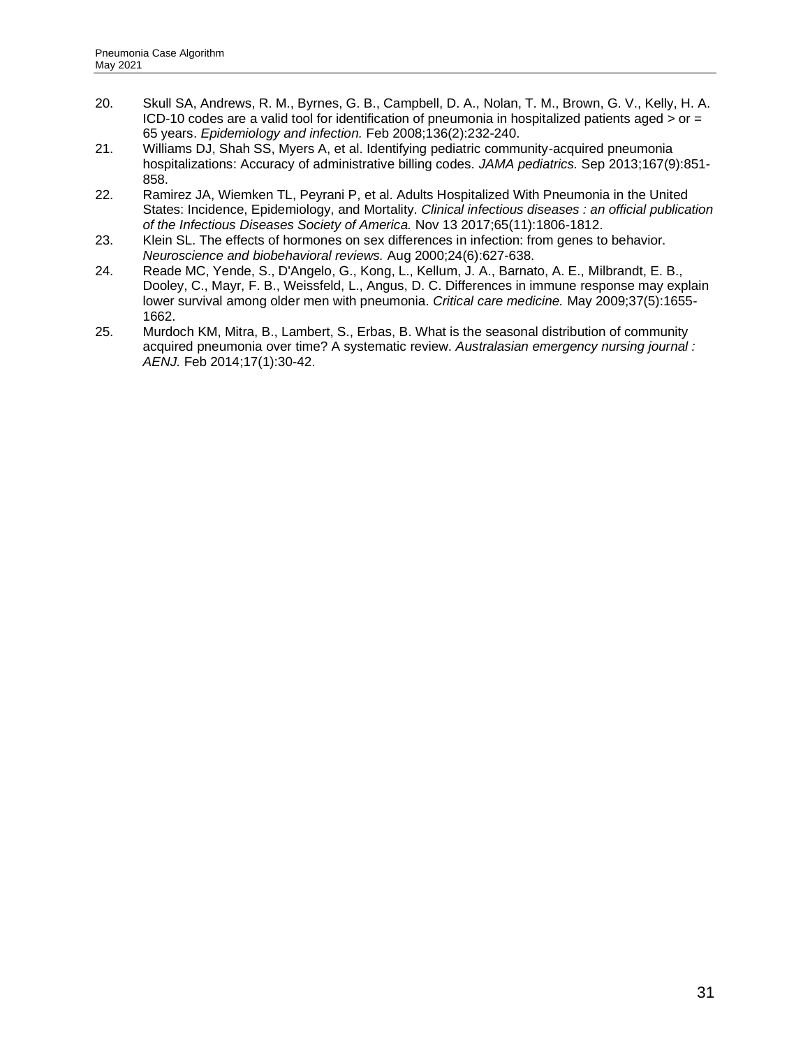20. Skull SA, Andrews, R. M., Byrnes, G. B., Campbell, D. A., Nolan, T. M., Brown, G. V., Kelly, H. A. ICD-10 codes are a valid tool for identification of pneumonia in hospitalized patients aged > or = 65 years. *Epidemiology and infection.* Feb 2008;136(2):232-240.
21. Williams DJ, Shah SS, Myers A, et al. Identifying pediatric community-acquired pneumonia hospitalizations: Accuracy of administrative billing codes. *JAMA pediatrics.* Sep 2013;167(9):851-858.
22. Ramirez JA, Wiemken TL, Peyrani P, et al. Adults Hospitalized With Pneumonia in the United States: Incidence, Epidemiology, and Mortality. *Clinical infectious diseases : an official publication of the Infectious Diseases Society of America.* Nov 13 2017;65(11):1806-1812.
23. Klein SL. The effects of hormones on sex differences in infection: from genes to behavior. *Neuroscience and biobehavioral reviews.* Aug 2000;24(6):627-638.
24. Reade MC, Yende, S., D'Angelo, G., Kong, L., Kellum, J. A., Barnato, A. E., Milbrandt, E. B., Dooley, C., Mayr, F. B., Weissfeld, L., Angus, D. C. Differences in immune response may explain lower survival among older men with pneumonia. *Critical care medicine.* May 2009;37(5):1655-1662.
25. Murdoch KM, Mitra, B., Lambert, S., Erbas, B. What is the seasonal distribution of community acquired pneumonia over time? A systematic review. *Australasian emergency nursing journal : AENJ.* Feb 2014;17(1):30-42.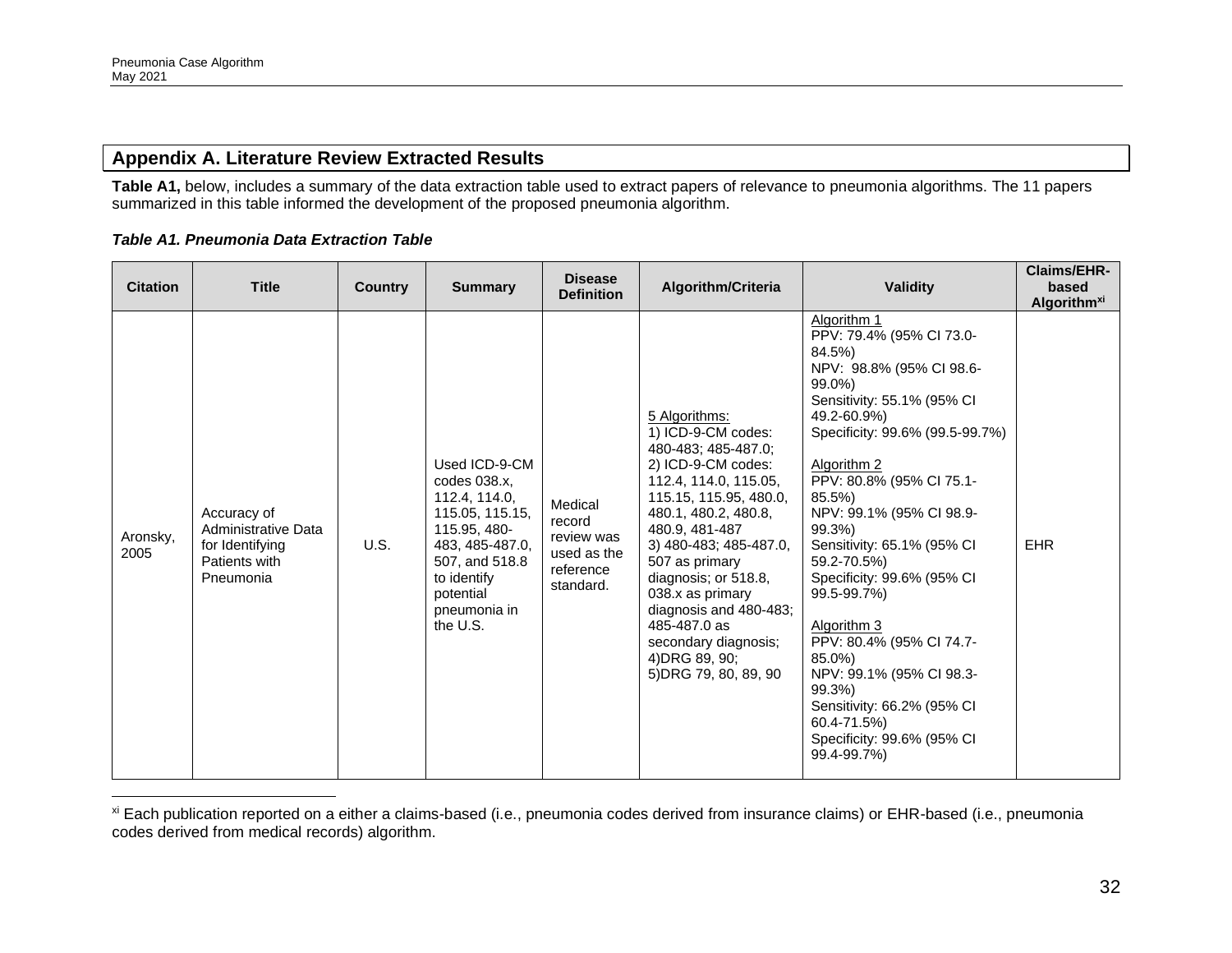## Appendix A. Literature Review Extracted Results

**Table A1,** below, includes a summary of the data extraction table used to extract papers of relevance to pneumonia algorithms. The 11 papers summarized in this table informed the development of the proposed pneumonia algorithm.

***Table A1. Pneumonia Data Extraction Table***

| Citation | Title | Country | Summary | Disease Definition | Algorithm/Criteria | Validity | Claims/EHR-based Algorithm[xi] |
|---|---|---|---|---|---|---|---|
| Aronsky, 2005 | Accuracy of Administrative Data for Identifying Patients with Pneumonia | U.S. | Used ICD-9-CM codes 038.x, 112.4, 114.0, 115.05, 115.15, 115.95, 480-483, 485-487.0, 507, and 518.8 to identify potential pneumonia in the U.S. | Medical record review was used as the reference standard. | 5 Algorithms:<br>1) ICD-9-CM codes: 480-483; 485-487.0;<br>2) ICD-9-CM codes: 112.4, 114.0, 115.05, 115.15, 115.95, 480.0, 480.1, 480.2, 480.8, 480.9, 481-487<br>3) 480-483; 485-487.0, 507 as primary diagnosis; or 518.8, 038.x as primary diagnosis and 480-483; 485-487.0 as secondary diagnosis;<br>4)DRG 89, 90;<br>5)DRG 79, 80, 89, 90 | Algorithm 1<br>PPV: 79.4% (95% CI 73.0-84.5%)<br>NPV: 98.8% (95% CI 98.6-99.0%)<br>Sensitivity: 55.1% (95% CI 49.2-60.9%)<br>Specificity: 99.6% (99.5-99.7%)<br><br>Algorithm 2<br>PPV: 80.8% (95% CI 75.1-85.5%)<br>NPV: 99.1% (95% CI 98.9-99.3%)<br>Sensitivity: 65.1% (95% CI 59.2-70.5%)<br>Specificity: 99.6% (95% CI 99.5-99.7%)<br><br>Algorithm 3<br>PPV: 80.4% (95% CI 74.7-85.0%)<br>NPV: 99.1% (95% CI 98.3-99.3%)<br>Sensitivity: 66.2% (95% CI 60.4-71.5%)<br>Specificity: 99.6% (95% CI 99.4-99.7%) | EHR |

[xi] Each publication reported on a either a claims-based (i.e., pneumonia codes derived from insurance claims) or EHR-based (i.e., pneumonia codes derived from medical records) algorithm.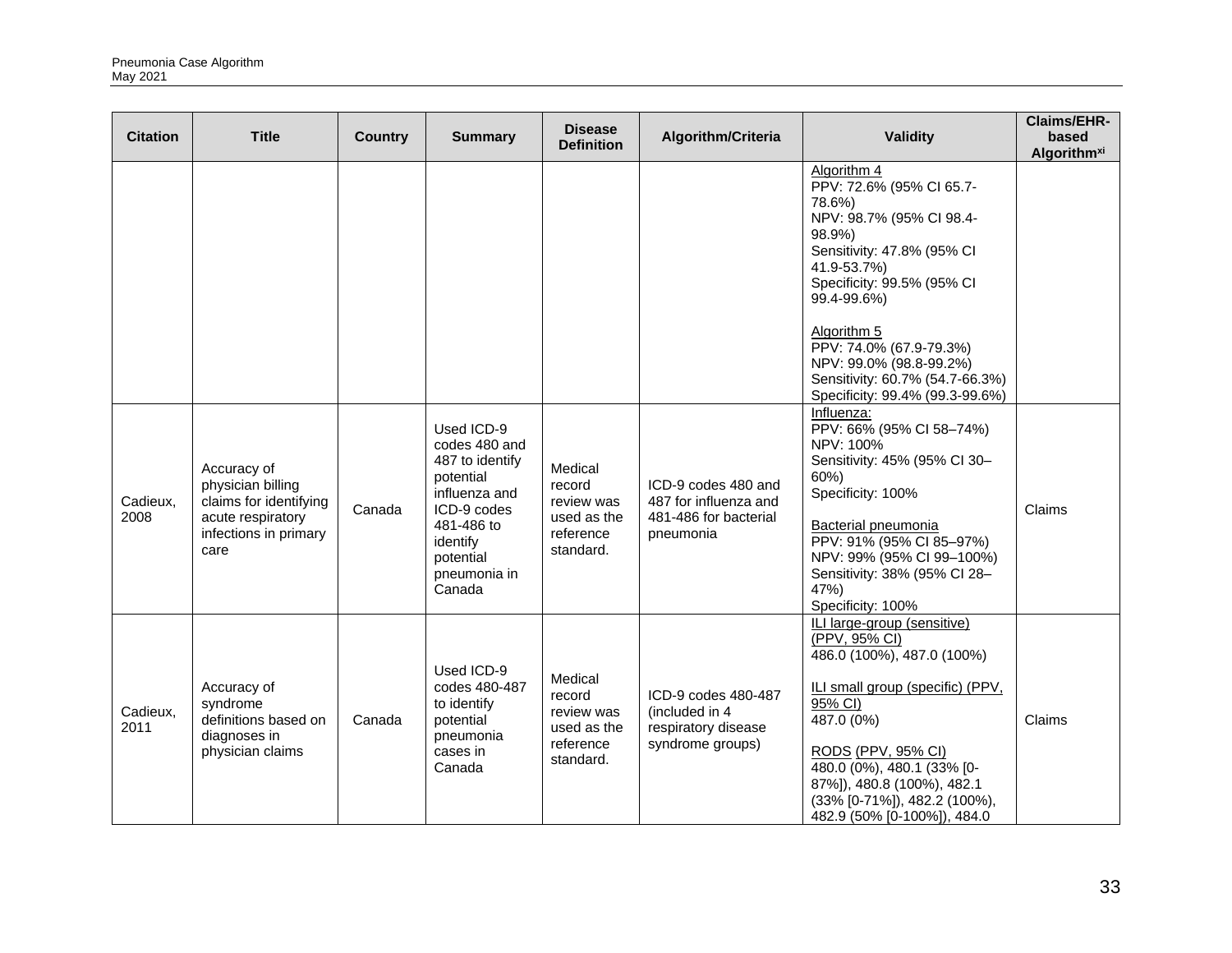| Citation | Title | Country | Summary | Disease Definition | Algorithm/Criteria | Validity | Claims/EHR-based Algorithm[xi] |
|---|---|---|---|---|---|---|---|
| | | | | | | Algorithm 4<br>PPV: 72.6% (95% CI 65.7-78.6%)<br>NPV: 98.7% (95% CI 98.4-98.9%)<br>Sensitivity: 47.8% (95% CI 41.9-53.7%)<br>Specificity: 99.5% (95% CI 99.4-99.6%)<br><br>Algorithm 5<br>PPV: 74.0% (67.9-79.3%)<br>NPV: 99.0% (98.8-99.2%)<br>Sensitivity: 60.7% (54.7-66.3%)<br>Specificity: 99.4% (99.3-99.6%) | |
| Cadieux, 2008 | Accuracy of physician billing claims for identifying acute respiratory infections in primary care | Canada | Used ICD-9 codes 480 and 487 to identify potential influenza and ICD-9 codes 481-486 to identify potential pneumonia in Canada | Medical record review was used as the reference standard. | ICD-9 codes 480 and 487 for influenza and 481-486 for bacterial pneumonia | Influenza:<br>PPV: 66% (95% CI 58–74%)<br>NPV: 100%<br>Sensitivity: 45% (95% CI 30–60%)<br>Specificity: 100%<br><br>Bacterial pneumonia<br>PPV: 91% (95% CI 85–97%)<br>NPV: 99% (95% CI 99–100%)<br>Sensitivity: 38% (95% CI 28–47%)<br>Specificity: 100% | Claims |
| Cadieux, 2011 | Accuracy of syndrome definitions based on diagnoses in physician claims | Canada | Used ICD-9 codes 480-487 to identify potential pneumonia cases in Canada | Medical record review was used as the reference standard. | ICD-9 codes 480-487 (included in 4 respiratory disease syndrome groups) | ILI large-group (sensitive) (PPV, 95% CI)<br>486.0 (100%), 487.0 (100%)<br><br>ILI small group (specific) (PPV, 95% CI)<br>487.0 (0%)<br><br>RODS (PPV, 95% CI)<br>480.0 (0%), 480.1 (33% [0-87%]), 480.8 (100%), 482.1 (33% [0-71%]), 482.2 (100%), 482.9 (50% [0-100%]), 484.0 | Claims |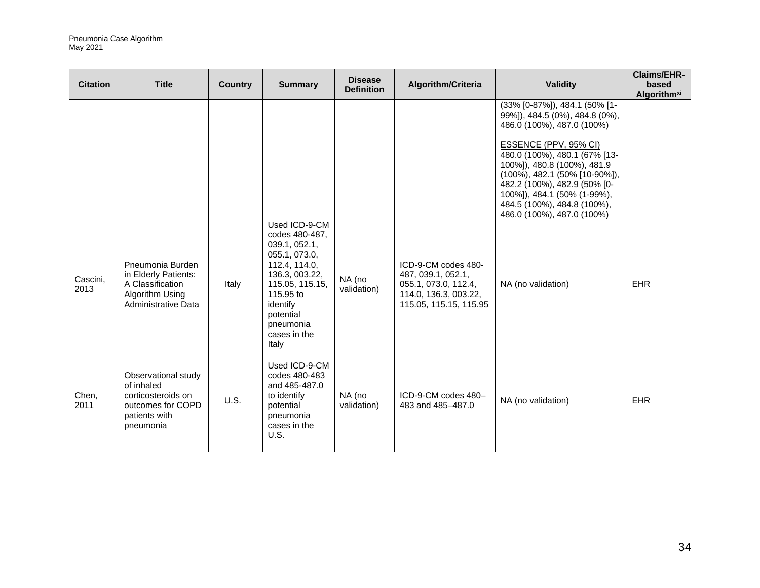| Citation | Title | Country | Summary | Disease Definition | Algorithm/Criteria | Validity | Claims/EHR-based Algorithm[xi] |
|---|---|---|---|---|---|---|---|
| | | | | | | (33% [0-87%]), 484.1 (50% [1-99%]), 484.5 (0%), 484.8 (0%), 486.0 (100%), 487.0 (100%)<br><br>ESSENCE (PPV, 95% CI)<br>480.0 (100%), 480.1 (67% [13-100%]), 480.8 (100%), 481.9 (100%), 482.1 (50% [10-90%]), 482.2 (100%), 482.9 (50% [0-100%]), 484.1 (50% (1-99%), 484.5 (100%), 484.8 (100%), 486.0 (100%), 487.0 (100%) | |
| Cascini, 2013 | Pneumonia Burden in Elderly Patients: A Classification Algorithm Using Administrative Data | Italy | Used ICD-9-CM codes 480-487, 039.1, 052.1, 055.1, 073.0, 112.4, 114.0, 136.3, 003.22, 115.05, 115.15, 115.95 to identify potential pneumonia cases in the Italy | NA (no validation) | ICD-9-CM codes 480-487, 039.1, 052.1, 055.1, 073.0, 112.4, 114.0, 136.3, 003.22, 115.05, 115.15, 115.95 | NA (no validation) | EHR |
| Chen, 2011 | Observational study of inhaled corticosteroids on outcomes for COPD patients with pneumonia | U.S. | Used ICD-9-CM codes 480-483 and 485-487.0 to identify potential pneumonia cases in the U.S. | NA (no validation) | ICD-9-CM codes 480–483 and 485–487.0 | NA (no validation) | EHR |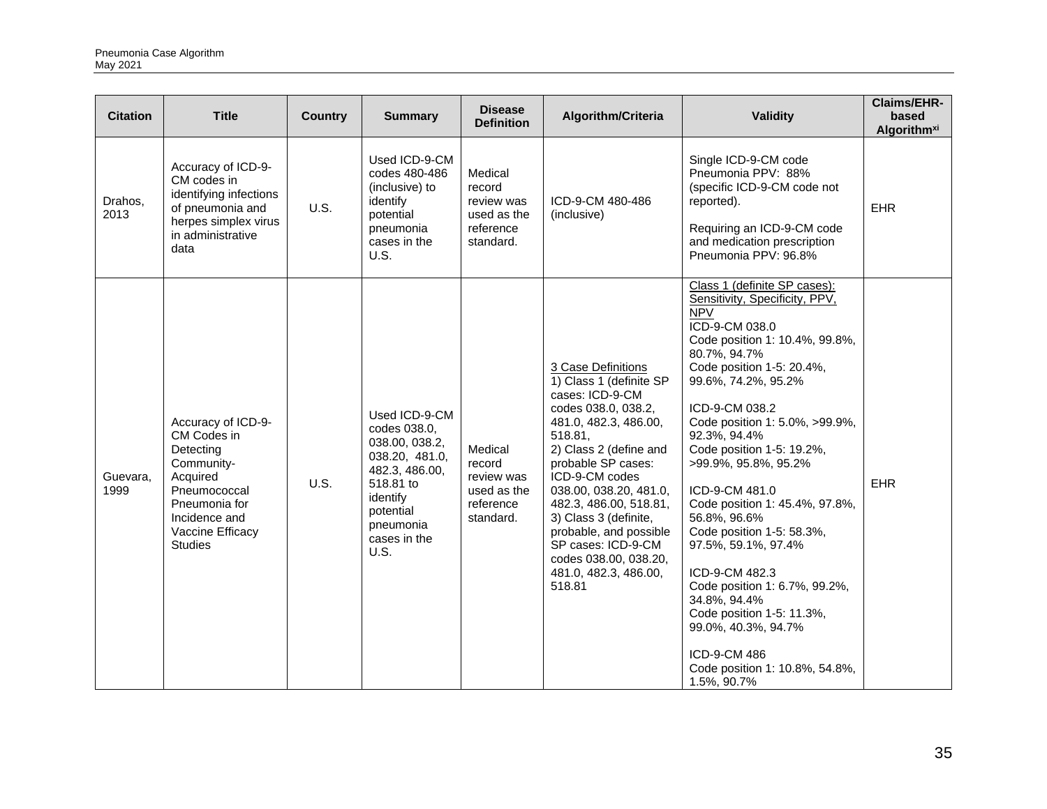| Citation | Title | Country | Summary | Disease Definition | Algorithm/Criteria | Validity | Claims/EHR-based Algorithm[xi] |
|---|---|---|---|---|---|---|---|
| Drahos, 2013 | Accuracy of ICD-9-CM codes in identifying infections of pneumonia and herpes simplex virus in administrative data | U.S. | Used ICD-9-CM codes 480-486 (inclusive) to identify potential pneumonia cases in the U.S. | Medical record review was used as the reference standard. | ICD-9-CM 480-486 (inclusive) | Single ICD-9-CM code Pneumonia PPV: 88% (specific ICD-9-CM code not reported).<br><br>Requiring an ICD-9-CM code and medication prescription Pneumonia PPV: 96.8% | EHR |
| Guevara, 1999 | Accuracy of ICD-9-CM Codes in Detecting Community-Acquired Pneumococcal Pneumonia for Incidence and Vaccine Efficacy Studies | U.S. | Used ICD-9-CM codes 038.0, 038.00, 038.2, 038.20, 481.0, 482.3, 486.00, 518.81 to identify potential pneumonia cases in the U.S. | Medical record review was used as the reference standard. | 3 Case Definitions<br>1) Class 1 (definite SP cases: ICD-9-CM codes 038.0, 038.2, 481.0, 482.3, 486.00, 518.81,<br>2) Class 2 (define and probable SP cases: ICD-9-CM codes 038.00, 038.20, 481.0, 482.3, 486.00, 518.81,<br>3) Class 3 (definite, probable, and possible SP cases: ICD-9-CM codes 038.00, 038.20, 481.0, 482.3, 486.00, 518.81 | Class 1 (definite SP cases): Sensitivity, Specificity, PPV, NPV<br>ICD-9-CM 038.0<br>Code position 1: 10.4%, 99.8%, 80.7%, 94.7%<br>Code position 1-5: 20.4%, 99.6%, 74.2%, 95.2%<br><br>ICD-9-CM 038.2<br>Code position 1: 5.0%, >99.9%, 92.3%, 94.4%<br>Code position 1-5: 19.2%, >99.9%, 95.8%, 95.2%<br><br>ICD-9-CM 481.0<br>Code position 1: 45.4%, 97.8%, 56.8%, 96.6%<br>Code position 1-5: 58.3%, 97.5%, 59.1%, 97.4%<br><br>ICD-9-CM 482.3<br>Code position 1: 6.7%, 99.2%, 34.8%, 94.4%<br>Code position 1-5: 11.3%, 99.0%, 40.3%, 94.7%<br><br>ICD-9-CM 486<br>Code position 1: 10.8%, 54.8%, 1.5%, 90.7% | EHR |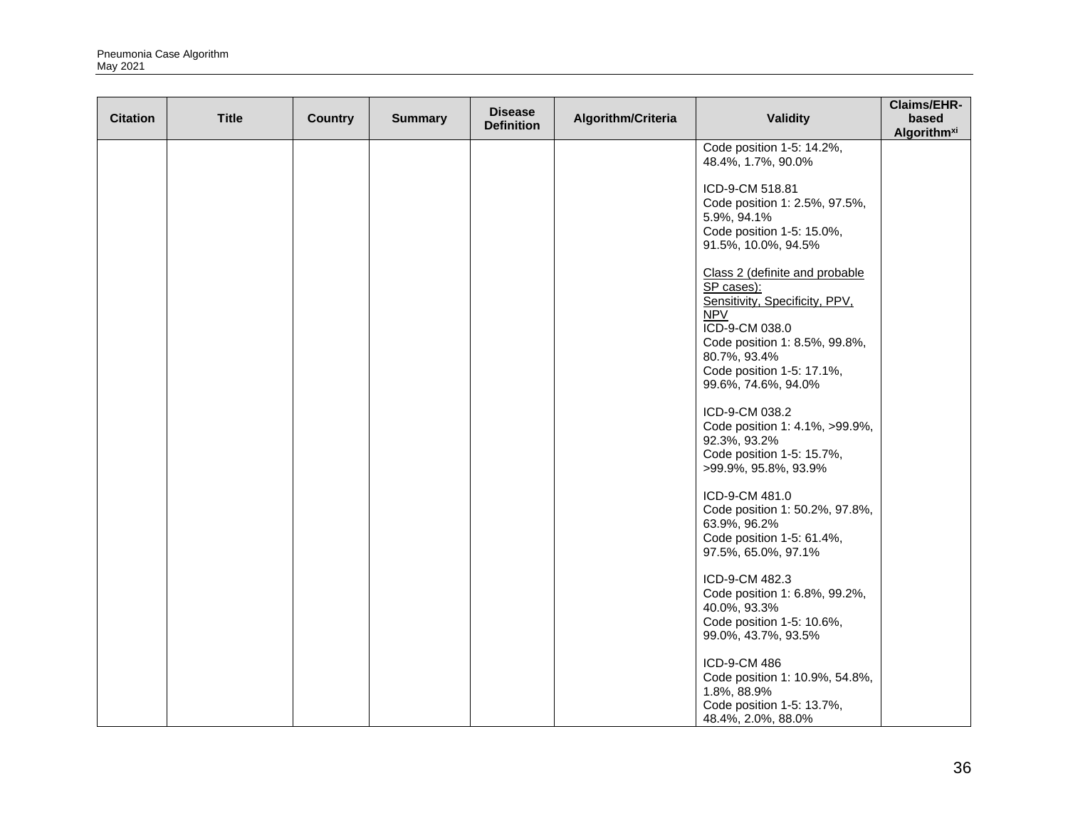| Citation | Title | Country | Summary | Disease Definition | Algorithm/Criteria | Validity | Claims/EHR-based Algorithm[xi] |
|---|---|---|---|---|---|---|---|
| | | | | | | Code position 1-5: 14.2%, 48.4%, 1.7%, 90.0%<br><br>ICD-9-CM 518.81<br>Code position 1: 2.5%, 97.5%, 5.9%, 94.1%<br>Code position 1-5: 15.0%, 91.5%, 10.0%, 94.5%<br><br>Class 2 (definite and probable SP cases):<br>Sensitivity, Specificity, PPV, NPV<br>ICD-9-CM 038.0<br>Code position 1: 8.5%, 99.8%, 80.7%, 93.4%<br>Code position 1-5: 17.1%, 99.6%, 74.6%, 94.0%<br><br>ICD-9-CM 038.2<br>Code position 1: 4.1%, >99.9%, 92.3%, 93.2%<br>Code position 1-5: 15.7%, >99.9%, 95.8%, 93.9%<br><br>ICD-9-CM 481.0<br>Code position 1: 50.2%, 97.8%, 63.9%, 96.2%<br>Code position 1-5: 61.4%, 97.5%, 65.0%, 97.1%<br><br>ICD-9-CM 482.3<br>Code position 1: 6.8%, 99.2%, 40.0%, 93.3%<br>Code position 1-5: 10.6%, 99.0%, 43.7%, 93.5%<br><br>ICD-9-CM 486<br>Code position 1: 10.9%, 54.8%, 1.8%, 88.9%<br>Code position 1-5: 13.7%, 48.4%, 2.0%, 88.0% | |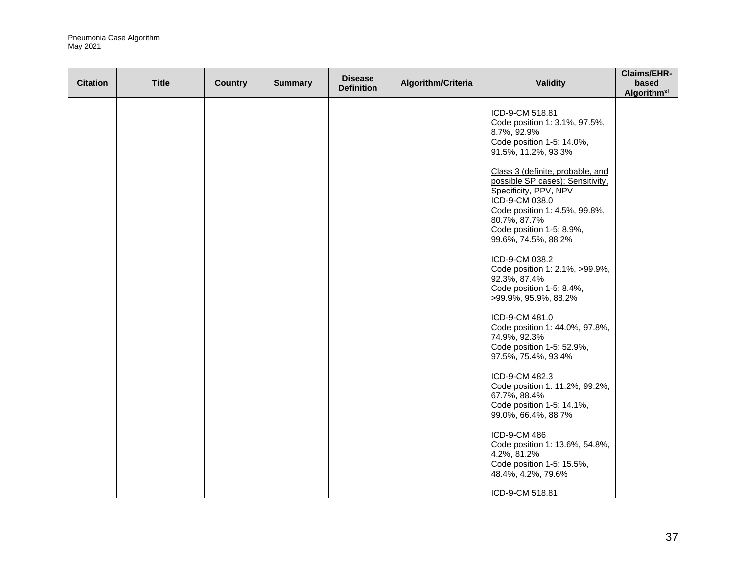| Citation | Title | Country | Summary | Disease Definition | Algorithm/Criteria | Validity | Claims/EHR-based Algorithm[xi] |
|---|---|---|---|---|---|---|---|
| | | | | | | ICD-9-CM 518.81<br>Code position 1: 3.1%, 97.5%, 8.7%, 92.9%<br>Code position 1-5: 14.0%, 91.5%, 11.2%, 93.3%<br><br><u>Class 3 (definite, probable, and possible SP cases): Sensitivity, Specificity, PPV, NPV</u><br>ICD-9-CM 038.0<br>Code position 1: 4.5%, 99.8%, 80.7%, 87.7%<br>Code position 1-5: 8.9%, 99.6%, 74.5%, 88.2%<br><br>ICD-9-CM 038.2<br>Code position 1: 2.1%, >99.9%, 92.3%, 87.4%<br>Code position 1-5: 8.4%, >99.9%, 95.9%, 88.2%<br><br>ICD-9-CM 481.0<br>Code position 1: 44.0%, 97.8%, 74.9%, 92.3%<br>Code position 1-5: 52.9%, 97.5%, 75.4%, 93.4%<br><br>ICD-9-CM 482.3<br>Code position 1: 11.2%, 99.2%, 67.7%, 88.4%<br>Code position 1-5: 14.1%, 99.0%, 66.4%, 88.7%<br><br>ICD-9-CM 486<br>Code position 1: 13.6%, 54.8%, 4.2%, 81.2%<br>Code position 1-5: 15.5%, 48.4%, 4.2%, 79.6%<br><br>ICD-9-CM 518.81 | |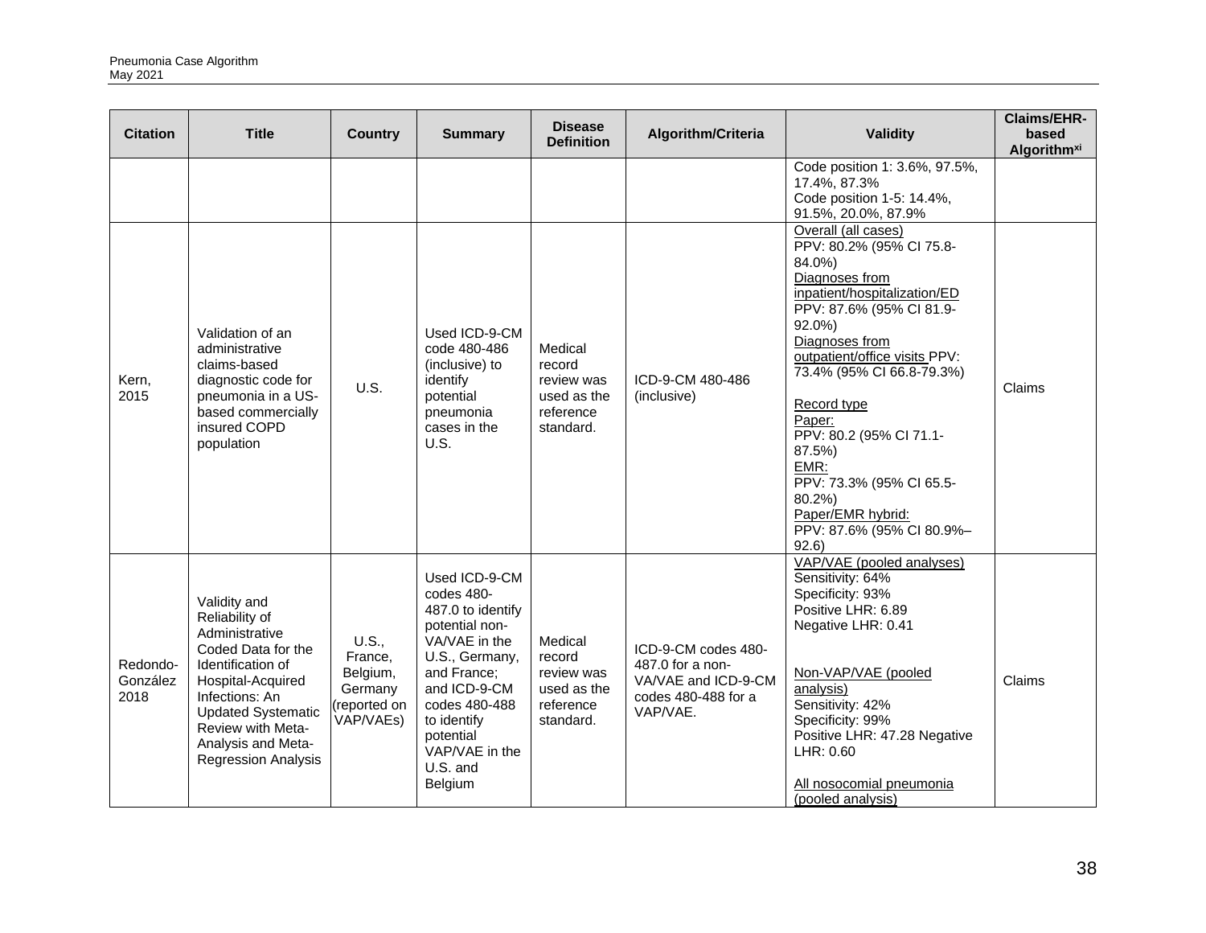| Citation | Title | Country | Summary | Disease Definition | Algorithm/Criteria | Validity | Claims/EHR-based Algorithm[xi] |
|---|---|---|---|---|---|---|---|
| | | | | | | Code position 1: 3.6%, 97.5%, 17.4%, 87.3%<br>Code position 1-5: 14.4%, 91.5%, 20.0%, 87.9% | |
| Kern, 2015 | Validation of an administrative claims-based diagnostic code for pneumonia in a US-based commercially insured COPD population | U.S. | Used ICD-9-CM code 480-486 (inclusive) to identify potential pneumonia cases in the U.S. | Medical record review was used as the reference standard. | ICD-9-CM 480-486 (inclusive) | Overall (all cases)<br>PPV: 80.2% (95% CI 75.8-84.0%)<br>Diagnoses from inpatient/hospitalization/ED<br>PPV: 87.6% (95% CI 81.9-92.0%)<br>Diagnoses from outpatient/office visits PPV: 73.4% (95% CI 66.8-79.3%)<br><br>Record type<br>Paper:<br>PPV: 80.2 (95% CI 71.1-87.5%)<br>EMR:<br>PPV: 73.3% (95% CI 65.5-80.2%)<br>Paper/EMR hybrid:<br>PPV: 87.6% (95% CI 80.9%–92.6) | Claims |
| Redondo-González 2018 | Validity and Reliability of Administrative Coded Data for the Identification of Hospital-Acquired Infections: An Updated Systematic Review with Meta-Analysis and Meta-Regression Analysis | U.S., France, Belgium, Germany (reported on VAP/VAEs) | Used ICD-9-CM codes 480-487.0 to identify potential non-VA/VAE in the U.S., Germany, and France; and ICD-9-CM codes 480-488 to identify potential VAP/VAE in the U.S. and Belgium | Medical record review was used as the reference standard. | ICD-9-CM codes 480-487.0 for a non-VA/VAE and ICD-9-CM codes 480-488 for a VAP/VAE. | VAP/VAE (pooled analyses)<br>Sensitivity: 64%<br>Specificity: 93%<br>Positive LHR: 6.89<br>Negative LHR: 0.41<br><br>Non-VAP/VAE (pooled analysis)<br>Sensitivity: 42%<br>Specificity: 99%<br>Positive LHR: 47.28 Negative LHR: 0.60<br><br>All nosocomial pneumonia (pooled analysis) | Claims |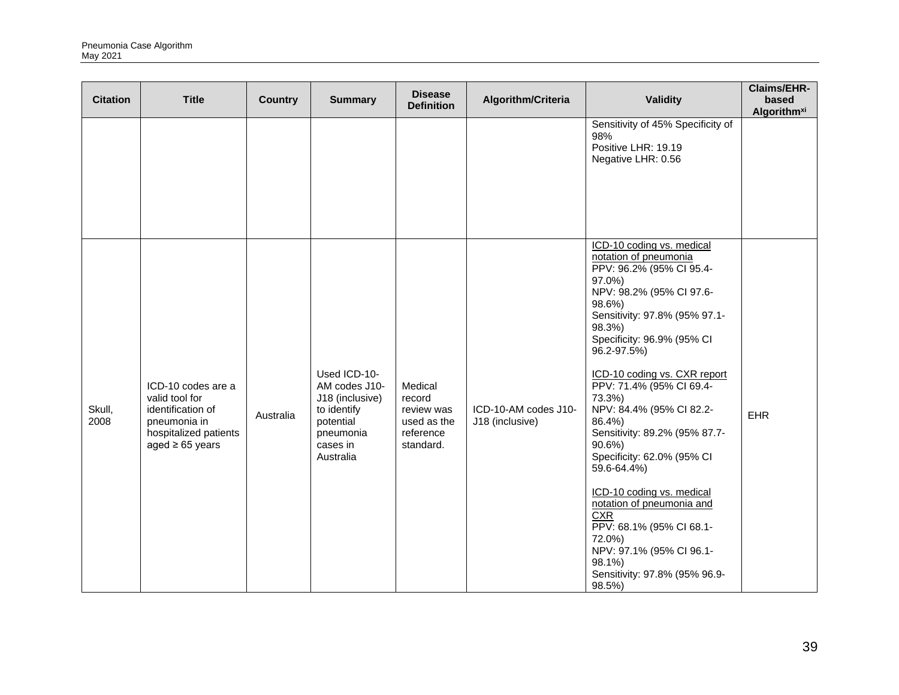| Citation | Title | Country | Summary | Disease Definition | Algorithm/Criteria | Validity | Claims/EHR-based Algorithm[xi] |
|---|---|---|---|---|---|---|---|
| | | | | | | Sensitivity of 45% Specificity of 98%<br>Positive LHR: 19.19<br>Negative LHR: 0.56 | |
| Skull, 2008 | ICD-10 codes are a valid tool for identification of pneumonia in hospitalized patients aged ≥ 65 years | Australia | Used ICD-10-AM codes J10-J18 (inclusive) to identify potential pneumonia cases in Australia | Medical record review was used as the reference standard. | ICD-10-AM codes J10-J18 (inclusive) | <u>ICD-10 coding vs. medical notation of pneumonia</u><br>PPV: 96.2% (95% CI 95.4-97.0%)<br>NPV: 98.2% (95% CI 97.6-98.6%)<br>Sensitivity: 97.8% (95% 97.1-98.3%)<br>Specificity: 96.9% (95% CI 96.2-97.5%)<br><br><u>ICD-10 coding vs. CXR report</u><br>PPV: 71.4% (95% CI 69.4-73.3%)<br>NPV: 84.4% (95% CI 82.2-86.4%)<br>Sensitivity: 89.2% (95% 87.7-90.6%)<br>Specificity: 62.0% (95% CI 59.6-64.4%)<br><br><u>ICD-10 coding vs. medical notation of pneumonia and CXR</u><br>PPV: 68.1% (95% CI 68.1-72.0%)<br>NPV: 97.1% (95% CI 96.1-98.1%)<br>Sensitivity: 97.8% (95% 96.9-98.5%) | EHR |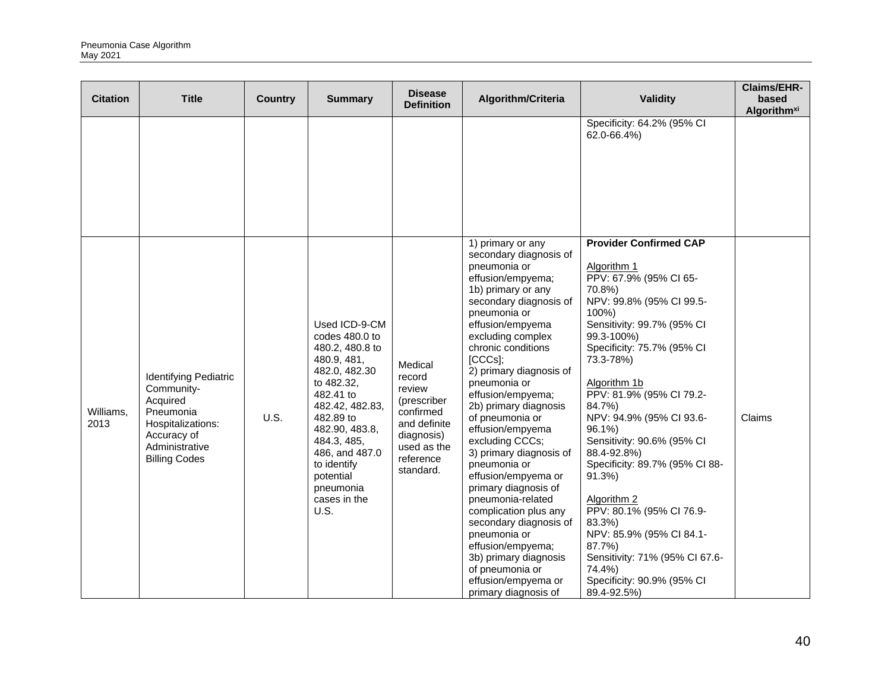| Citation | Title | Country | Summary | Disease Definition | Algorithm/Criteria | Validity | Claims/EHR-based Algorithm[xi] |
|---|---|---|---|---|---|---|---|
| | | | | | | Specificity: 64.2% (95% CI 62.0-66.4%) | |
| Williams, 2013 | Identifying Pediatric Community-Acquired Pneumonia Hospitalizations: Accuracy of Administrative Billing Codes | U.S. | Used ICD-9-CM codes 480.0 to 480.2, 480.8 to 480.9, 481, 482.0, 482.30 to 482.32, 482.41 to 482.42, 482.83, 482.89 to 482.90, 483.8, 484.3, 485, 486, and 487.0 to identify potential pneumonia cases in the U.S. | Medical record review (prescriber confirmed and definite diagnosis) used as the reference standard. | 1) primary or any secondary diagnosis of pneumonia or effusion/empyema; 1b) primary or any secondary diagnosis of pneumonia or effusion/empyema excluding complex chronic conditions [CCCs]; 2) primary diagnosis of pneumonia or effusion/empyema; 2b) primary diagnosis of pneumonia or effusion/empyema excluding CCCs; 3) primary diagnosis of pneumonia or effusion/empyema or primary diagnosis of pneumonia-related complication plus any secondary diagnosis of pneumonia or effusion/empyema; 3b) primary diagnosis of pneumonia or effusion/empyema or primary diagnosis of | **Provider Confirmed CAP**<br><br>Algorithm 1<br>PPV: 67.9% (95% CI 65-70.8%)<br>NPV: 99.8% (95% CI 99.5-100%)<br>Sensitivity: 99.7% (95% CI 99.3-100%)<br>Specificity: 75.7% (95% CI 73.3-78%)<br><br>Algorithm 1b<br>PPV: 81.9% (95% CI 79.2-84.7%)<br>NPV: 94.9% (95% CI 93.6-96.1%)<br>Sensitivity: 90.6% (95% CI 88.4-92.8%)<br>Specificity: 89.7% (95% CI 88-91.3%)<br><br>Algorithm 2<br>PPV: 80.1% (95% CI 76.9-83.3%)<br>NPV: 85.9% (95% CI 84.1-87.7%)<br>Sensitivity: 71% (95% CI 67.6-74.4%)<br>Specificity: 90.9% (95% CI 89.4-92.5%) | Claims |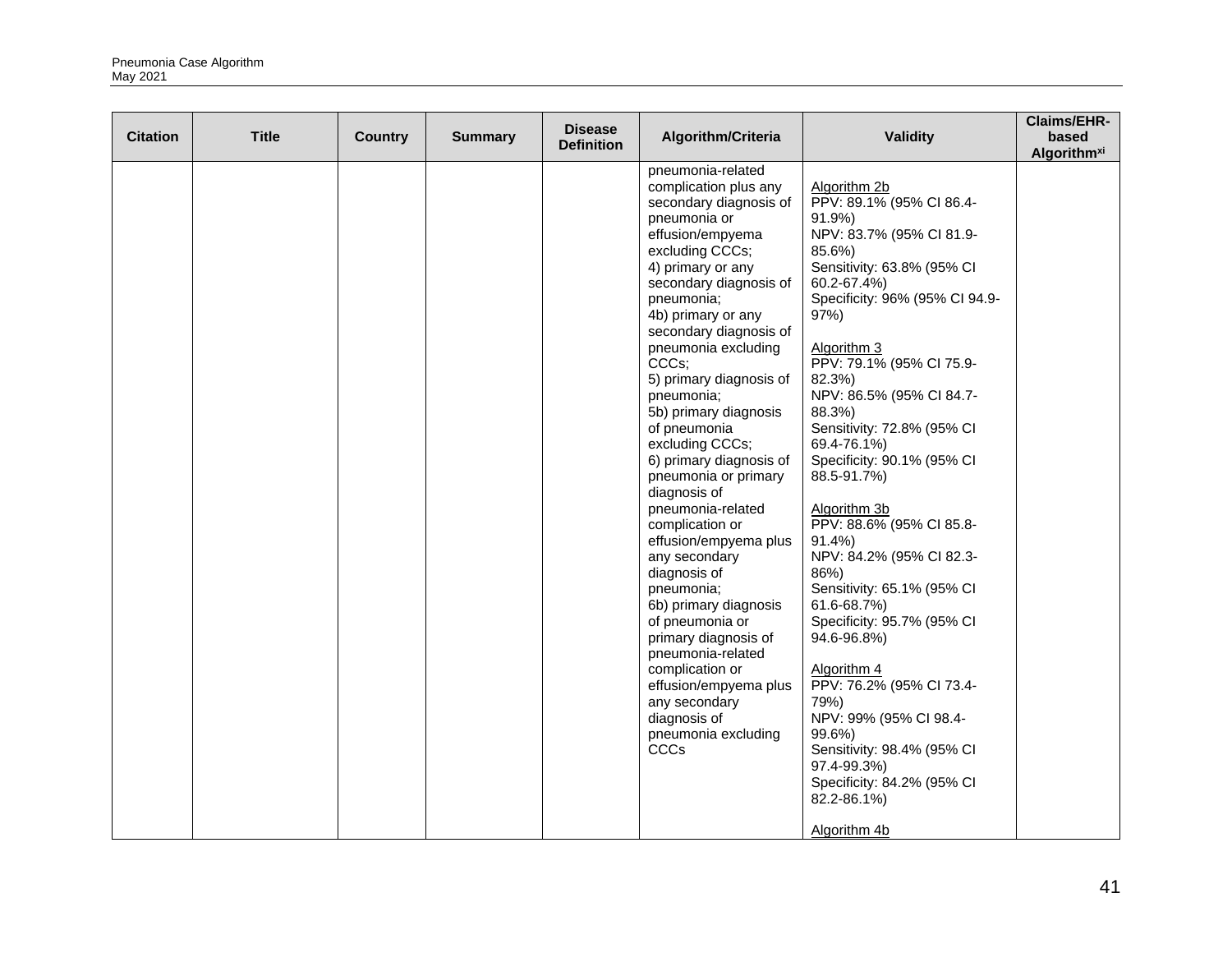| Citation | Title | Country | Summary | Disease Definition | Algorithm/Criteria | Validity | Claims/EHR-based Algorithm[xi] |
|---|---|---|---|---|---|---|---|
| | | | | | pneumonia-related complication plus any secondary diagnosis of pneumonia or effusion/empyema excluding CCCs;<br>4) primary or any secondary diagnosis of pneumonia;<br>4b) primary or any secondary diagnosis of pneumonia excluding CCCs;<br>5) primary diagnosis of pneumonia;<br>5b) primary diagnosis of pneumonia excluding CCCs;<br>6) primary diagnosis of pneumonia or primary diagnosis of pneumonia-related complication or effusion/empyema plus any secondary diagnosis of pneumonia;<br>6b) primary diagnosis of pneumonia or primary diagnosis of pneumonia-related complication or effusion/empyema plus any secondary diagnosis of pneumonia excluding CCCs | Algorithm 2b<br>PPV: 89.1% (95% CI 86.4-91.9%)<br>NPV: 83.7% (95% CI 81.9-85.6%)<br>Sensitivity: 63.8% (95% CI 60.2-67.4%)<br>Specificity: 96% (95% CI 94.9-97%)<br><br>Algorithm 3<br>PPV: 79.1% (95% CI 75.9-82.3%)<br>NPV: 86.5% (95% CI 84.7-88.3%)<br>Sensitivity: 72.8% (95% CI 69.4-76.1%)<br>Specificity: 90.1% (95% CI 88.5-91.7%)<br><br>Algorithm 3b<br>PPV: 88.6% (95% CI 85.8-91.4%)<br>NPV: 84.2% (95% CI 82.3-86%)<br>Sensitivity: 65.1% (95% CI 61.6-68.7%)<br>Specificity: 95.7% (95% CI 94.6-96.8%)<br><br>Algorithm 4<br>PPV: 76.2% (95% CI 73.4-79%)<br>NPV: 99% (95% CI 98.4-99.6%)<br>Sensitivity: 98.4% (95% CI 97.4-99.3%)<br>Specificity: 84.2% (95% CI 82.2-86.1%)<br><br>Algorithm 4b | |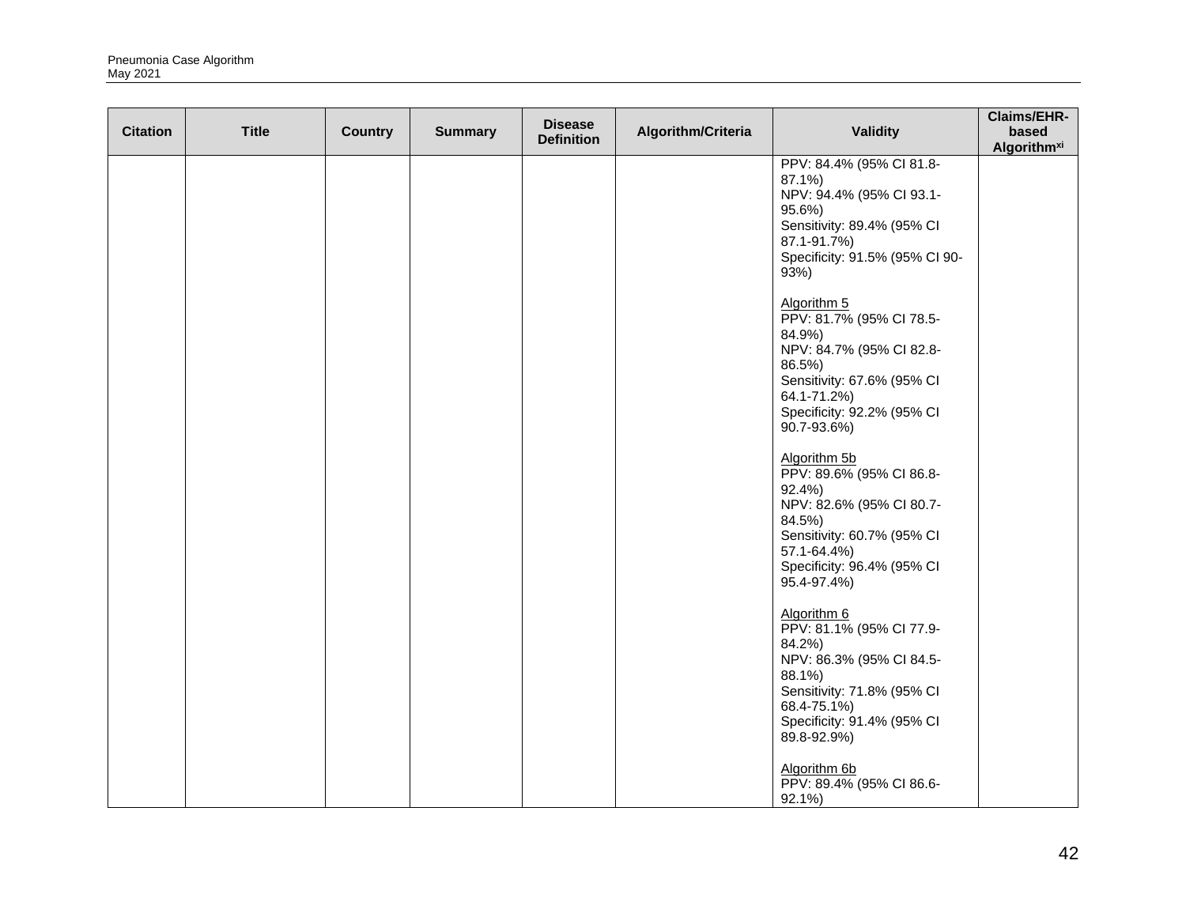| Citation | Title | Country | Summary | Disease Definition | Algorithm/Criteria | Validity | Claims/EHR-based Algorithm[xi] |
|---|---|---|---|---|---|---|---|
| | | | | | | PPV: 84.4% (95% CI 81.8-87.1%)<br>NPV: 94.4% (95% CI 93.1-95.6%)<br>Sensitivity: 89.4% (95% CI 87.1-91.7%)<br>Specificity: 91.5% (95% CI 90-93%)<br><br>Algorithm 5<br>PPV: 81.7% (95% CI 78.5-84.9%)<br>NPV: 84.7% (95% CI 82.8-86.5%)<br>Sensitivity: 67.6% (95% CI 64.1-71.2%)<br>Specificity: 92.2% (95% CI 90.7-93.6%)<br><br>Algorithm 5b<br>PPV: 89.6% (95% CI 86.8-92.4%)<br>NPV: 82.6% (95% CI 80.7-84.5%)<br>Sensitivity: 60.7% (95% CI 57.1-64.4%)<br>Specificity: 96.4% (95% CI 95.4-97.4%)<br><br>Algorithm 6<br>PPV: 81.1% (95% CI 77.9-84.2%)<br>NPV: 86.3% (95% CI 84.5-88.1%)<br>Sensitivity: 71.8% (95% CI 68.4-75.1%)<br>Specificity: 91.4% (95% CI 89.8-92.9%)<br><br>Algorithm 6b<br>PPV: 89.4% (95% CI 86.6-92.1%) | |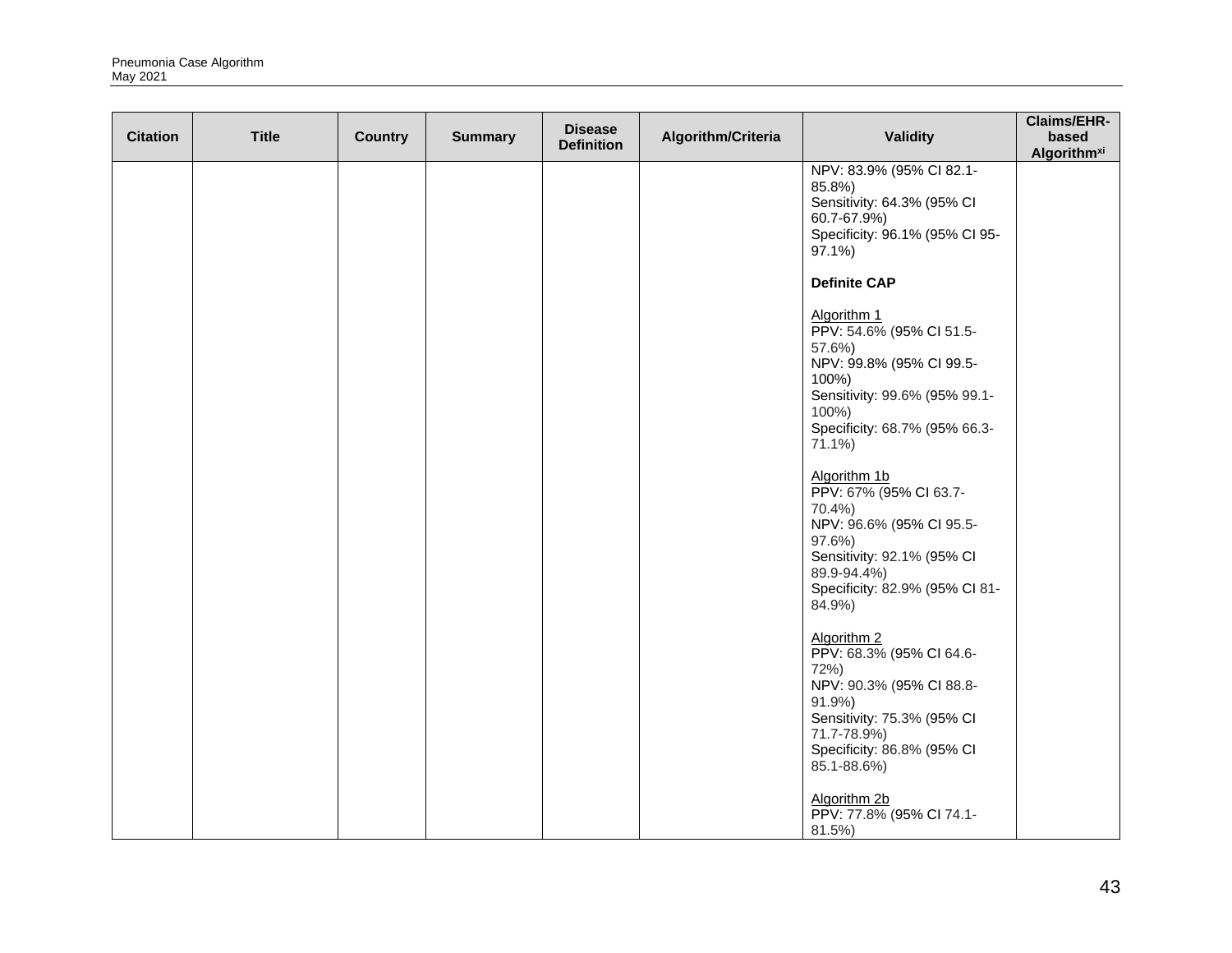| Citation | Title | Country | Summary | Disease Definition | Algorithm/Criteria | Validity | Claims/EHR-based Algorithm[xi] |
|---|---|---|---|---|---|---|---|
| | | | | | | NPV: 83.9% (95% CI 82.1-85.8%)<br>Sensitivity: 64.3% (95% CI 60.7-67.9%)<br>Specificity: 96.1% (95% CI 95-97.1%)<br><br>**Definite CAP**<br><br>Algorithm 1<br>PPV: 54.6% (95% CI 51.5-57.6%)<br>NPV: 99.8% (95% CI 99.5-100%)<br>Sensitivity: 99.6% (95% 99.1-100%)<br>Specificity: 68.7% (95% 66.3-71.1%)<br><br>Algorithm 1b<br>PPV: 67% (95% CI 63.7-70.4%)<br>NPV: 96.6% (95% CI 95.5-97.6%)<br>Sensitivity: 92.1% (95% CI 89.9-94.4%)<br>Specificity: 82.9% (95% CI 81-84.9%)<br><br>Algorithm 2<br>PPV: 68.3% (95% CI 64.6-72%)<br>NPV: 90.3% (95% CI 88.8-91.9%)<br>Sensitivity: 75.3% (95% CI 71.7-78.9%)<br>Specificity: 86.8% (95% CI 85.1-88.6%)<br><br>Algorithm 2b<br>PPV: 77.8% (95% CI 74.1-81.5%) | |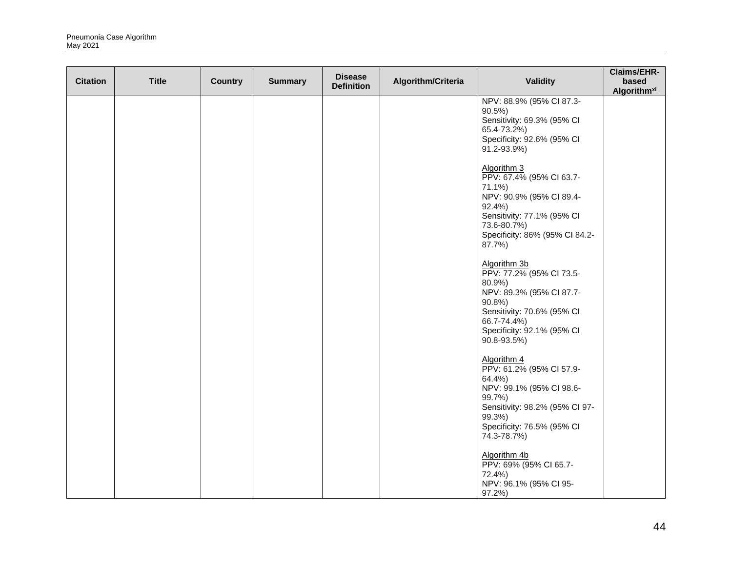| Citation | Title | Country | Summary | Disease Definition | Algorithm/Criteria | Validity | Claims/EHR-based Algorithm[xi] |
|---|---|---|---|---|---|---|---|
| | | | | | | NPV: 88.9% (95% CI 87.3-90.5%)<br>Sensitivity: 69.3% (95% CI 65.4-73.2%)<br>Specificity: 92.6% (95% CI 91.2-93.9%)<br><br>Algorithm 3<br>PPV: 67.4% (95% CI 63.7-71.1%)<br>NPV: 90.9% (95% CI 89.4-92.4%)<br>Sensitivity: 77.1% (95% CI 73.6-80.7%)<br>Specificity: 86% (95% CI 84.2-87.7%)<br><br>Algorithm 3b<br>PPV: 77.2% (95% CI 73.5-80.9%)<br>NPV: 89.3% (95% CI 87.7-90.8%)<br>Sensitivity: 70.6% (95% CI 66.7-74.4%)<br>Specificity: 92.1% (95% CI 90.8-93.5%)<br><br>Algorithm 4<br>PPV: 61.2% (95% CI 57.9-64.4%)<br>NPV: 99.1% (95% CI 98.6-99.7%)<br>Sensitivity: 98.2% (95% CI 97-99.3%)<br>Specificity: 76.5% (95% CI 74.3-78.7%)<br><br>Algorithm 4b<br>PPV: 69% (95% CI 65.7-72.4%)<br>NPV: 96.1% (95% CI 95-97.2%) | |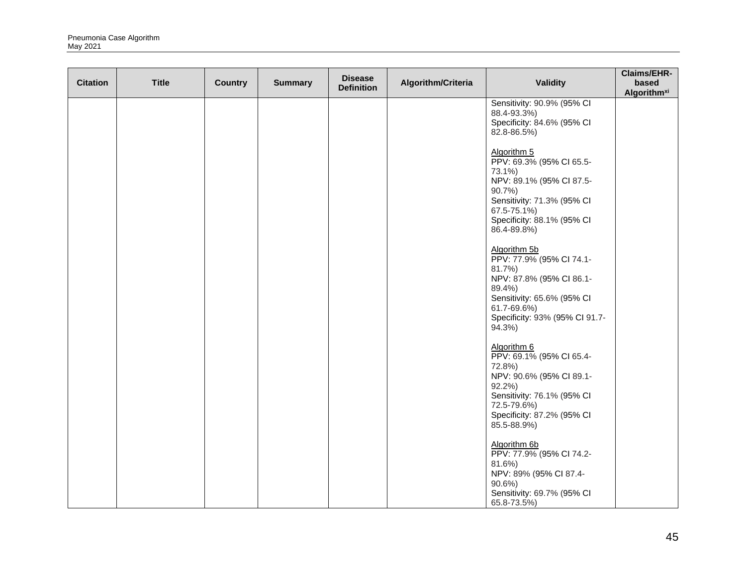| Citation | Title | Country | Summary | Disease Definition | Algorithm/Criteria | Validity | Claims/EHR-based Algorithm[xi] |
|---|---|---|---|---|---|---|---|
| | | | | | | Sensitivity: 90.9% (95% CI 88.4-93.3%)<br>Specificity: 84.6% (95% CI 82.8-86.5%)<br><br>Algorithm 5<br>PPV: 69.3% (95% CI 65.5-73.1%)<br>NPV: 89.1% (95% CI 87.5-90.7%)<br>Sensitivity: 71.3% (95% CI 67.5-75.1%)<br>Specificity: 88.1% (95% CI 86.4-89.8%)<br><br>Algorithm 5b<br>PPV: 77.9% (95% CI 74.1-81.7%)<br>NPV: 87.8% (95% CI 86.1-89.4%)<br>Sensitivity: 65.6% (95% CI 61.7-69.6%)<br>Specificity: 93% (95% CI 91.7-94.3%)<br><br>Algorithm 6<br>PPV: 69.1% (95% CI 65.4-72.8%)<br>NPV: 90.6% (95% CI 89.1-92.2%)<br>Sensitivity: 76.1% (95% CI 72.5-79.6%)<br>Specificity: 87.2% (95% CI 85.5-88.9%)<br><br>Algorithm 6b<br>PPV: 77.9% (95% CI 74.2-81.6%)<br>NPV: 89% (95% CI 87.4-90.6%)<br>Sensitivity: 69.7% (95% CI 65.8-73.5%) | |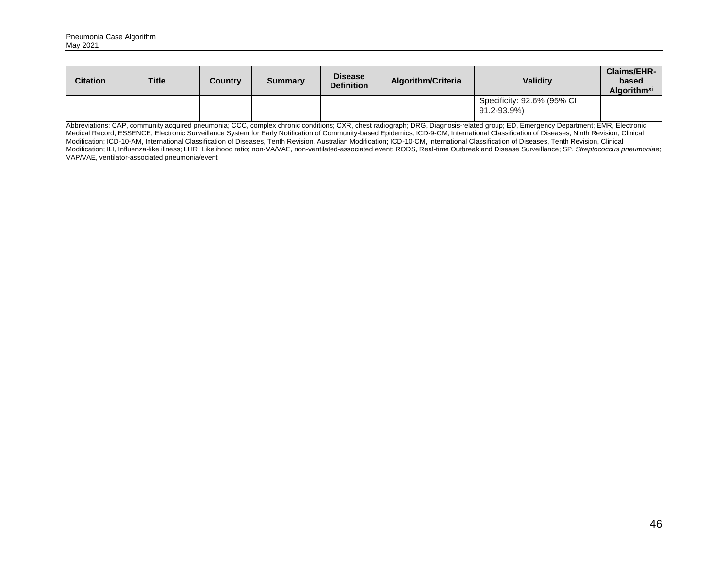| Citation | Title | Country | Summary | Disease Definition | Algorithm/Criteria | Validity | Claims/EHR-based Algorithm[xi] |
|---|---|---|---|---|---|---|---|
| | | | | | | Specificity: 92.6% (95% CI 91.2-93.9%) | |

Abbreviations: CAP, community acquired pneumonia; CCC, complex chronic conditions; CXR, chest radiograph; DRG, Diagnosis-related group; ED, Emergency Department; EMR, Electronic Medical Record; ESSENCE, Electronic Surveillance System for Early Notification of Community-based Epidemics; ICD-9-CM, International Classification of Diseases, Ninth Revision, Clinical Modification; ICD-10-AM, International Classification of Diseases, Tenth Revision, Australian Modification; ICD-10-CM, International Classification of Diseases, Tenth Revision, Clinical Modification; ILI, Influenza-like illness; LHR, Likelihood ratio; non-VA/VAE, non-ventilated-associated event; RODS, Real-time Outbreak and Disease Surveillance; SP, *Streptococcus pneumoniae*; VAP/VAE, ventilator-associated pneumonia/event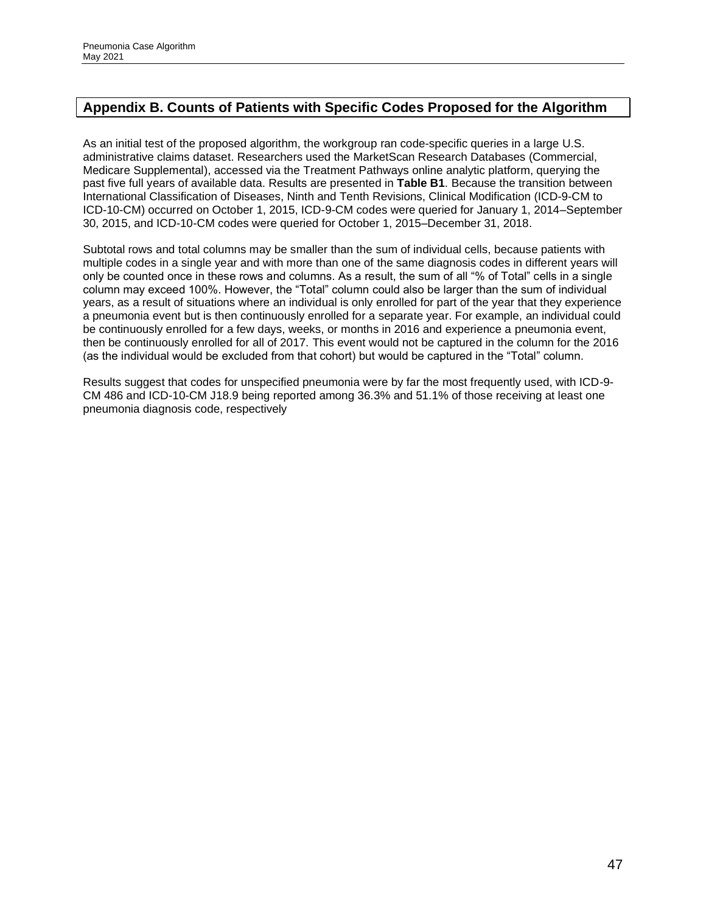## Appendix B. Counts of Patients with Specific Codes Proposed for the Algorithm

As an initial test of the proposed algorithm, the workgroup ran code-specific queries in a large U.S. administrative claims dataset. Researchers used the MarketScan Research Databases (Commercial, Medicare Supplemental), accessed via the Treatment Pathways online analytic platform, querying the past five full years of available data. Results are presented in **Table B1**. Because the transition between International Classification of Diseases, Ninth and Tenth Revisions, Clinical Modification (ICD-9-CM to ICD-10-CM) occurred on October 1, 2015, ICD-9-CM codes were queried for January 1, 2014–September 30, 2015, and ICD-10-CM codes were queried for October 1, 2015–December 31, 2018.

Subtotal rows and total columns may be smaller than the sum of individual cells, because patients with multiple codes in a single year and with more than one of the same diagnosis codes in different years will only be counted once in these rows and columns. As a result, the sum of all "% of Total" cells in a single column may exceed 100%. However, the "Total" column could also be larger than the sum of individual years, as a result of situations where an individual is only enrolled for part of the year that they experience a pneumonia event but is then continuously enrolled for a separate year. For example, an individual could be continuously enrolled for a few days, weeks, or months in 2016 and experience a pneumonia event, then be continuously enrolled for all of 2017. This event would not be captured in the column for the 2016 (as the individual would be excluded from that cohort) but would be captured in the "Total" column.

Results suggest that codes for unspecified pneumonia were by far the most frequently used, with ICD-9-CM 486 and ICD-10-CM J18.9 being reported among 36.3% and 51.1% of those receiving at least one pneumonia diagnosis code, respectively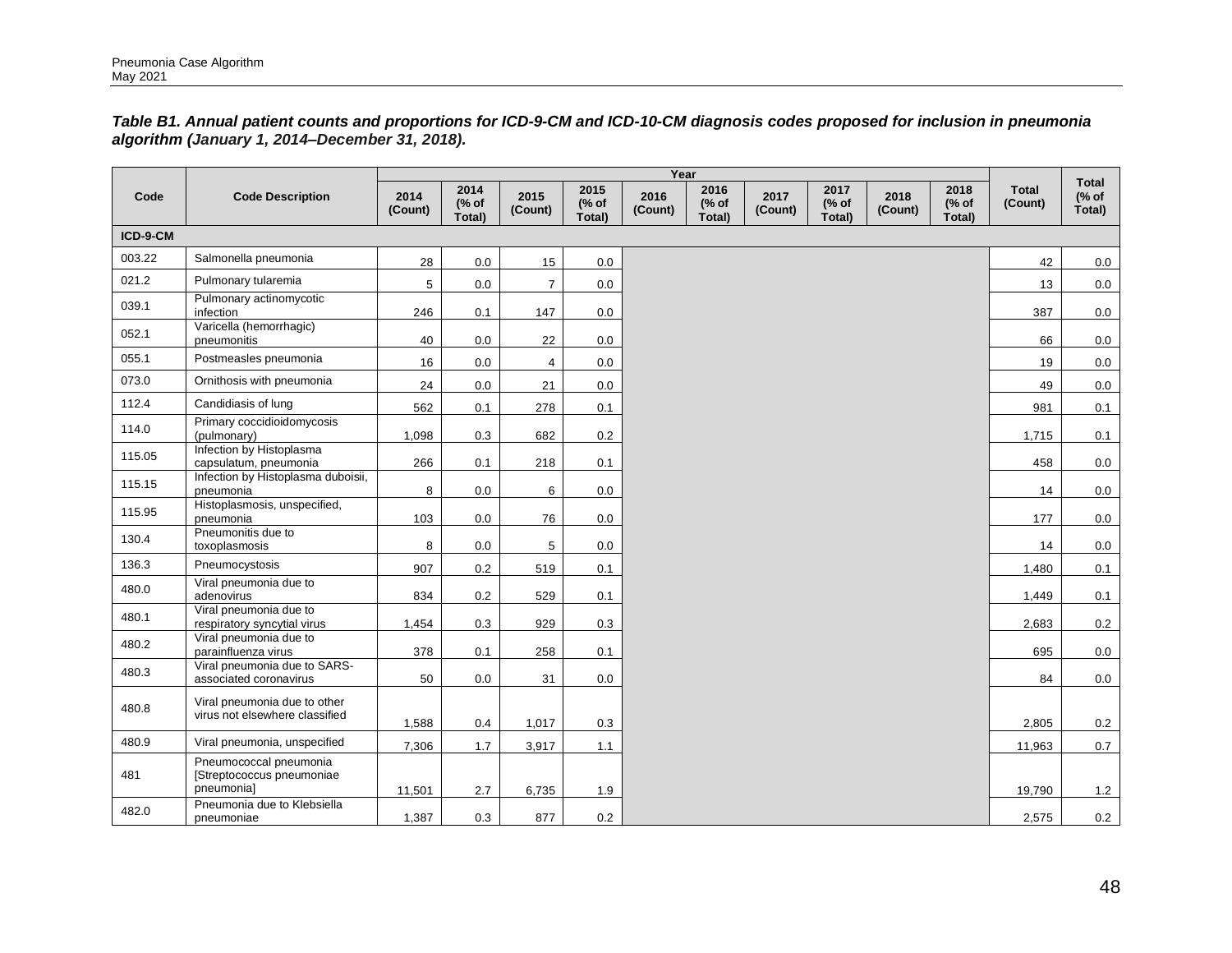***Table B1. Annual patient counts and proportions for ICD-9-CM and ICD-10-CM diagnosis codes proposed for inclusion in pneumonia algorithm (January 1, 2014–December 31, 2018).***

| Code | Code Description | Year | | | | | | | | | | Total (Count) | Total (% of Total) |
|---|---|---|---|---|---|---|---|---|---|---|---|---|---|
| | | 2014 (Count) | 2014 (% of Total) | 2015 (Count) | 2015 (% of Total) | 2016 (Count) | 2016 (% of Total) | 2017 (Count) | 2017 (% of Total) | 2018 (Count) | 2018 (% of Total) | | |
| **ICD-9-CM** | | | | | | | | | | | | | |
| 003.22 | Salmonella pneumonia | 28 | 0.0 | 15 | 0.0 | | | | | | | 42 | 0.0 |
| 021.2 | Pulmonary tularemia | 5 | 0.0 | 7 | 0.0 | | | | | | | 13 | 0.0 |
| 039.1 | Pulmonary actinomycotic infection | 246 | 0.1 | 147 | 0.0 | | | | | | | 387 | 0.0 |
| 052.1 | Varicella (hemorrhagic) pneumonitis | 40 | 0.0 | 22 | 0.0 | | | | | | | 66 | 0.0 |
| 055.1 | Postmeasles pneumonia | 16 | 0.0 | 4 | 0.0 | | | | | | | 19 | 0.0 |
| 073.0 | Ornithosis with pneumonia | 24 | 0.0 | 21 | 0.0 | | | | | | | 49 | 0.0 |
| 112.4 | Candidiasis of lung | 562 | 0.1 | 278 | 0.1 | | | | | | | 981 | 0.1 |
| 114.0 | Primary coccidioidomycosis (pulmonary) | 1,098 | 0.3 | 682 | 0.2 | | | | | | | 1,715 | 0.1 |
| 115.05 | Infection by Histoplasma capsulatum, pneumonia | 266 | 0.1 | 218 | 0.1 | | | | | | | 458 | 0.0 |
| 115.15 | Infection by Histoplasma duboisii, pneumonia | 8 | 0.0 | 6 | 0.0 | | | | | | | 14 | 0.0 |
| 115.95 | Histoplasmosis, unspecified, pneumonia | 103 | 0.0 | 76 | 0.0 | | | | | | | 177 | 0.0 |
| 130.4 | Pneumonitis due to toxoplasmosis | 8 | 0.0 | 5 | 0.0 | | | | | | | 14 | 0.0 |
| 136.3 | Pneumocystosis | 907 | 0.2 | 519 | 0.1 | | | | | | | 1,480 | 0.1 |
| 480.0 | Viral pneumonia due to adenovirus | 834 | 0.2 | 529 | 0.1 | | | | | | | 1,449 | 0.1 |
| 480.1 | Viral pneumonia due to respiratory syncytial virus | 1,454 | 0.3 | 929 | 0.3 | | | | | | | 2,683 | 0.2 |
| 480.2 | Viral pneumonia due to parainfluenza virus | 378 | 0.1 | 258 | 0.1 | | | | | | | 695 | 0.0 |
| 480.3 | Viral pneumonia due to SARS-associated coronavirus | 50 | 0.0 | 31 | 0.0 | | | | | | | 84 | 0.0 |
| 480.8 | Viral pneumonia due to other virus not elsewhere classified | 1,588 | 0.4 | 1,017 | 0.3 | | | | | | | 2,805 | 0.2 |
| 480.9 | Viral pneumonia, unspecified | 7,306 | 1.7 | 3,917 | 1.1 | | | | | | | 11,963 | 0.7 |
| 481 | Pneumococcal pneumonia [Streptococcus pneumoniae pneumonia] | 11,501 | 2.7 | 6,735 | 1.9 | | | | | | | 19,790 | 1.2 |
| 482.0 | Pneumonia due to Klebsiella pneumoniae | 1,387 | 0.3 | 877 | 0.2 | | | | | | | 2,575 | 0.2 |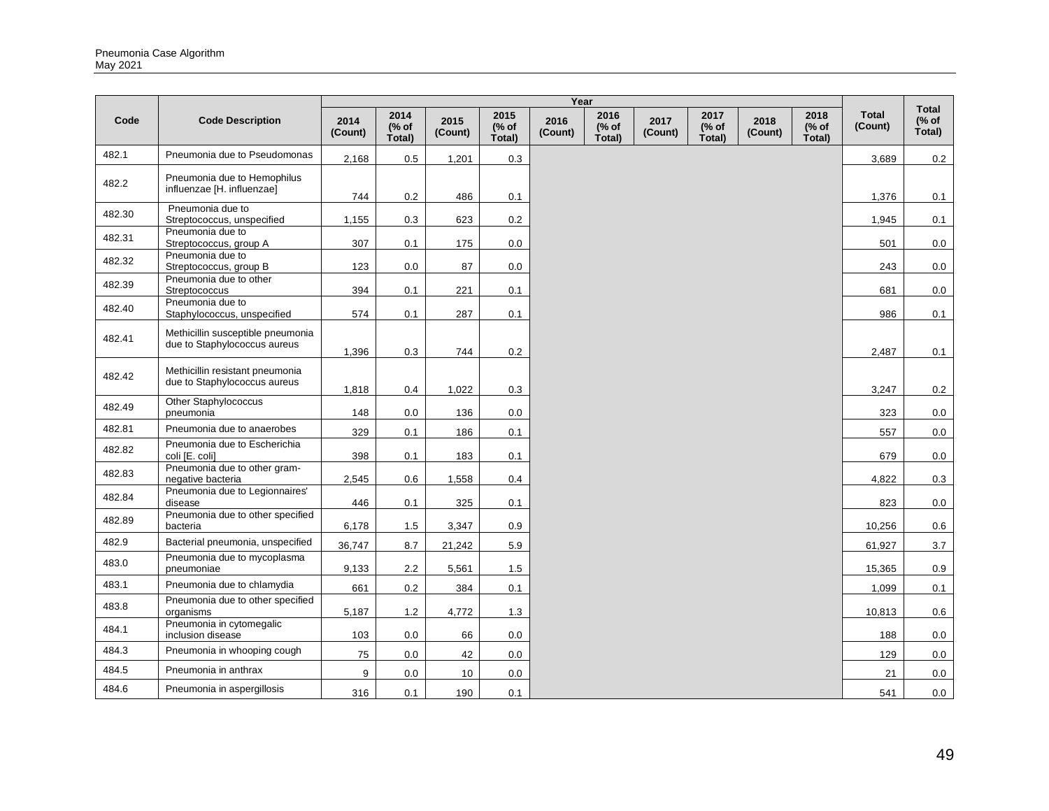| Code | Code Description | Year | | | | | | | | | | Total (Count) | Total (% of Total) |
|---|---|---|---|---|---|---|---|---|---|---|---|---|---|
| | | 2014 (Count) | 2014 (% of Total) | 2015 (Count) | 2015 (% of Total) | 2016 (Count) | 2016 (% of Total) | 2017 (Count) | 2017 (% of Total) | 2018 (Count) | 2018 (% of Total) | | |
| 482.1 | Pneumonia due to Pseudomonas | 2,168 | 0.5 | 1,201 | 0.3 | | | | | | | 3,689 | 0.2 |
| 482.2 | Pneumonia due to Hemophilus influenzae [H. influenzae] | 744 | 0.2 | 486 | 0.1 | | | | | | | 1,376 | 0.1 |
| 482.30 | Pneumonia due to Streptococcus, unspecified | 1,155 | 0.3 | 623 | 0.2 | | | | | | | 1,945 | 0.1 |
| 482.31 | Pneumonia due to Streptococcus, group A | 307 | 0.1 | 175 | 0.0 | | | | | | | 501 | 0.0 |
| 482.32 | Pneumonia due to Streptococcus, group B | 123 | 0.0 | 87 | 0.0 | | | | | | | 243 | 0.0 |
| 482.39 | Pneumonia due to other Streptococcus | 394 | 0.1 | 221 | 0.1 | | | | | | | 681 | 0.0 |
| 482.40 | Pneumonia due to Staphylococcus, unspecified | 574 | 0.1 | 287 | 0.1 | | | | | | | 986 | 0.1 |
| 482.41 | Methicillin susceptible pneumonia due to Staphylococcus aureus | 1,396 | 0.3 | 744 | 0.2 | | | | | | | 2,487 | 0.1 |
| 482.42 | Methicillin resistant pneumonia due to Staphylococcus aureus | 1,818 | 0.4 | 1,022 | 0.3 | | | | | | | 3,247 | 0.2 |
| 482.49 | Other Staphylococcus pneumonia | 148 | 0.0 | 136 | 0.0 | | | | | | | 323 | 0.0 |
| 482.81 | Pneumonia due to anaerobes | 329 | 0.1 | 186 | 0.1 | | | | | | | 557 | 0.0 |
| 482.82 | Pneumonia due to Escherichia coli [E. coli] | 398 | 0.1 | 183 | 0.1 | | | | | | | 679 | 0.0 |
| 482.83 | Pneumonia due to other gram-negative bacteria | 2,545 | 0.6 | 1,558 | 0.4 | | | | | | | 4,822 | 0.3 |
| 482.84 | Pneumonia due to Legionnaires' disease | 446 | 0.1 | 325 | 0.1 | | | | | | | 823 | 0.0 |
| 482.89 | Pneumonia due to other specified bacteria | 6,178 | 1.5 | 3,347 | 0.9 | | | | | | | 10,256 | 0.6 |
| 482.9 | Bacterial pneumonia, unspecified | 36,747 | 8.7 | 21,242 | 5.9 | | | | | | | 61,927 | 3.7 |
| 483.0 | Pneumonia due to mycoplasma pneumoniae | 9,133 | 2.2 | 5,561 | 1.5 | | | | | | | 15,365 | 0.9 |
| 483.1 | Pneumonia due to chlamydia | 661 | 0.2 | 384 | 0.1 | | | | | | | 1,099 | 0.1 |
| 483.8 | Pneumonia due to other specified organisms | 5,187 | 1.2 | 4,772 | 1.3 | | | | | | | 10,813 | 0.6 |
| 484.1 | Pneumonia in cytomegalic inclusion disease | 103 | 0.0 | 66 | 0.0 | | | | | | | 188 | 0.0 |
| 484.3 | Pneumonia in whooping cough | 75 | 0.0 | 42 | 0.0 | | | | | | | 129 | 0.0 |
| 484.5 | Pneumonia in anthrax | 9 | 0.0 | 10 | 0.0 | | | | | | | 21 | 0.0 |
| 484.6 | Pneumonia in aspergillosis | 316 | 0.1 | 190 | 0.1 | | | | | | | 541 | 0.0 |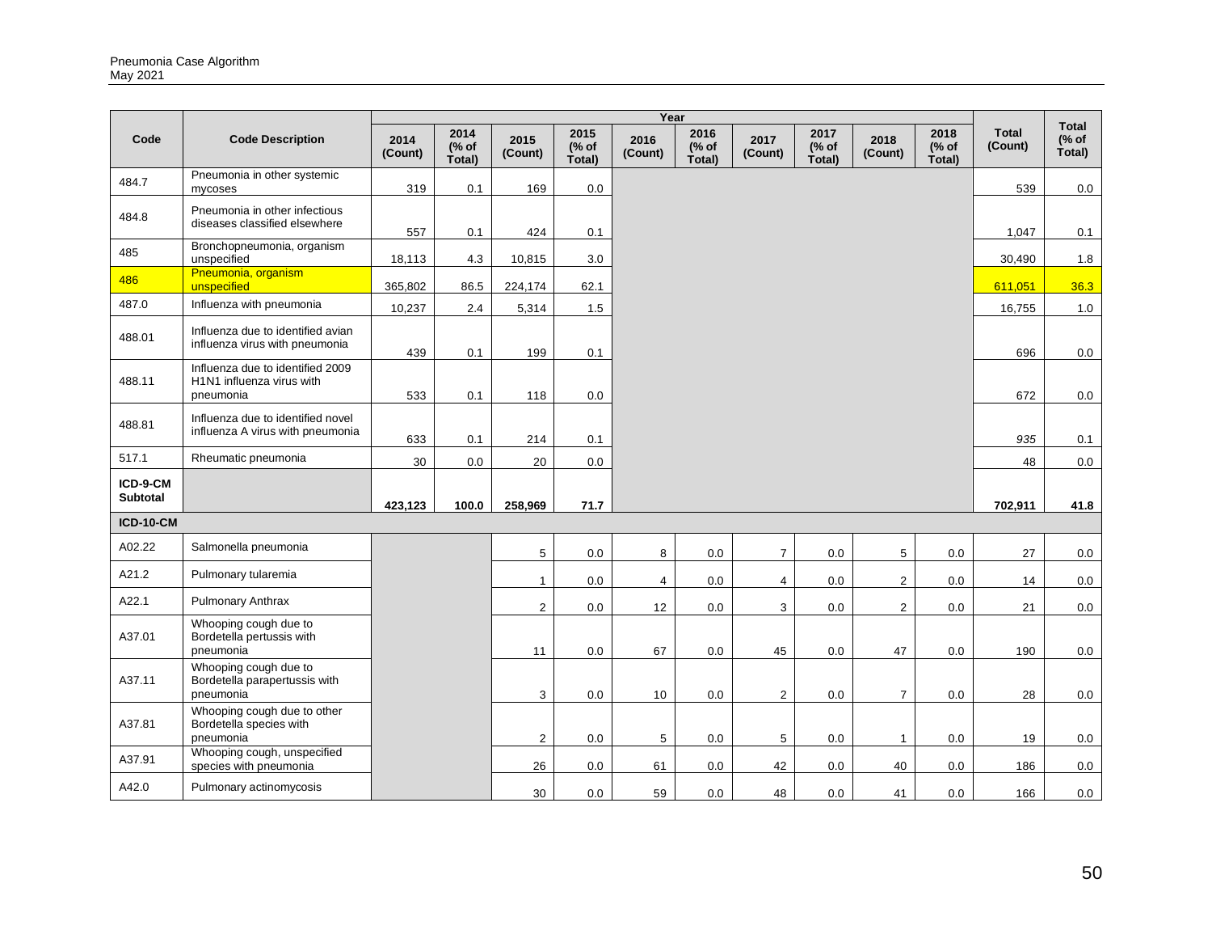| Code | Code Description | Year | | | | | | | | | | Total (Count) | Total (% of Total) |
|---|---|---|---|---|---|---|---|---|---|---|---|---|---|
| | | 2014 (Count) | 2014 (% of Total) | 2015 (Count) | 2015 (% of Total) | 2016 (Count) | 2016 (% of Total) | 2017 (Count) | 2017 (% of Total) | 2018 (Count) | 2018 (% of Total) | | |
| 484.7 | Pneumonia in other systemic mycoses | 319 | 0.1 | 169 | 0.0 | | | | | | | 539 | 0.0 |
| 484.8 | Pneumonia in other infectious diseases classified elsewhere | 557 | 0.1 | 424 | 0.1 | | | | | | | 1,047 | 0.1 |
| 485 | Bronchopneumonia, organism unspecified | 18,113 | 4.3 | 10,815 | 3.0 | | | | | | | 30,490 | 1.8 |
| 486 | Pneumonia, organism unspecified | 365,802 | 86.5 | 224,174 | 62.1 | | | | | | | 611,051 | 36.3 |
| 487.0 | Influenza with pneumonia | 10,237 | 2.4 | 5,314 | 1.5 | | | | | | | 16,755 | 1.0 |
| 488.01 | Influenza due to identified avian influenza virus with pneumonia | 439 | 0.1 | 199 | 0.1 | | | | | | | 696 | 0.0 |
| 488.11 | Influenza due to identified 2009 H1N1 influenza virus with pneumonia | 533 | 0.1 | 118 | 0.0 | | | | | | | 672 | 0.0 |
| 488.81 | Influenza due to identified novel influenza A virus with pneumonia | 633 | 0.1 | 214 | 0.1 | | | | | | | 935 | 0.1 |
| 517.1 | Rheumatic pneumonia | 30 | 0.0 | 20 | 0.0 | | | | | | | 48 | 0.0 |
| **ICD-9-CM Subtotal** | | **423,123** | **100.0** | **258,969** | **71.7** | | | | | | | **702,911** | **41.8** |
| **ICD-10-CM** | | | | | | | | | | | | | |
| A02.22 | Salmonella pneumonia | | | 5 | 0.0 | 8 | 0.0 | 7 | 0.0 | 5 | 0.0 | 27 | 0.0 |
| A21.2 | Pulmonary tularemia | | | 1 | 0.0 | 4 | 0.0 | 4 | 0.0 | 2 | 0.0 | 14 | 0.0 |
| A22.1 | Pulmonary Anthrax | | | 2 | 0.0 | 12 | 0.0 | 3 | 0.0 | 2 | 0.0 | 21 | 0.0 |
| A37.01 | Whooping cough due to Bordetella pertussis with pneumonia | | | 11 | 0.0 | 67 | 0.0 | 45 | 0.0 | 47 | 0.0 | 190 | 0.0 |
| A37.11 | Whooping cough due to Bordetella parapertussis with pneumonia | | | 3 | 0.0 | 10 | 0.0 | 2 | 0.0 | 7 | 0.0 | 28 | 0.0 |
| A37.81 | Whooping cough due to other Bordetella species with pneumonia | | | 2 | 0.0 | 5 | 0.0 | 5 | 0.0 | 1 | 0.0 | 19 | 0.0 |
| A37.91 | Whooping cough, unspecified species with pneumonia | | | 26 | 0.0 | 61 | 0.0 | 42 | 0.0 | 40 | 0.0 | 186 | 0.0 |
| A42.0 | Pulmonary actinomycosis | | | 30 | 0.0 | 59 | 0.0 | 48 | 0.0 | 41 | 0.0 | 166 | 0.0 |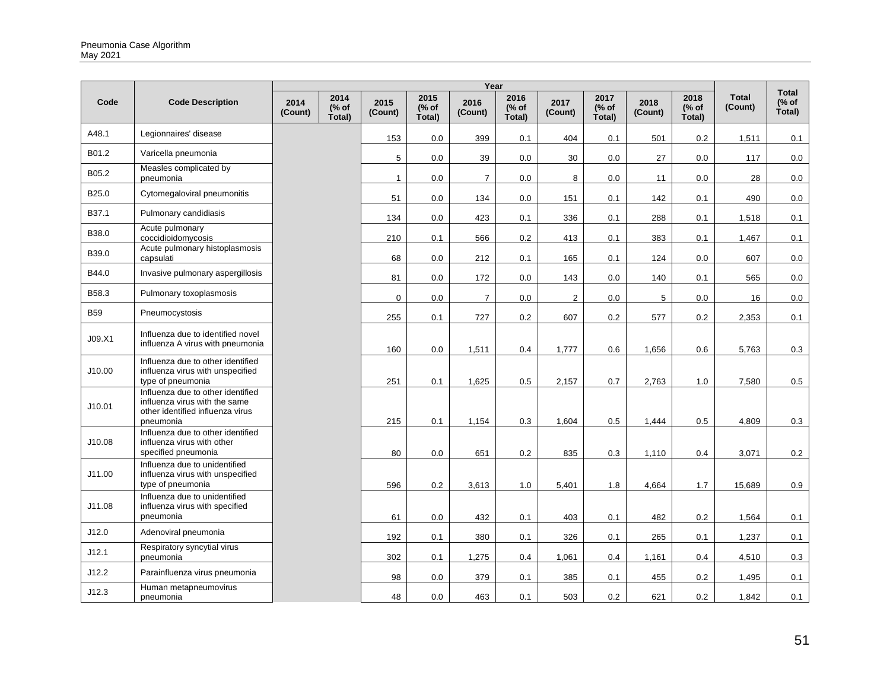| Code | Code Description | Year | | | | | | | | | | Total (Count) | Total (% of Total) |
|---|---|---|---|---|---|---|---|---|---|---|---|---|---|
| | | 2014 (Count) | 2014 (% of Total) | 2015 (Count) | 2015 (% of Total) | 2016 (Count) | 2016 (% of Total) | 2017 (Count) | 2017 (% of Total) | 2018 (Count) | 2018 (% of Total) | | |
| A48.1 | Legionnaires' disease | | | 153 | 0.0 | 399 | 0.1 | 404 | 0.1 | 501 | 0.2 | 1,511 | 0.1 |
| B01.2 | Varicella pneumonia | | | 5 | 0.0 | 39 | 0.0 | 30 | 0.0 | 27 | 0.0 | 117 | 0.0 |
| B05.2 | Measles complicated by pneumonia | | | 1 | 0.0 | 7 | 0.0 | 8 | 0.0 | 11 | 0.0 | 28 | 0.0 |
| B25.0 | Cytomegaloviral pneumonitis | | | 51 | 0.0 | 134 | 0.0 | 151 | 0.1 | 142 | 0.1 | 490 | 0.0 |
| B37.1 | Pulmonary candidiasis | | | 134 | 0.0 | 423 | 0.1 | 336 | 0.1 | 288 | 0.1 | 1,518 | 0.1 |
| B38.0 | Acute pulmonary coccidioidomycosis | | | 210 | 0.1 | 566 | 0.2 | 413 | 0.1 | 383 | 0.1 | 1,467 | 0.1 |
| B39.0 | Acute pulmonary histoplasmosis capsulati | | | 68 | 0.0 | 212 | 0.1 | 165 | 0.1 | 124 | 0.0 | 607 | 0.0 |
| B44.0 | Invasive pulmonary aspergillosis | | | 81 | 0.0 | 172 | 0.0 | 143 | 0.0 | 140 | 0.1 | 565 | 0.0 |
| B58.3 | Pulmonary toxoplasmosis | | | 0 | 0.0 | 7 | 0.0 | 2 | 0.0 | 5 | 0.0 | 16 | 0.0 |
| B59 | Pneumocystosis | | | 255 | 0.1 | 727 | 0.2 | 607 | 0.2 | 577 | 0.2 | 2,353 | 0.1 |
| J09.X1 | Influenza due to identified novel influenza A virus with pneumonia | | | 160 | 0.0 | 1,511 | 0.4 | 1,777 | 0.6 | 1,656 | 0.6 | 5,763 | 0.3 |
| J10.00 | Influenza due to other identified influenza virus with unspecified type of pneumonia | | | 251 | 0.1 | 1,625 | 0.5 | 2,157 | 0.7 | 2,763 | 1.0 | 7,580 | 0.5 |
| J10.01 | Influenza due to other identified influenza virus with the same other identified influenza virus pneumonia | | | 215 | 0.1 | 1,154 | 0.3 | 1,604 | 0.5 | 1,444 | 0.5 | 4,809 | 0.3 |
| J10.08 | Influenza due to other identified influenza virus with other specified pneumonia | | | 80 | 0.0 | 651 | 0.2 | 835 | 0.3 | 1,110 | 0.4 | 3,071 | 0.2 |
| J11.00 | Influenza due to unidentified influenza virus with unspecified type of pneumonia | | | 596 | 0.2 | 3,613 | 1.0 | 5,401 | 1.8 | 4,664 | 1.7 | 15,689 | 0.9 |
| J11.08 | Influenza due to unidentified influenza virus with specified pneumonia | | | 61 | 0.0 | 432 | 0.1 | 403 | 0.1 | 482 | 0.2 | 1,564 | 0.1 |
| J12.0 | Adenoviral pneumonia | | | 192 | 0.1 | 380 | 0.1 | 326 | 0.1 | 265 | 0.1 | 1,237 | 0.1 |
| J12.1 | Respiratory syncytial virus pneumonia | | | 302 | 0.1 | 1,275 | 0.4 | 1,061 | 0.4 | 1,161 | 0.4 | 4,510 | 0.3 |
| J12.2 | Parainfluenza virus pneumonia | | | 98 | 0.0 | 379 | 0.1 | 385 | 0.1 | 455 | 0.2 | 1,495 | 0.1 |
| J12.3 | Human metapneumovirus pneumonia | | | 48 | 0.0 | 463 | 0.1 | 503 | 0.2 | 621 | 0.2 | 1,842 | 0.1 |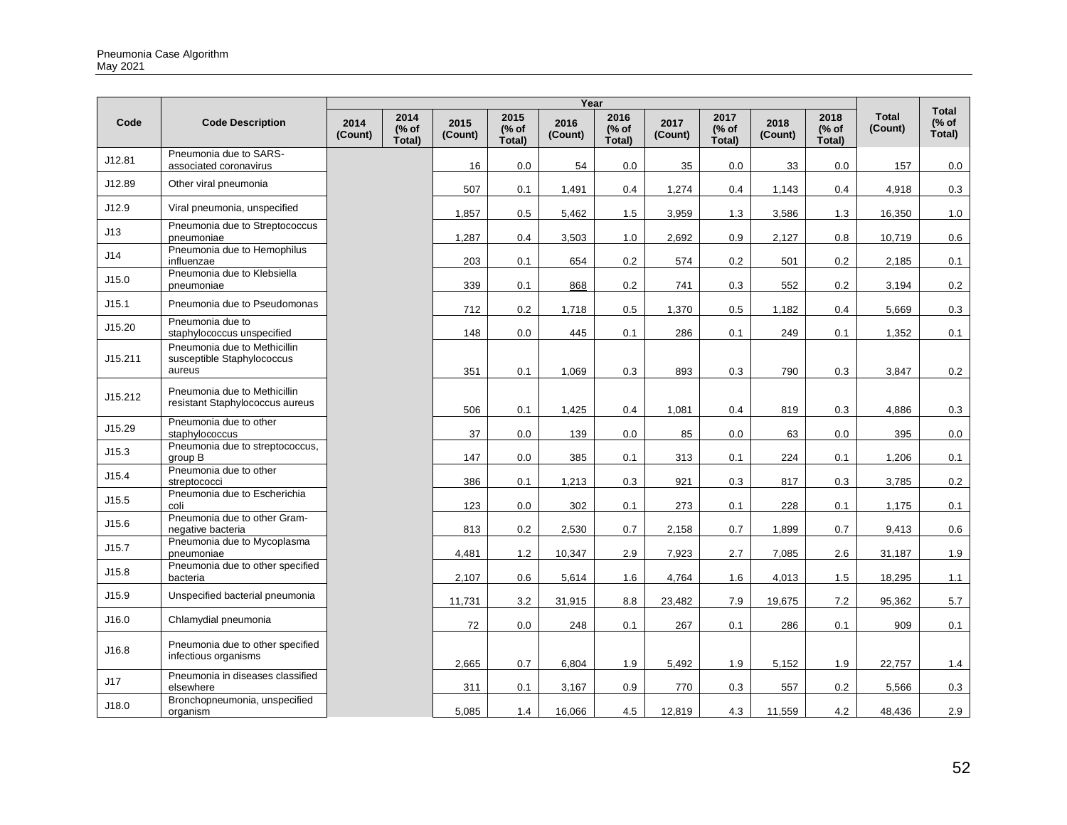| Code | Code Description | Year | | | | | | | | | | Total (Count) | Total (% of Total) |
|---|---|---|---|---|---|---|---|---|---|---|---|---|---|
| | | 2014 (Count) | 2014 (% of Total) | 2015 (Count) | 2015 (% of Total) | 2016 (Count) | 2016 (% of Total) | 2017 (Count) | 2017 (% of Total) | 2018 (Count) | 2018 (% of Total) | | |
| J12.81 | Pneumonia due to SARS-associated coronavirus | | | 16 | 0.0 | 54 | 0.0 | 35 | 0.0 | 33 | 0.0 | 157 | 0.0 |
| J12.89 | Other viral pneumonia | | | 507 | 0.1 | 1,491 | 0.4 | 1,274 | 0.4 | 1,143 | 0.4 | 4,918 | 0.3 |
| J12.9 | Viral pneumonia, unspecified | | | 1,857 | 0.5 | 5,462 | 1.5 | 3,959 | 1.3 | 3,586 | 1.3 | 16,350 | 1.0 |
| J13 | Pneumonia due to Streptococcus pneumoniae | | | 1,287 | 0.4 | 3,503 | 1.0 | 2,692 | 0.9 | 2,127 | 0.8 | 10,719 | 0.6 |
| J14 | Pneumonia due to Hemophilus influenzae | | | 203 | 0.1 | 654 | 0.2 | 574 | 0.2 | 501 | 0.2 | 2,185 | 0.1 |
| J15.0 | Pneumonia due to Klebsiella pneumoniae | | | 339 | 0.1 | 868 | 0.2 | 741 | 0.3 | 552 | 0.2 | 3,194 | 0.2 |
| J15.1 | Pneumonia due to Pseudomonas | | | 712 | 0.2 | 1,718 | 0.5 | 1,370 | 0.5 | 1,182 | 0.4 | 5,669 | 0.3 |
| J15.20 | Pneumonia due to staphylococcus unspecified | | | 148 | 0.0 | 445 | 0.1 | 286 | 0.1 | 249 | 0.1 | 1,352 | 0.1 |
| J15.211 | Pneumonia due to Methicillin susceptible Staphylococcus aureus | | | 351 | 0.1 | 1,069 | 0.3 | 893 | 0.3 | 790 | 0.3 | 3,847 | 0.2 |
| J15.212 | Pneumonia due to Methicillin resistant Staphylococcus aureus | | | 506 | 0.1 | 1,425 | 0.4 | 1,081 | 0.4 | 819 | 0.3 | 4,886 | 0.3 |
| J15.29 | Pneumonia due to other staphylococcus | | | 37 | 0.0 | 139 | 0.0 | 85 | 0.0 | 63 | 0.0 | 395 | 0.0 |
| J15.3 | Pneumonia due to streptococcus, group B | | | 147 | 0.0 | 385 | 0.1 | 313 | 0.1 | 224 | 0.1 | 1,206 | 0.1 |
| J15.4 | Pneumonia due to other streptococci | | | 386 | 0.1 | 1,213 | 0.3 | 921 | 0.3 | 817 | 0.3 | 3,785 | 0.2 |
| J15.5 | Pneumonia due to Escherichia coli | | | 123 | 0.0 | 302 | 0.1 | 273 | 0.1 | 228 | 0.1 | 1,175 | 0.1 |
| J15.6 | Pneumonia due to other Gram-negative bacteria | | | 813 | 0.2 | 2,530 | 0.7 | 2,158 | 0.7 | 1,899 | 0.7 | 9,413 | 0.6 |
| J15.7 | Pneumonia due to Mycoplasma pneumoniae | | | 4,481 | 1.2 | 10,347 | 2.9 | 7,923 | 2.7 | 7,085 | 2.6 | 31,187 | 1.9 |
| J15.8 | Pneumonia due to other specified bacteria | | | 2,107 | 0.6 | 5,614 | 1.6 | 4,764 | 1.6 | 4,013 | 1.5 | 18,295 | 1.1 |
| J15.9 | Unspecified bacterial pneumonia | | | 11,731 | 3.2 | 31,915 | 8.8 | 23,482 | 7.9 | 19,675 | 7.2 | 95,362 | 5.7 |
| J16.0 | Chlamydial pneumonia | | | 72 | 0.0 | 248 | 0.1 | 267 | 0.1 | 286 | 0.1 | 909 | 0.1 |
| J16.8 | Pneumonia due to other specified infectious organisms | | | 2,665 | 0.7 | 6,804 | 1.9 | 5,492 | 1.9 | 5,152 | 1.9 | 22,757 | 1.4 |
| J17 | Pneumonia in diseases classified elsewhere | | | 311 | 0.1 | 3,167 | 0.9 | 770 | 0.3 | 557 | 0.2 | 5,566 | 0.3 |
| J18.0 | Bronchopneumonia, unspecified organism | | | 5,085 | 1.4 | 16,066 | 4.5 | 12,819 | 4.3 | 11,559 | 4.2 | 48,436 | 2.9 |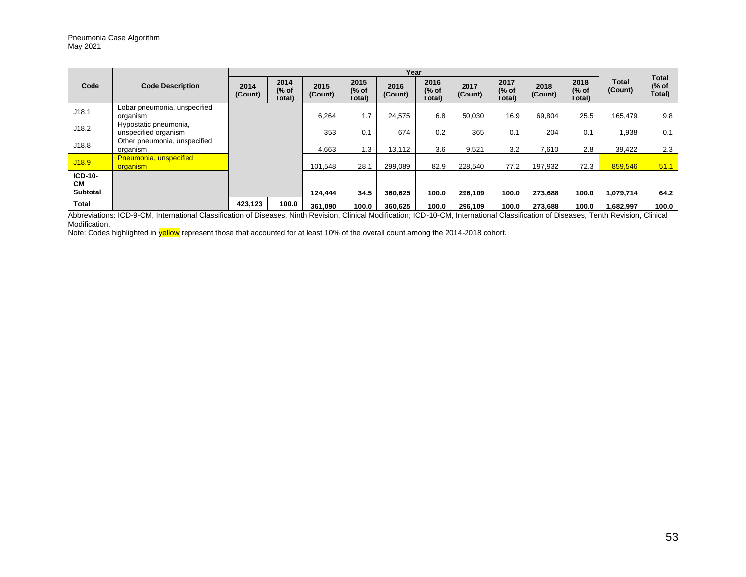| Code | Code Description | Year | | | | | | | | | | Total (Count) | Total (% of Total) |
|---|---|---|---|---|---|---|---|---|---|---|---|---|---|
| | | 2014 (Count) | 2014 (% of Total) | 2015 (Count) | 2015 (% of Total) | 2016 (Count) | 2016 (% of Total) | 2017 (Count) | 2017 (% of Total) | 2018 (Count) | 2018 (% of Total) | | |
| J18.1 | Lobar pneumonia, unspecified organism | | | 6,264 | 1.7 | 24,575 | 6.8 | 50,030 | 16.9 | 69,804 | 25.5 | 165,479 | 9.8 |
| J18.2 | Hypostatic pneumonia, unspecified organism | | | 353 | 0.1 | 674 | 0.2 | 365 | 0.1 | 204 | 0.1 | 1,938 | 0.1 |
| J18.8 | Other pneumonia, unspecified organism | | | 4,663 | 1.3 | 13,112 | 3.6 | 9,521 | 3.2 | 7,610 | 2.8 | 39,422 | 2.3 |
| J18.9 | Pneumonia, unspecified organism | | | 101,548 | 28.1 | 299,089 | 82.9 | 228,540 | 77.2 | 197,932 | 72.3 | 859,546 | 51.1 |
| **ICD-10-CM Subtotal** | | | | **124,444** | **34.5** | **360,625** | **100.0** | **296,109** | **100.0** | **273,688** | **100.0** | **1,079,714** | **64.2** |
| **Total** | | **423,123** | **100.0** | **361,090** | **100.0** | **360,625** | **100.0** | **296,109** | **100.0** | **273,688** | **100.0** | **1,682,997** | **100.0** |

Abbreviations: ICD-9-CM, International Classification of Diseases, Ninth Revision, Clinical Modification; ICD-10-CM, International Classification of Diseases, Tenth Revision, Clinical Modification.

Note: Codes highlighted in yellow represent those that accounted for at least 10% of the overall count among the 2014-2018 cohort.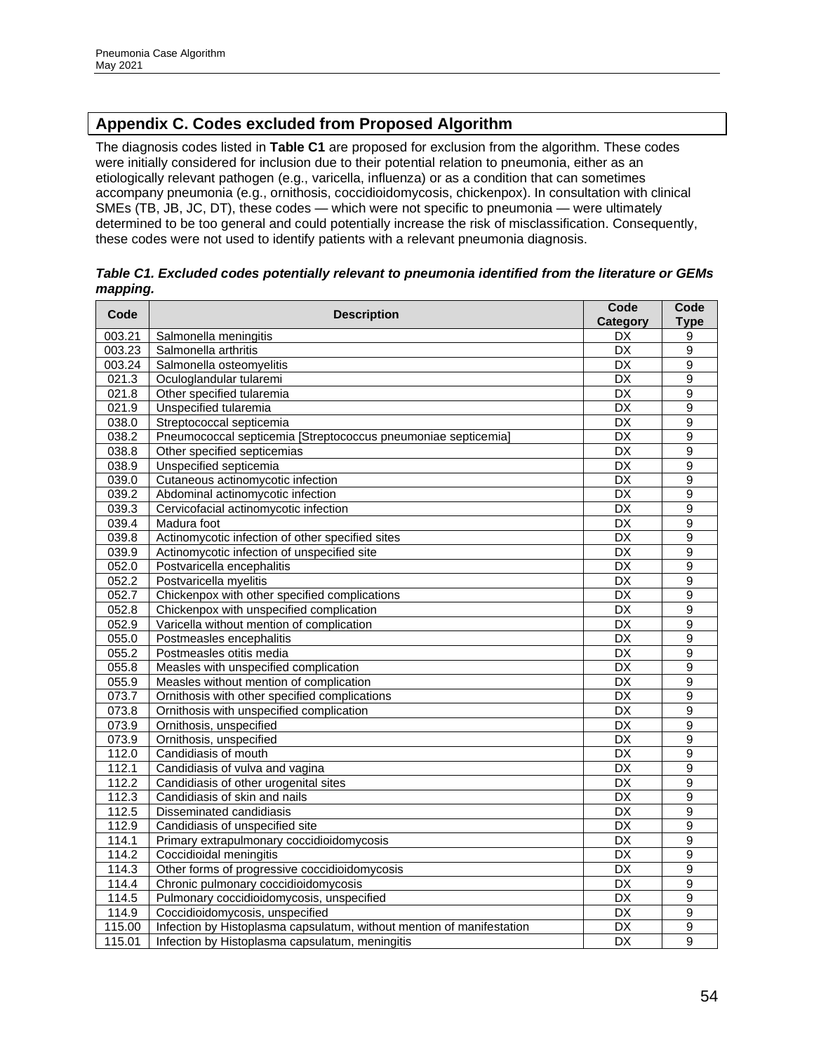## Appendix C. Codes excluded from Proposed Algorithm

The diagnosis codes listed in **Table C1** are proposed for exclusion from the algorithm. These codes were initially considered for inclusion due to their potential relation to pneumonia, either as an etiologically relevant pathogen (e.g., varicella, influenza) or as a condition that can sometimes accompany pneumonia (e.g., ornithosis, coccidioidomycosis, chickenpox). In consultation with clinical SMEs (TB, JB, JC, DT), these codes — which were not specific to pneumonia — were ultimately determined to be too general and could potentially increase the risk of misclassification. Consequently, these codes were not used to identify patients with a relevant pneumonia diagnosis.

***Table C1. Excluded codes potentially relevant to pneumonia identified from the literature or GEMs mapping.***

| Code | Description | Code Category | Code Type |
|---|---|---|---|
| 003.21 | Salmonella meningitis | DX | 9 |
| 003.23 | Salmonella arthritis | DX | 9 |
| 003.24 | Salmonella osteomyelitis | DX | 9 |
| 021.3 | Oculoglandular tularemi | DX | 9 |
| 021.8 | Other specified tularemia | DX | 9 |
| 021.9 | Unspecified tularemia | DX | 9 |
| 038.0 | Streptococcal septicemia | DX | 9 |
| 038.2 | Pneumococcal septicemia [Streptococcus pneumoniae septicemia] | DX | 9 |
| 038.8 | Other specified septicemias | DX | 9 |
| 038.9 | Unspecified septicemia | DX | 9 |
| 039.0 | Cutaneous actinomycotic infection | DX | 9 |
| 039.2 | Abdominal actinomycotic infection | DX | 9 |
| 039.3 | Cervicofacial actinomycotic infection | DX | 9 |
| 039.4 | Madura foot | DX | 9 |
| 039.8 | Actinomycotic infection of other specified sites | DX | 9 |
| 039.9 | Actinomycotic infection of unspecified site | DX | 9 |
| 052.0 | Postvaricella encephalitis | DX | 9 |
| 052.2 | Postvaricella myelitis | DX | 9 |
| 052.7 | Chickenpox with other specified complications | DX | 9 |
| 052.8 | Chickenpox with unspecified complication | DX | 9 |
| 052.9 | Varicella without mention of complication | DX | 9 |
| 055.0 | Postmeasles encephalitis | DX | 9 |
| 055.2 | Postmeasles otitis media | DX | 9 |
| 055.8 | Measles with unspecified complication | DX | 9 |
| 055.9 | Measles without mention of complication | DX | 9 |
| 073.7 | Ornithosis with other specified complications | DX | 9 |
| 073.8 | Ornithosis with unspecified complication | DX | 9 |
| 073.9 | Ornithosis, unspecified | DX | 9 |
| 073.9 | Ornithosis, unspecified | DX | 9 |
| 112.0 | Candidiasis of mouth | DX | 9 |
| 112.1 | Candidiasis of vulva and vagina | DX | 9 |
| 112.2 | Candidiasis of other urogenital sites | DX | 9 |
| 112.3 | Candidiasis of skin and nails | DX | 9 |
| 112.5 | Disseminated candidiasis | DX | 9 |
| 112.9 | Candidiasis of unspecified site | DX | 9 |
| 114.1 | Primary extrapulmonary coccidioidomycosis | DX | 9 |
| 114.2 | Coccidioidal meningitis | DX | 9 |
| 114.3 | Other forms of progressive coccidioidomycosis | DX | 9 |
| 114.4 | Chronic pulmonary coccidioidomycosis | DX | 9 |
| 114.5 | Pulmonary coccidioidomycosis, unspecified | DX | 9 |
| 114.9 | Coccidioidomycosis, unspecified | DX | 9 |
| 115.00 | Infection by Histoplasma capsulatum, without mention of manifestation | DX | 9 |
| 115.01 | Infection by Histoplasma capsulatum, meningitis | DX | 9 |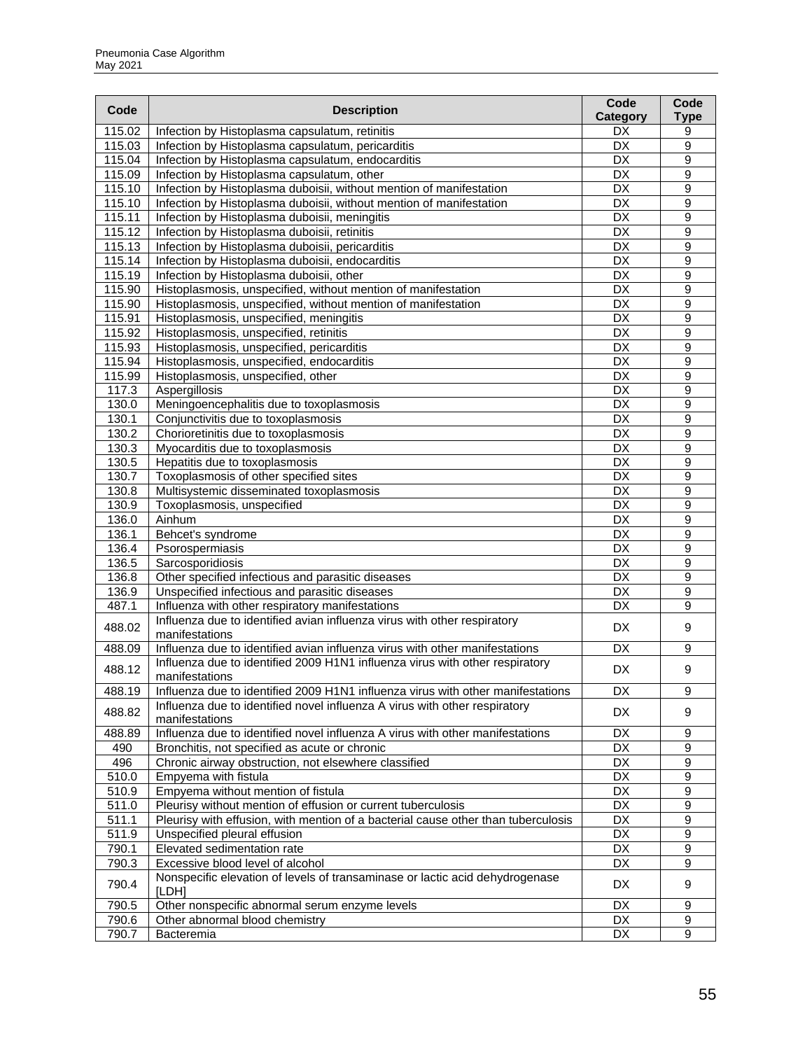| Code | Description | Code Category | Code Type |
|---|---|---|---|
| 115.02 | Infection by Histoplasma capsulatum, retinitis | DX | 9 |
| 115.03 | Infection by Histoplasma capsulatum, pericarditis | DX | 9 |
| 115.04 | Infection by Histoplasma capsulatum, endocarditis | DX | 9 |
| 115.09 | Infection by Histoplasma capsulatum, other | DX | 9 |
| 115.10 | Infection by Histoplasma duboisii, without mention of manifestation | DX | 9 |
| 115.10 | Infection by Histoplasma duboisii, without mention of manifestation | DX | 9 |
| 115.11 | Infection by Histoplasma duboisii, meningitis | DX | 9 |
| 115.12 | Infection by Histoplasma duboisii, retinitis | DX | 9 |
| 115.13 | Infection by Histoplasma duboisii, pericarditis | DX | 9 |
| 115.14 | Infection by Histoplasma duboisii, endocarditis | DX | 9 |
| 115.19 | Infection by Histoplasma duboisii, other | DX | 9 |
| 115.90 | Histoplasmosis, unspecified, without mention of manifestation | DX | 9 |
| 115.90 | Histoplasmosis, unspecified, without mention of manifestation | DX | 9 |
| 115.91 | Histoplasmosis, unspecified, meningitis | DX | 9 |
| 115.92 | Histoplasmosis, unspecified, retinitis | DX | 9 |
| 115.93 | Histoplasmosis, unspecified, pericarditis | DX | 9 |
| 115.94 | Histoplasmosis, unspecified, endocarditis | DX | 9 |
| 115.99 | Histoplasmosis, unspecified, other | DX | 9 |
| 117.3 | Aspergillosis | DX | 9 |
| 130.0 | Meningoencephalitis due to toxoplasmosis | DX | 9 |
| 130.1 | Conjunctivitis due to toxoplasmosis | DX | 9 |
| 130.2 | Chorioretinitis due to toxoplasmosis | DX | 9 |
| 130.3 | Myocarditis due to toxoplasmosis | DX | 9 |
| 130.5 | Hepatitis due to toxoplasmosis | DX | 9 |
| 130.7 | Toxoplasmosis of other specified sites | DX | 9 |
| 130.8 | Multisystemic disseminated toxoplasmosis | DX | 9 |
| 130.9 | Toxoplasmosis, unspecified | DX | 9 |
| 136.0 | Ainhum | DX | 9 |
| 136.1 | Behcet's syndrome | DX | 9 |
| 136.4 | Psorospermiasis | DX | 9 |
| 136.5 | Sarcosporidiosis | DX | 9 |
| 136.8 | Other specified infectious and parasitic diseases | DX | 9 |
| 136.9 | Unspecified infectious and parasitic diseases | DX | 9 |
| 487.1 | Influenza with other respiratory manifestations | DX | 9 |
| 488.02 | Influenza due to identified avian influenza virus with other respiratory manifestations | DX | 9 |
| 488.09 | Influenza due to identified avian influenza virus with other manifestations | DX | 9 |
| 488.12 | Influenza due to identified 2009 H1N1 influenza virus with other respiratory manifestations | DX | 9 |
| 488.19 | Influenza due to identified 2009 H1N1 influenza virus with other manifestations | DX | 9 |
| 488.82 | Influenza due to identified novel influenza A virus with other respiratory manifestations | DX | 9 |
| 488.89 | Influenza due to identified novel influenza A virus with other manifestations | DX | 9 |
| 490 | Bronchitis, not specified as acute or chronic | DX | 9 |
| 496 | Chronic airway obstruction, not elsewhere classified | DX | 9 |
| 510.0 | Empyema with fistula | DX | 9 |
| 510.9 | Empyema without mention of fistula | DX | 9 |
| 511.0 | Pleurisy without mention of effusion or current tuberculosis | DX | 9 |
| 511.1 | Pleurisy with effusion, with mention of a bacterial cause other than tuberculosis | DX | 9 |
| 511.9 | Unspecified pleural effusion | DX | 9 |
| 790.1 | Elevated sedimentation rate | DX | 9 |
| 790.3 | Excessive blood level of alcohol | DX | 9 |
| 790.4 | Nonspecific elevation of levels of transaminase or lactic acid dehydrogenase [LDH] | DX | 9 |
| 790.5 | Other nonspecific abnormal serum enzyme levels | DX | 9 |
| 790.6 | Other abnormal blood chemistry | DX | 9 |
| 790.7 | Bacteremia | DX | 9 |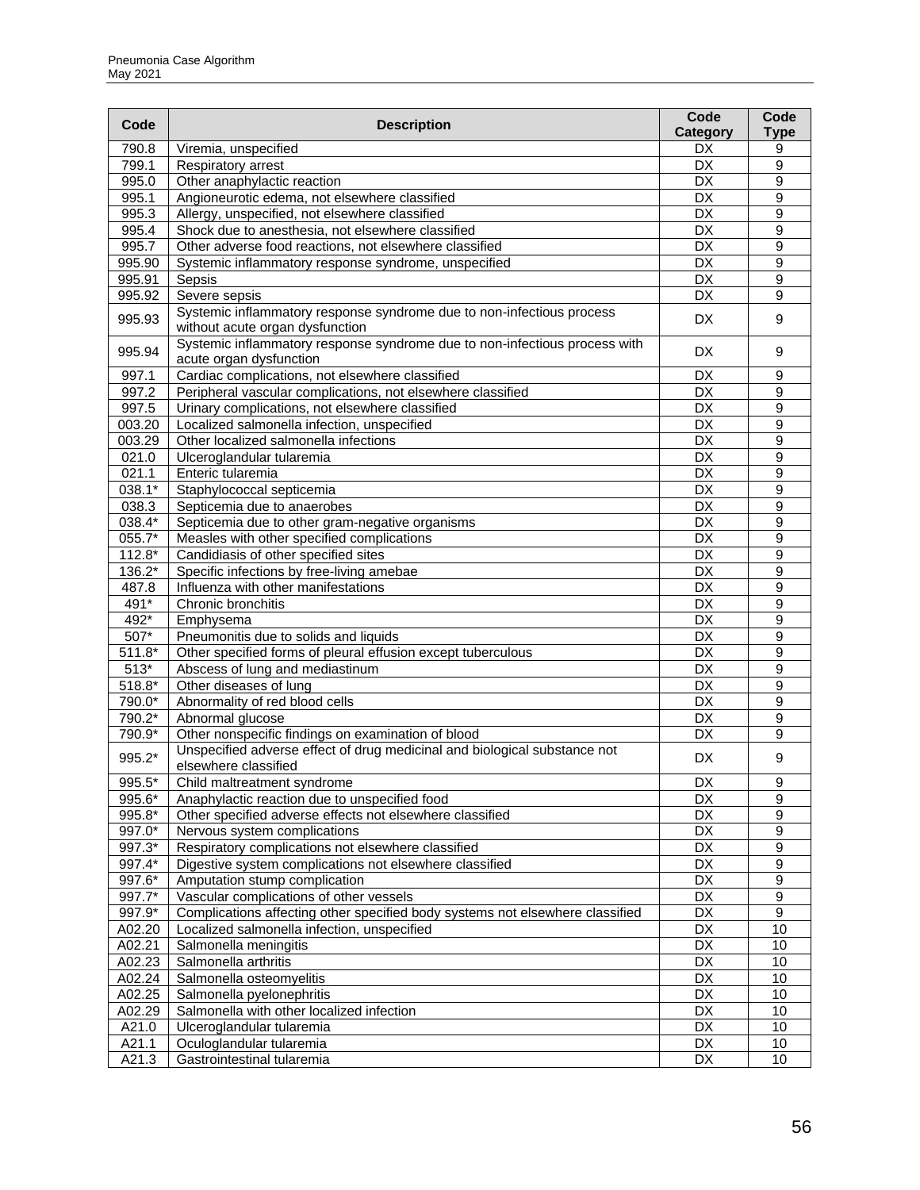| Code | Description | Code Category | Code Type |
|---|---|---|---|
| 790.8 | Viremia, unspecified | DX | 9 |
| 799.1 | Respiratory arrest | DX | 9 |
| 995.0 | Other anaphylactic reaction | DX | 9 |
| 995.1 | Angioneurotic edema, not elsewhere classified | DX | 9 |
| 995.3 | Allergy, unspecified, not elsewhere classified | DX | 9 |
| 995.4 | Shock due to anesthesia, not elsewhere classified | DX | 9 |
| 995.7 | Other adverse food reactions, not elsewhere classified | DX | 9 |
| 995.90 | Systemic inflammatory response syndrome, unspecified | DX | 9 |
| 995.91 | Sepsis | DX | 9 |
| 995.92 | Severe sepsis | DX | 9 |
| 995.93 | Systemic inflammatory response syndrome due to non-infectious process without acute organ dysfunction | DX | 9 |
| 995.94 | Systemic inflammatory response syndrome due to non-infectious process with acute organ dysfunction | DX | 9 |
| 997.1 | Cardiac complications, not elsewhere classified | DX | 9 |
| 997.2 | Peripheral vascular complications, not elsewhere classified | DX | 9 |
| 997.5 | Urinary complications, not elsewhere classified | DX | 9 |
| 003.20 | Localized salmonella infection, unspecified | DX | 9 |
| 003.29 | Other localized salmonella infections | DX | 9 |
| 021.0 | Ulceroglandular tularemia | DX | 9 |
| 021.1 | Enteric tularemia | DX | 9 |
| 038.1* | Staphylococcal septicemia | DX | 9 |
| 038.3 | Septicemia due to anaerobes | DX | 9 |
| 038.4* | Septicemia due to other gram-negative organisms | DX | 9 |
| 055.7* | Measles with other specified complications | DX | 9 |
| 112.8* | Candidiasis of other specified sites | DX | 9 |
| 136.2* | Specific infections by free-living amebae | DX | 9 |
| 487.8 | Influenza with other manifestations | DX | 9 |
| 491* | Chronic bronchitis | DX | 9 |
| 492* | Emphysema | DX | 9 |
| 507* | Pneumonitis due to solids and liquids | DX | 9 |
| 511.8* | Other specified forms of pleural effusion except tuberculous | DX | 9 |
| 513* | Abscess of lung and mediastinum | DX | 9 |
| 518.8* | Other diseases of lung | DX | 9 |
| 790.0* | Abnormality of red blood cells | DX | 9 |
| 790.2* | Abnormal glucose | DX | 9 |
| 790.9* | Other nonspecific findings on examination of blood | DX | 9 |
| 995.2* | Unspecified adverse effect of drug medicinal and biological substance not elsewhere classified | DX | 9 |
| 995.5* | Child maltreatment syndrome | DX | 9 |
| 995.6* | Anaphylactic reaction due to unspecified food | DX | 9 |
| 995.8* | Other specified adverse effects not elsewhere classified | DX | 9 |
| 997.0* | Nervous system complications | DX | 9 |
| 997.3* | Respiratory complications not elsewhere classified | DX | 9 |
| 997.4* | Digestive system complications not elsewhere classified | DX | 9 |
| 997.6* | Amputation stump complication | DX | 9 |
| 997.7* | Vascular complications of other vessels | DX | 9 |
| 997.9* | Complications affecting other specified body systems not elsewhere classified | DX | 9 |
| A02.20 | Localized salmonella infection, unspecified | DX | 10 |
| A02.21 | Salmonella meningitis | DX | 10 |
| A02.23 | Salmonella arthritis | DX | 10 |
| A02.24 | Salmonella osteomyelitis | DX | 10 |
| A02.25 | Salmonella pyelonephritis | DX | 10 |
| A02.29 | Salmonella with other localized infection | DX | 10 |
| A21.0 | Ulceroglandular tularemia | DX | 10 |
| A21.1 | Oculoglandular tularemia | DX | 10 |
| A21.3 | Gastrointestinal tularemia | DX | 10 |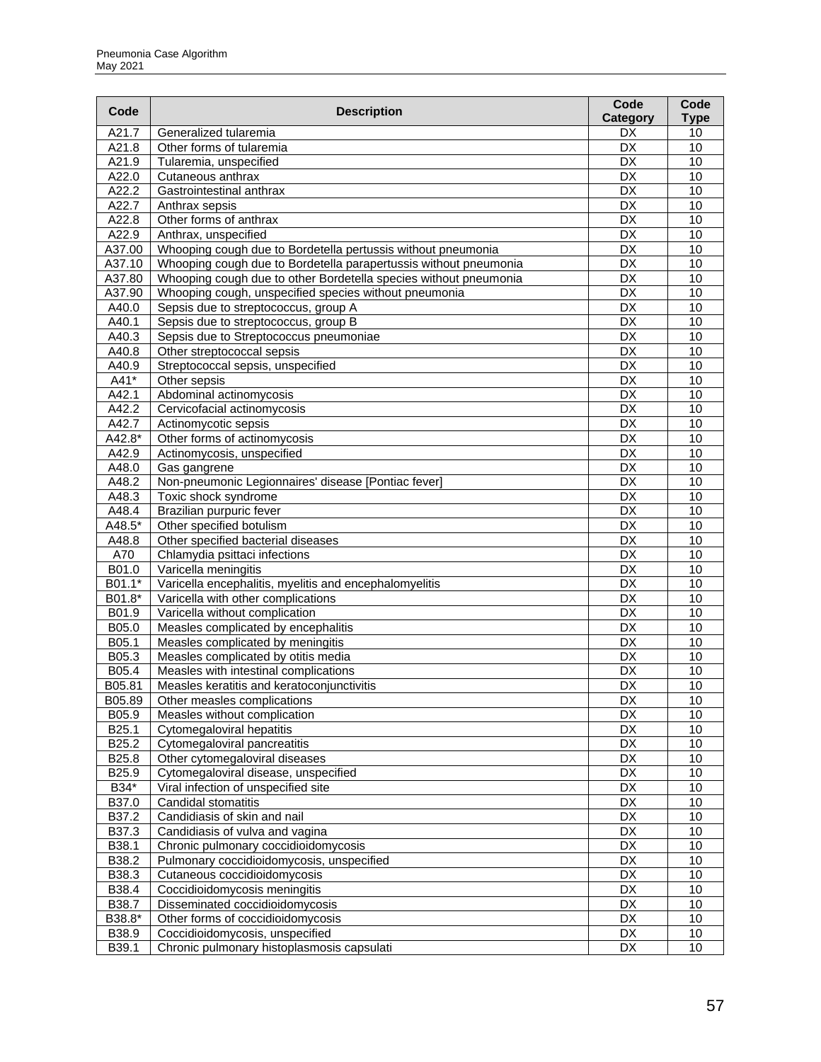| Code | Description | Code Category | Code Type |
|---|---|---|---|
| A21.7 | Generalized tularemia | DX | 10 |
| A21.8 | Other forms of tularemia | DX | 10 |
| A21.9 | Tularemia, unspecified | DX | 10 |
| A22.0 | Cutaneous anthrax | DX | 10 |
| A22.2 | Gastrointestinal anthrax | DX | 10 |
| A22.7 | Anthrax sepsis | DX | 10 |
| A22.8 | Other forms of anthrax | DX | 10 |
| A22.9 | Anthrax, unspecified | DX | 10 |
| A37.00 | Whooping cough due to Bordetella pertussis without pneumonia | DX | 10 |
| A37.10 | Whooping cough due to Bordetella parapertussis without pneumonia | DX | 10 |
| A37.80 | Whooping cough due to other Bordetella species without pneumonia | DX | 10 |
| A37.90 | Whooping cough, unspecified species without pneumonia | DX | 10 |
| A40.0 | Sepsis due to streptococcus, group A | DX | 10 |
| A40.1 | Sepsis due to streptococcus, group B | DX | 10 |
| A40.3 | Sepsis due to Streptococcus pneumoniae | DX | 10 |
| A40.8 | Other streptococcal sepsis | DX | 10 |
| A40.9 | Streptococcal sepsis, unspecified | DX | 10 |
| A41* | Other sepsis | DX | 10 |
| A42.1 | Abdominal actinomycosis | DX | 10 |
| A42.2 | Cervicofacial actinomycosis | DX | 10 |
| A42.7 | Actinomycotic sepsis | DX | 10 |
| A42.8* | Other forms of actinomycosis | DX | 10 |
| A42.9 | Actinomycosis, unspecified | DX | 10 |
| A48.0 | Gas gangrene | DX | 10 |
| A48.2 | Non-pneumonic Legionnaires' disease [Pontiac fever] | DX | 10 |
| A48.3 | Toxic shock syndrome | DX | 10 |
| A48.4 | Brazilian purpuric fever | DX | 10 |
| A48.5* | Other specified botulism | DX | 10 |
| A48.8 | Other specified bacterial diseases | DX | 10 |
| A70 | Chlamydia psittaci infections | DX | 10 |
| B01.0 | Varicella meningitis | DX | 10 |
| B01.1* | Varicella encephalitis, myelitis and encephalomyelitis | DX | 10 |
| B01.8* | Varicella with other complications | DX | 10 |
| B01.9 | Varicella without complication | DX | 10 |
| B05.0 | Measles complicated by encephalitis | DX | 10 |
| B05.1 | Measles complicated by meningitis | DX | 10 |
| B05.3 | Measles complicated by otitis media | DX | 10 |
| B05.4 | Measles with intestinal complications | DX | 10 |
| B05.81 | Measles keratitis and keratoconjunctivitis | DX | 10 |
| B05.89 | Other measles complications | DX | 10 |
| B05.9 | Measles without complication | DX | 10 |
| B25.1 | Cytomegaloviral hepatitis | DX | 10 |
| B25.2 | Cytomegaloviral pancreatitis | DX | 10 |
| B25.8 | Other cytomegaloviral diseases | DX | 10 |
| B25.9 | Cytomegaloviral disease, unspecified | DX | 10 |
| B34* | Viral infection of unspecified site | DX | 10 |
| B37.0 | Candidal stomatitis | DX | 10 |
| B37.2 | Candidiasis of skin and nail | DX | 10 |
| B37.3 | Candidiasis of vulva and vagina | DX | 10 |
| B38.1 | Chronic pulmonary coccidioidomycosis | DX | 10 |
| B38.2 | Pulmonary coccidioidomycosis, unspecified | DX | 10 |
| B38.3 | Cutaneous coccidioidomycosis | DX | 10 |
| B38.4 | Coccidioidomycosis meningitis | DX | 10 |
| B38.7 | Disseminated coccidioidomycosis | DX | 10 |
| B38.8* | Other forms of coccidioidomycosis | DX | 10 |
| B38.9 | Coccidioidomycosis, unspecified | DX | 10 |
| B39.1 | Chronic pulmonary histoplasmosis capsulati | DX | 10 |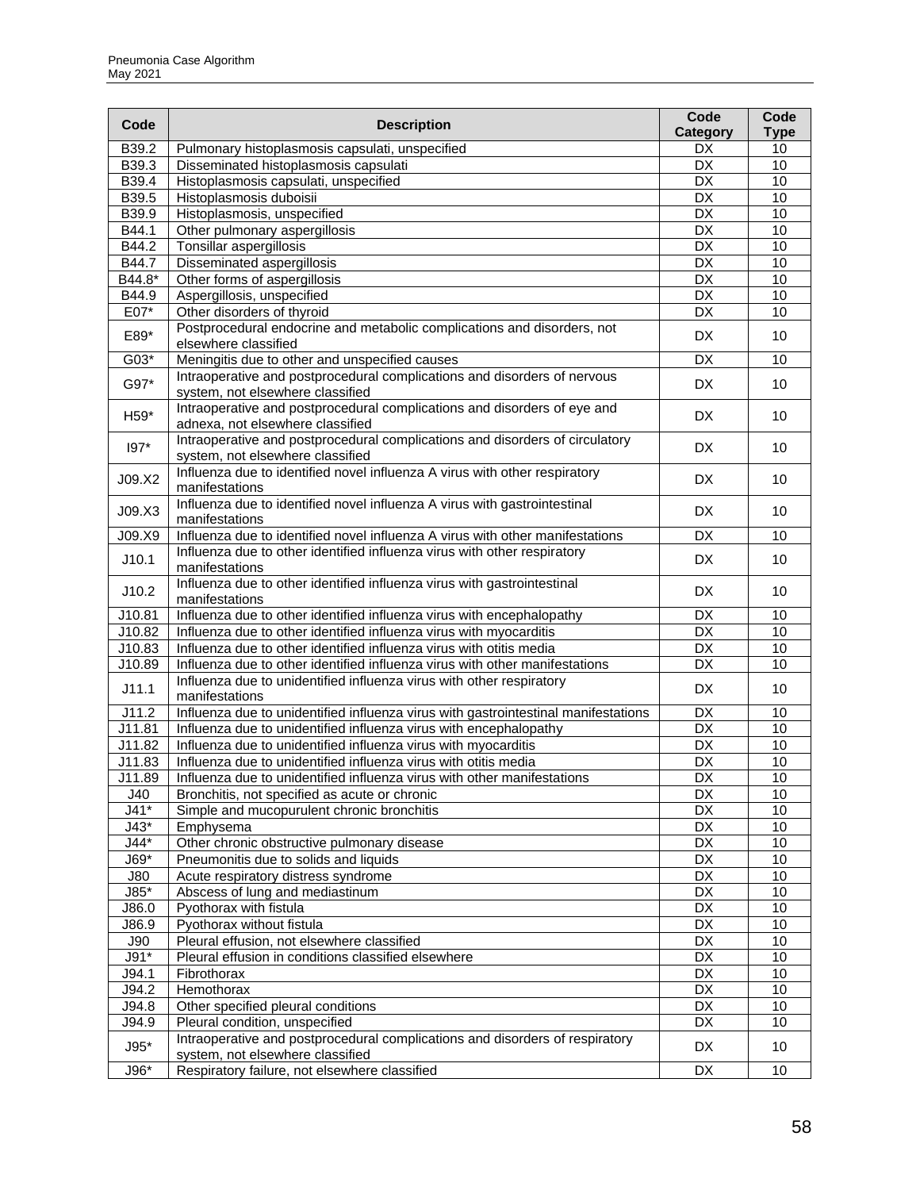| Code | Description | Code Category | Code Type |
|---|---|---|---|
| B39.2 | Pulmonary histoplasmosis capsulati, unspecified | DX | 10 |
| B39.3 | Disseminated histoplasmosis capsulati | DX | 10 |
| B39.4 | Histoplasmosis capsulati, unspecified | DX | 10 |
| B39.5 | Histoplasmosis duboisii | DX | 10 |
| B39.9 | Histoplasmosis, unspecified | DX | 10 |
| B44.1 | Other pulmonary aspergillosis | DX | 10 |
| B44.2 | Tonsillar aspergillosis | DX | 10 |
| B44.7 | Disseminated aspergillosis | DX | 10 |
| B44.8* | Other forms of aspergillosis | DX | 10 |
| B44.9 | Aspergillosis, unspecified | DX | 10 |
| E07* | Other disorders of thyroid | DX | 10 |
| E89* | Postprocedural endocrine and metabolic complications and disorders, not elsewhere classified | DX | 10 |
| G03* | Meningitis due to other and unspecified causes | DX | 10 |
| G97* | Intraoperative and postprocedural complications and disorders of nervous system, not elsewhere classified | DX | 10 |
| H59* | Intraoperative and postprocedural complications and disorders of eye and adnexa, not elsewhere classified | DX | 10 |
| I97* | Intraoperative and postprocedural complications and disorders of circulatory system, not elsewhere classified | DX | 10 |
| J09.X2 | Influenza due to identified novel influenza A virus with other respiratory manifestations | DX | 10 |
| J09.X3 | Influenza due to identified novel influenza A virus with gastrointestinal manifestations | DX | 10 |
| J09.X9 | Influenza due to identified novel influenza A virus with other manifestations | DX | 10 |
| J10.1 | Influenza due to other identified influenza virus with other respiratory manifestations | DX | 10 |
| J10.2 | Influenza due to other identified influenza virus with gastrointestinal manifestations | DX | 10 |
| J10.81 | Influenza due to other identified influenza virus with encephalopathy | DX | 10 |
| J10.82 | Influenza due to other identified influenza virus with myocarditis | DX | 10 |
| J10.83 | Influenza due to other identified influenza virus with otitis media | DX | 10 |
| J10.89 | Influenza due to other identified influenza virus with other manifestations | DX | 10 |
| J11.1 | Influenza due to unidentified influenza virus with other respiratory manifestations | DX | 10 |
| J11.2 | Influenza due to unidentified influenza virus with gastrointestinal manifestations | DX | 10 |
| J11.81 | Influenza due to unidentified influenza virus with encephalopathy | DX | 10 |
| J11.82 | Influenza due to unidentified influenza virus with myocarditis | DX | 10 |
| J11.83 | Influenza due to unidentified influenza virus with otitis media | DX | 10 |
| J11.89 | Influenza due to unidentified influenza virus with other manifestations | DX | 10 |
| J40 | Bronchitis, not specified as acute or chronic | DX | 10 |
| J41* | Simple and mucopurulent chronic bronchitis | DX | 10 |
| J43* | Emphysema | DX | 10 |
| J44* | Other chronic obstructive pulmonary disease | DX | 10 |
| J69* | Pneumonitis due to solids and liquids | DX | 10 |
| J80 | Acute respiratory distress syndrome | DX | 10 |
| J85* | Abscess of lung and mediastinum | DX | 10 |
| J86.0 | Pyothorax with fistula | DX | 10 |
| J86.9 | Pyothorax without fistula | DX | 10 |
| J90 | Pleural effusion, not elsewhere classified | DX | 10 |
| J91* | Pleural effusion in conditions classified elsewhere | DX | 10 |
| J94.1 | Fibrothorax | DX | 10 |
| J94.2 | Hemothorax | DX | 10 |
| J94.8 | Other specified pleural conditions | DX | 10 |
| J94.9 | Pleural condition, unspecified | DX | 10 |
| J95* | Intraoperative and postprocedural complications and disorders of respiratory system, not elsewhere classified | DX | 10 |
| J96* | Respiratory failure, not elsewhere classified | DX | 10 |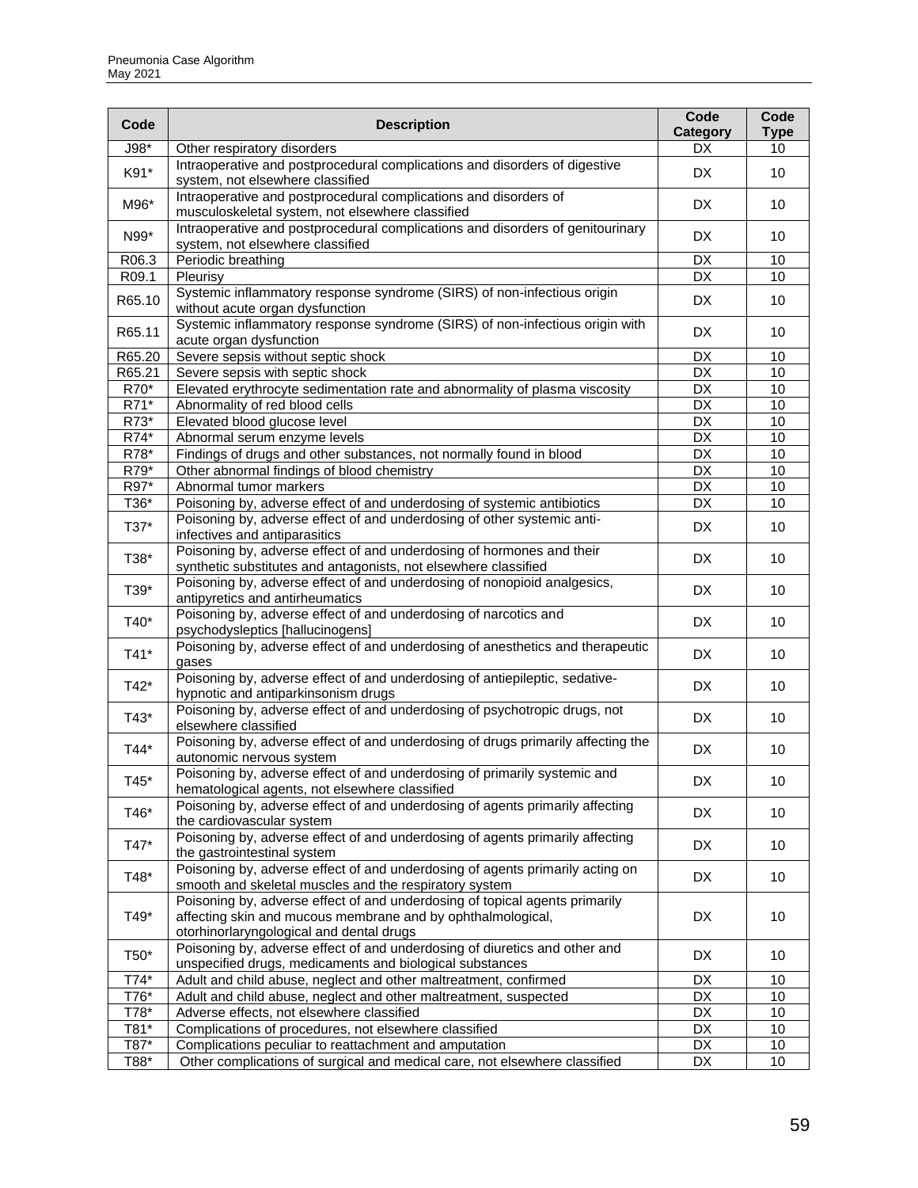| Code | Description | Code Category | Code Type |
|---|---|---|---|
| J98* | Other respiratory disorders | DX | 10 |
| K91* | Intraoperative and postprocedural complications and disorders of digestive system, not elsewhere classified | DX | 10 |
| M96* | Intraoperative and postprocedural complications and disorders of musculoskeletal system, not elsewhere classified | DX | 10 |
| N99* | Intraoperative and postprocedural complications and disorders of genitourinary system, not elsewhere classified | DX | 10 |
| R06.3 | Periodic breathing | DX | 10 |
| R09.1 | Pleurisy | DX | 10 |
| R65.10 | Systemic inflammatory response syndrome (SIRS) of non-infectious origin without acute organ dysfunction | DX | 10 |
| R65.11 | Systemic inflammatory response syndrome (SIRS) of non-infectious origin with acute organ dysfunction | DX | 10 |
| R65.20 | Severe sepsis without septic shock | DX | 10 |
| R65.21 | Severe sepsis with septic shock | DX | 10 |
| R70* | Elevated erythrocyte sedimentation rate and abnormality of plasma viscosity | DX | 10 |
| R71* | Abnormality of red blood cells | DX | 10 |
| R73* | Elevated blood glucose level | DX | 10 |
| R74* | Abnormal serum enzyme levels | DX | 10 |
| R78* | Findings of drugs and other substances, not normally found in blood | DX | 10 |
| R79* | Other abnormal findings of blood chemistry | DX | 10 |
| R97* | Abnormal tumor markers | DX | 10 |
| T36* | Poisoning by, adverse effect of and underdosing of systemic antibiotics | DX | 10 |
| T37* | Poisoning by, adverse effect of and underdosing of other systemic anti-infectives and antiparasitics | DX | 10 |
| T38* | Poisoning by, adverse effect of and underdosing of hormones and their synthetic substitutes and antagonists, not elsewhere classified | DX | 10 |
| T39* | Poisoning by, adverse effect of and underdosing of nonopioid analgesics, antipyretics and antirheumatics | DX | 10 |
| T40* | Poisoning by, adverse effect of and underdosing of narcotics and psychodysleptics [hallucinogens] | DX | 10 |
| T41* | Poisoning by, adverse effect of and underdosing of anesthetics and therapeutic gases | DX | 10 |
| T42* | Poisoning by, adverse effect of and underdosing of antiepileptic, sedative-hypnotic and antiparkinsonism drugs | DX | 10 |
| T43* | Poisoning by, adverse effect of and underdosing of psychotropic drugs, not elsewhere classified | DX | 10 |
| T44* | Poisoning by, adverse effect of and underdosing of drugs primarily affecting the autonomic nervous system | DX | 10 |
| T45* | Poisoning by, adverse effect of and underdosing of primarily systemic and hematological agents, not elsewhere classified | DX | 10 |
| T46* | Poisoning by, adverse effect of and underdosing of agents primarily affecting the cardiovascular system | DX | 10 |
| T47* | Poisoning by, adverse effect of and underdosing of agents primarily affecting the gastrointestinal system | DX | 10 |
| T48* | Poisoning by, adverse effect of and underdosing of agents primarily acting on smooth and skeletal muscles and the respiratory system | DX | 10 |
| T49* | Poisoning by, adverse effect of and underdosing of topical agents primarily affecting skin and mucous membrane and by ophthalmological, otorhinorlaryngological and dental drugs | DX | 10 |
| T50* | Poisoning by, adverse effect of and underdosing of diuretics and other and unspecified drugs, medicaments and biological substances | DX | 10 |
| T74* | Adult and child abuse, neglect and other maltreatment, confirmed | DX | 10 |
| T76* | Adult and child abuse, neglect and other maltreatment, suspected | DX | 10 |
| T78* | Adverse effects, not elsewhere classified | DX | 10 |
| T81* | Complications of procedures, not elsewhere classified | DX | 10 |
| T87* | Complications peculiar to reattachment and amputation | DX | 10 |
| T88* | Other complications of surgical and medical care, not elsewhere classified | DX | 10 |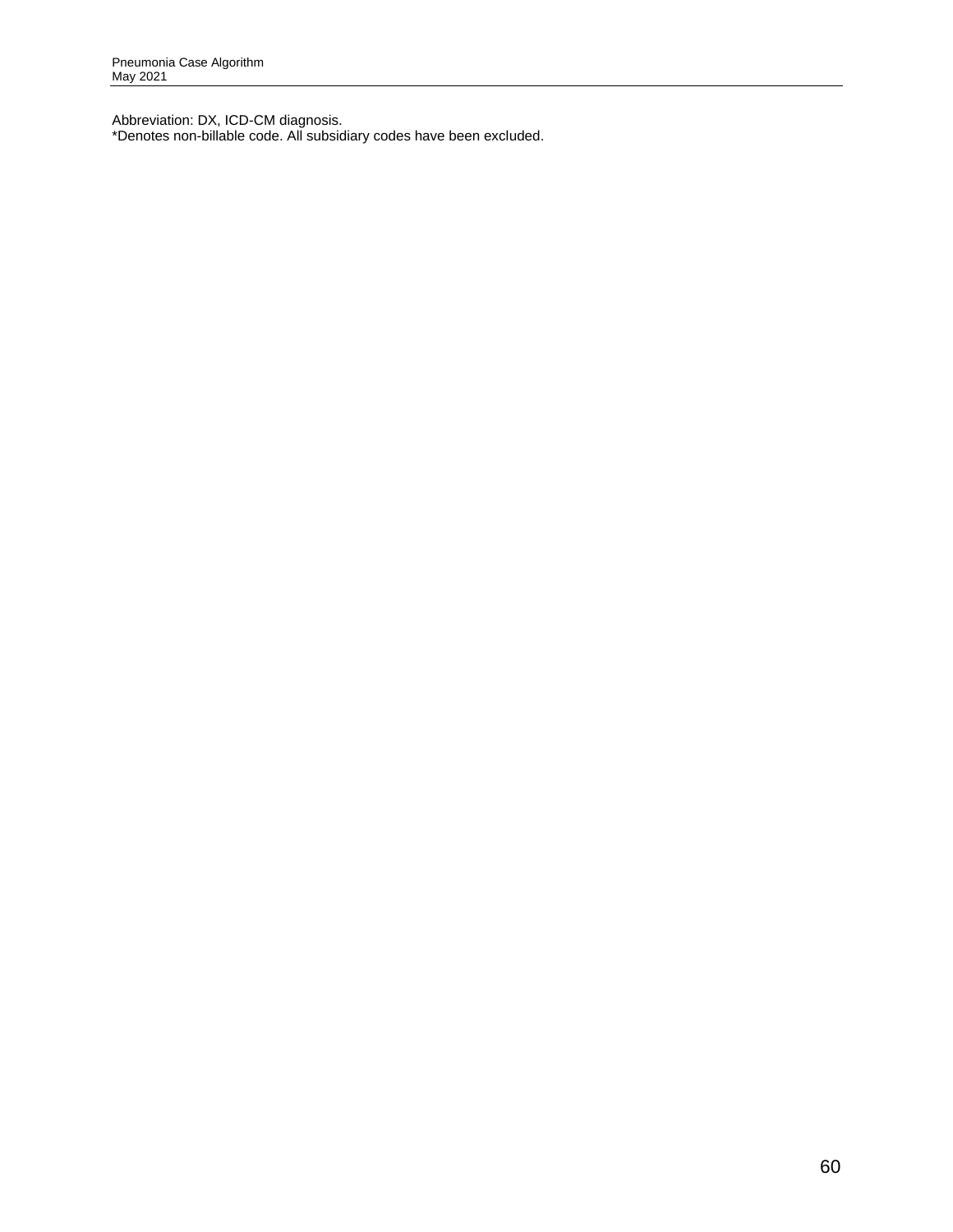Abbreviation: DX, ICD-CM diagnosis.
*Denotes non-billable code. All subsidiary codes have been excluded.